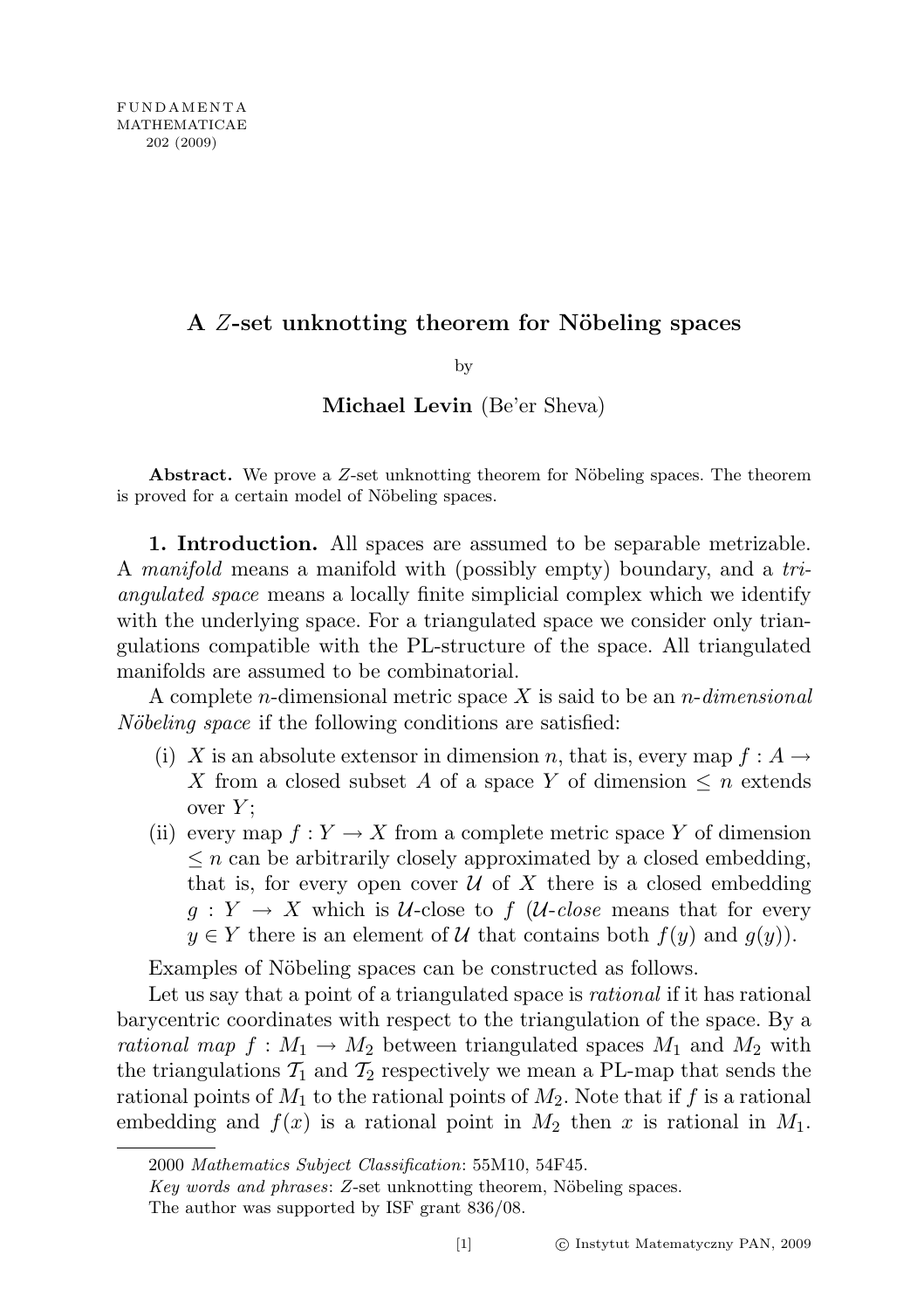# A $Z$-set unknotting theorem for Nöbeling spaces

by

**Michael Levin** (Be'er Sheva)

**Abstract.** We prove a $Z$-set unknotting theorem for Nöbeling spaces. The theorem is proved for a certain model of Nöbeling spaces.

**1. Introduction.** All spaces are assumed to be separable metrizable. A *manifold* means a manifold with (possibly empty) boundary, and a *triangulated space* means a locally finite simplicial complex which we identify with the underlying space. For a triangulated space we consider only triangulations compatible with the PL-structure of the space. All triangulated manifolds are assumed to be combinatorial.

A complete $n$-dimensional metric space $X$ is said to be an *$n$-dimensional Nöbeling space* if the following conditions are satisfied:

(i) $X$ is an absolute extensor in dimension $n$, that is, every map $f : A \to X$ from a closed subset $A$ of a space $Y$ of dimension $\leq n$ extends over $Y$;

(ii) every map $f : Y \to X$ from a complete metric space $Y$ of dimension $\leq n$ can be arbitrarily closely approximated by a closed embedding, that is, for every open cover $\mathcal{U}$ of $X$ there is a closed embedding $g : Y \to X$ which is $\mathcal{U}$-close to $f$ ($\mathcal{U}$-*close* means that for every $y \in Y$ there is an element of $\mathcal{U}$ that contains both $f(y)$ and $g(y)$).

Examples of Nöbeling spaces can be constructed as follows.

Let us say that a point of a triangulated space is *rational* if it has rational barycentric coordinates with respect to the triangulation of the space. By a *rational map* $f : M_1 \to M_2$ between triangulated spaces $M_1$ and $M_2$ with the triangulations $\mathcal{T}_1$ and $\mathcal{T}_2$ respectively we mean a PL-map that sends the rational points of $M_1$ to the rational points of $M_2$. Note that if $f$ is a rational embedding and $f(x)$ is a rational point in $M_2$ then $x$ is rational in $M_1$.

---

2000 *Mathematics Subject Classification*: 55M10, 54F45.

*Key words and phrases*: $Z$-set unknotting theorem, Nöbeling spaces.

The author was supported by ISF grant 836/08.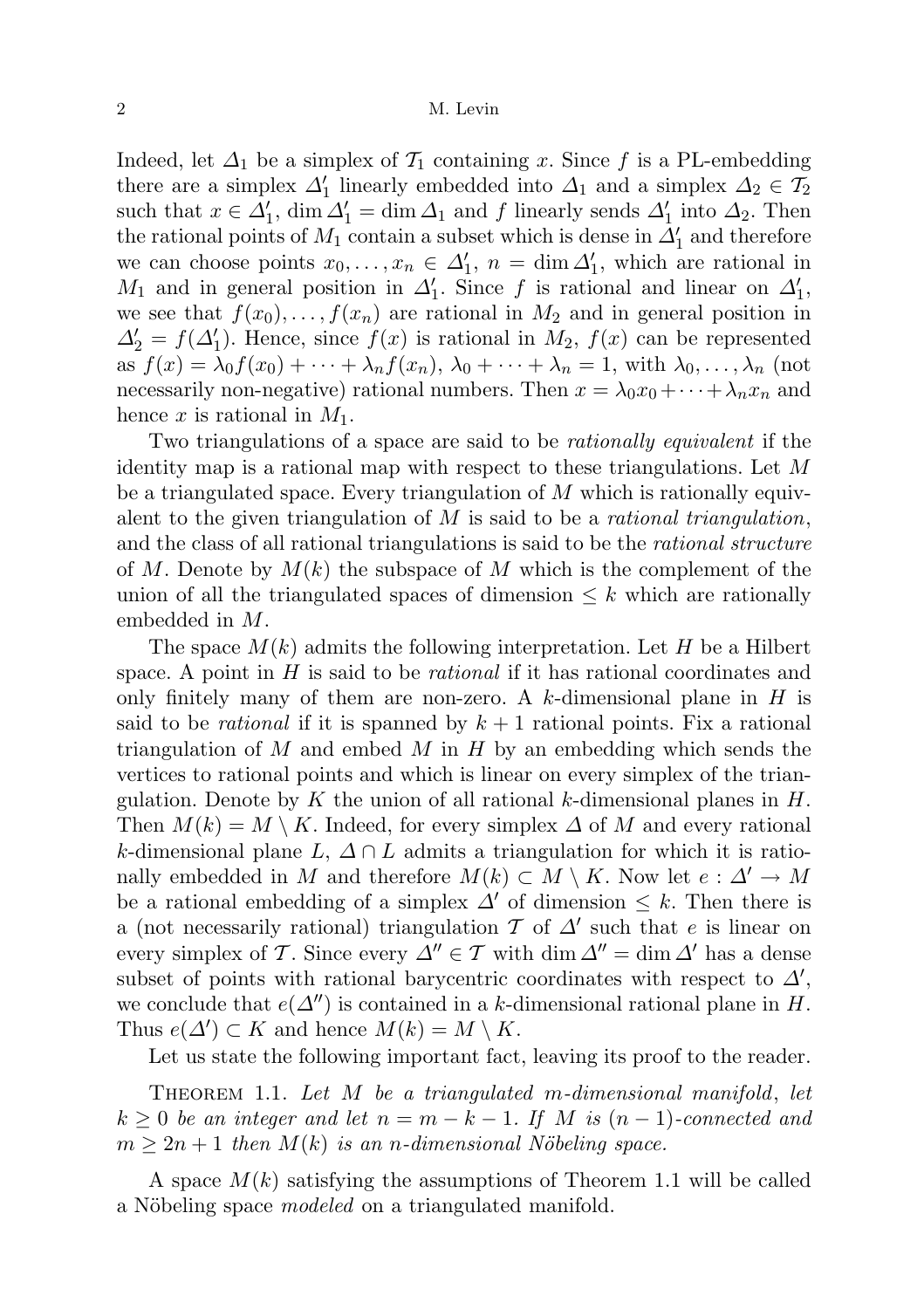Indeed, let $\Delta_1$ be a simplex of $\mathcal{T}_1$ containing $x$. Since $f$ is a PL-embedding there are a simplex $\Delta_1'$ linearly embedded into $\Delta_1$ and a simplex $\Delta_2 \in \mathcal{T}_2$ such that $x \in \Delta_1'$, $\dim \Delta_1' = \dim \Delta_1$ and $f$ linearly sends $\Delta_1'$ into $\Delta_2$. Then the rational points of $M_1$ contain a subset which is dense in $\Delta_1'$ and therefore we can choose points $x_0, \dots, x_n \in \Delta_1'$, $n = \dim \Delta_1'$, which are rational in $M_1$ and in general position in $\Delta_1'$. Since $f$ is rational and linear on $\Delta_1'$, we see that $f(x_0), \dots, f(x_n)$ are rational in $M_2$ and in general position in $\Delta_2' = f(\Delta_1')$. Hence, since $f(x)$ is rational in $M_2$, $f(x)$ can be represented as $f(x) = \lambda_0 f(x_0) + \dots + \lambda_n f(x_n)$, $\lambda_0 + \dots + \lambda_n = 1$, with $\lambda_0, \dots, \lambda_n$ (not necessarily non-negative) rational numbers. Then $x = \lambda_0 x_0 + \dots + \lambda_n x_n$ and hence $x$ is rational in $M_1$.

Two triangulations of a space are said to be *rationally equivalent* if the identity map is a rational map with respect to these triangulations. Let $M$ be a triangulated space. Every triangulation of $M$ which is rationally equivalent to the given triangulation of $M$ is said to be a *rational triangulation*, and the class of all rational triangulations is said to be the *rational structure* of $M$. Denote by $M(k)$ the subspace of $M$ which is the complement of the union of all the triangulated spaces of dimension $\leq k$ which are rationally embedded in $M$.

The space $M(k)$ admits the following interpretation. Let $H$ be a Hilbert space. A point in $H$ is said to be *rational* if it has rational coordinates and only finitely many of them are non-zero. A $k$-dimensional plane in $H$ is said to be *rational* if it is spanned by $k+1$ rational points. Fix a rational triangulation of $M$ and embed $M$ in $H$ by an embedding which sends the vertices to rational points and which is linear on every simplex of the triangulation. Denote by $K$ the union of all rational $k$-dimensional planes in $H$. Then $M(k) = M \setminus K$. Indeed, for every simplex $\Delta$ of $M$ and every rational $k$-dimensional plane $L$, $\Delta \cap L$ admits a triangulation for which it is rationally embedded in $M$ and therefore $M(k) \subset M \setminus K$. Now let $e : \Delta' \to M$ be a rational embedding of a simplex $\Delta'$ of dimension $\leq k$. Then there is a (not necessarily rational) triangulation $\mathcal{T}$ of $\Delta'$ such that $e$ is linear on every simplex of $\mathcal{T}$. Since every $\Delta'' \in \mathcal{T}$ with $\dim \Delta'' = \dim \Delta'$ has a dense subset of points with rational barycentric coordinates with respect to $\Delta'$, we conclude that $e(\Delta'')$ is contained in a $k$-dimensional rational plane in $H$. Thus $e(\Delta') \subset K$ and hence $M(k) = M \setminus K$.

Let us state the following important fact, leaving its proof to the reader.

THEOREM 1.1. *Let $M$ be a triangulated $m$-dimensional manifold, let $k \geq 0$ be an integer and let $n = m - k - 1$. If $M$ is $(n-1)$-connected and $m \geq 2n+1$ then $M(k)$ is an $n$-dimensional Nöbeling space.*

A space $M(k)$ satisfying the assumptions of Theorem 1.1 will be called a Nöbeling space *modeled* on a triangulated manifold.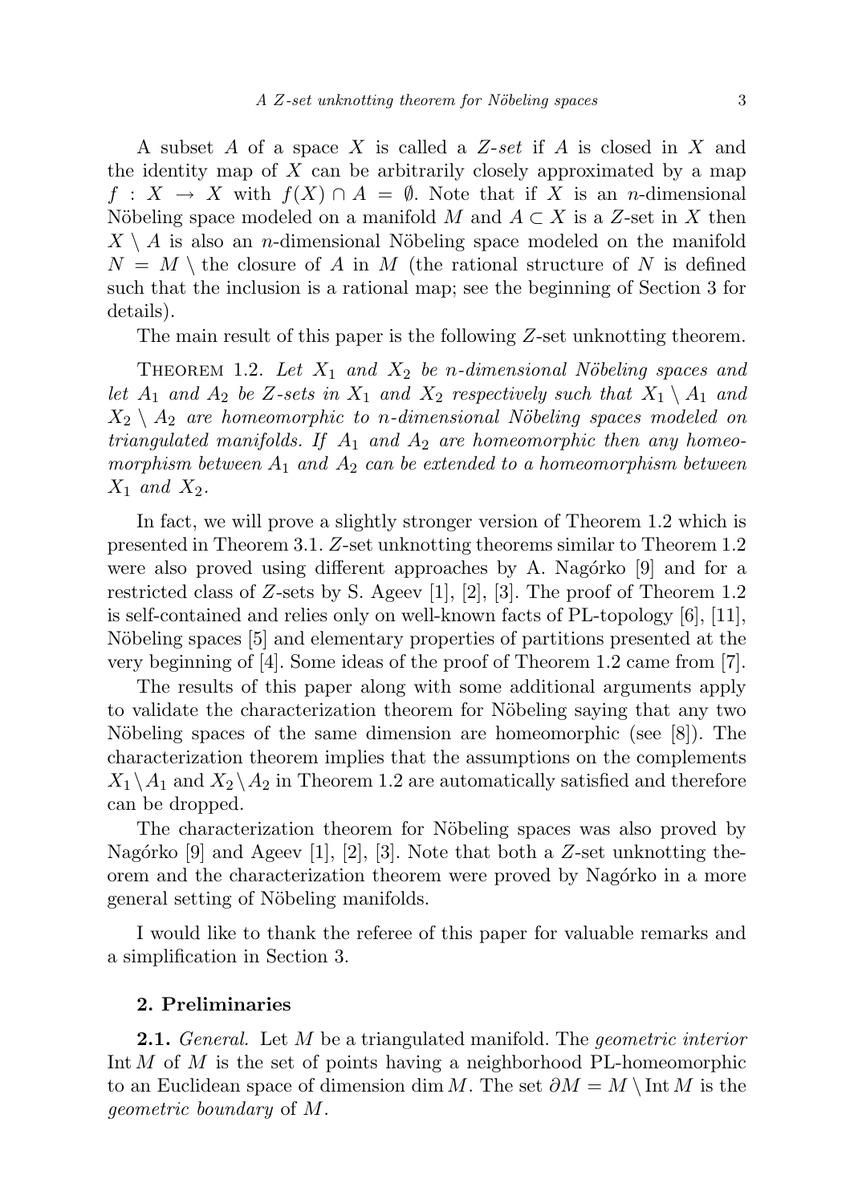A subset $A$ of a space $X$ is called a *Z-set* if $A$ is closed in $X$ and the identity map of $X$ can be arbitrarily closely approximated by a map $f : X \to X$ with $f(X) \cap A = \emptyset$. Note that if $X$ is an $n$-dimensional Nöbeling space modeled on a manifold $M$ and $A \subset X$ is a $Z$-set in $X$ then $X \setminus A$ is also an $n$-dimensional Nöbeling space modeled on the manifold $N = M \setminus$ the closure of $A$ in $M$ (the rational structure of $N$ is defined such that the inclusion is a rational map; see the beginning of Section 3 for details).

The main result of this paper is the following $Z$-set unknotting theorem.

THEOREM 1.2. *Let $X_1$ and $X_2$ be $n$-dimensional Nöbeling spaces and let $A_1$ and $A_2$ be $Z$-sets in $X_1$ and $X_2$ respectively such that $X_1 \setminus A_1$ and $X_2 \setminus A_2$ are homeomorphic to $n$-dimensional Nöbeling spaces modeled on triangulated manifolds. If $A_1$ and $A_2$ are homeomorphic then any homeomorphism between $A_1$ and $A_2$ can be extended to a homeomorphism between $X_1$ and $X_2$.*

In fact, we will prove a slightly stronger version of Theorem 1.2 which is presented in Theorem 3.1. $Z$-set unknotting theorems similar to Theorem 1.2 were also proved using different approaches by A. Nagórko [9] and for a restricted class of $Z$-sets by S. Ageev [1], [2], [3]. The proof of Theorem 1.2 is self-contained and relies only on well-known facts of PL-topology [6], [11], Nöbeling spaces [5] and elementary properties of partitions presented at the very beginning of [4]. Some ideas of the proof of Theorem 1.2 came from [7].

The results of this paper along with some additional arguments apply to validate the characterization theorem for Nöbeling saying that any two Nöbeling spaces of the same dimension are homeomorphic (see [8]). The characterization theorem implies that the assumptions on the complements $X_1 \setminus A_1$ and $X_2 \setminus A_2$ in Theorem 1.2 are automatically satisfied and therefore can be dropped.

The characterization theorem for Nöbeling spaces was also proved by Nagórko [9] and Ageev [1], [2], [3]. Note that both a $Z$-set unknotting theorem and the characterization theorem were proved by Nagórko in a more general setting of Nöbeling manifolds.

I would like to thank the referee of this paper for valuable remarks and a simplification in Section 3.

## 2. Preliminaries

**2.1.** *General.* Let $M$ be a triangulated manifold. The *geometric interior* $\operatorname{Int} M$ of $M$ is the set of points having a neighborhood PL-homeomorphic to an Euclidean space of dimension $\dim M$. The set $\partial M = M \setminus \operatorname{Int} M$ is the *geometric boundary* of $M$.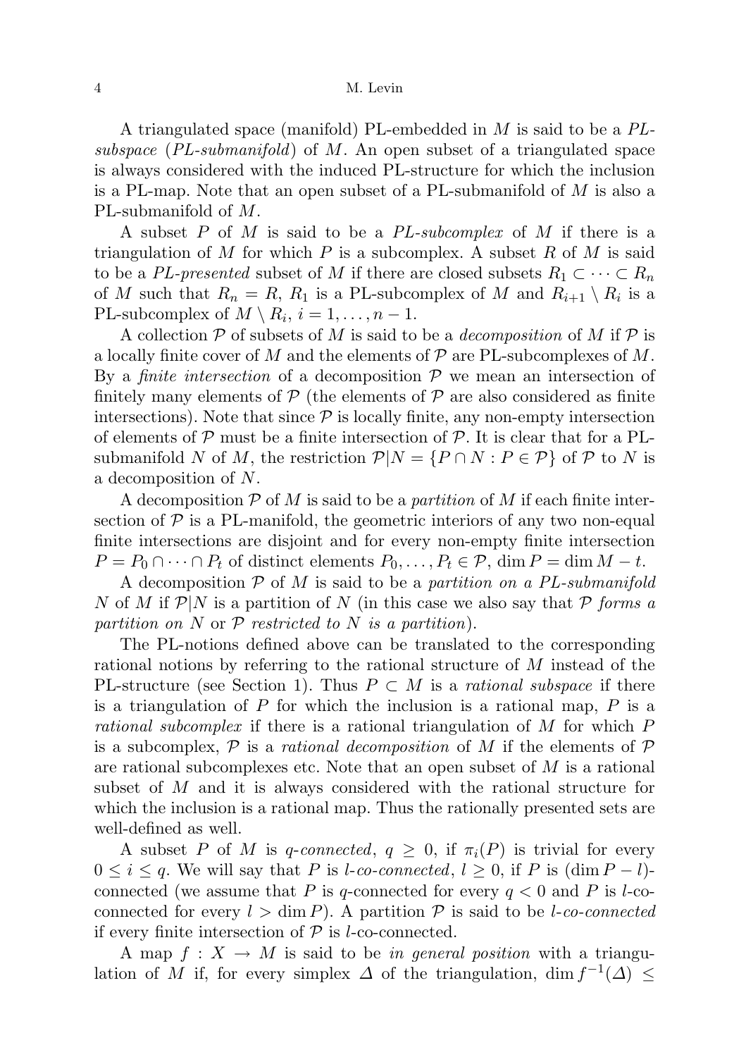A triangulated space (manifold) PL-embedded in $M$ is said to be a *PL-subspace* (*PL-submanifold*) of $M$. An open subset of a triangulated space is always considered with the induced PL-structure for which the inclusion is a PL-map. Note that an open subset of a PL-submanifold of $M$ is also a PL-submanifold of $M$.

A subset $P$ of $M$ is said to be a *PL-subcomplex* of $M$ if there is a triangulation of $M$ for which $P$ is a subcomplex. A subset $R$ of $M$ is said to be a *PL-presented* subset of $M$ if there are closed subsets $R_1 \subset \cdots \subset R_n$ of $M$ such that $R_n = R$, $R_1$ is a PL-subcomplex of $M$ and $R_{i+1} \setminus R_i$ is a PL-subcomplex of $M \setminus R_i$, $i = 1, \ldots, n-1$.

A collection $\mathcal{P}$ of subsets of $M$ is said to be a *decomposition* of $M$ if $\mathcal{P}$ is a locally finite cover of $M$ and the elements of $\mathcal{P}$ are PL-subcomplexes of $M$. By a *finite intersection* of a decomposition $\mathcal{P}$ we mean an intersection of finitely many elements of $\mathcal{P}$ (the elements of $\mathcal{P}$ are also considered as finite intersections). Note that since $\mathcal{P}$ is locally finite, any non-empty intersection of elements of $\mathcal{P}$ must be a finite intersection of $\mathcal{P}$. It is clear that for a PL-submanifold $N$ of $M$, the restriction $\mathcal{P}|N = \{P \cap N : P \in \mathcal{P}\}$ of $\mathcal{P}$ to $N$ is a decomposition of $N$.

A decomposition $\mathcal{P}$ of $M$ is said to be a *partition* of $M$ if each finite intersection of $\mathcal{P}$ is a PL-manifold, the geometric interiors of any two non-equal finite intersections are disjoint and for every non-empty finite intersection $P = P_0 \cap \cdots \cap P_t$ of distinct elements $P_0, \ldots, P_t \in \mathcal{P}$, $\dim P = \dim M - t$.

A decomposition $\mathcal{P}$ of $M$ is said to be a *partition on a PL-submanifold* $N$ of $M$ if $\mathcal{P}|N$ is a partition of $N$ (in this case we also say that $\mathcal{P}$ *forms a partition on* $N$ or $\mathcal{P}$ *restricted to* $N$ *is a partition*).

The PL-notions defined above can be translated to the corresponding rational notions by referring to the rational structure of $M$ instead of the PL-structure (see Section 1). Thus $P \subset M$ is a *rational subspace* if there is a triangulation of $P$ for which the inclusion is a rational map, $P$ is a *rational subcomplex* if there is a rational triangulation of $M$ for which $P$ is a subcomplex, $\mathcal{P}$ is a *rational decomposition* of $M$ if the elements of $\mathcal{P}$ are rational subcomplexes etc. Note that an open subset of $M$ is a rational subset of $M$ and it is always considered with the rational structure for which the inclusion is a rational map. Thus the rationally presented sets are well-defined as well.

A subset $P$ of $M$ is *$q$-connected*, $q \geq 0$, if $\pi_i(P)$ is trivial for every $0 \leq i \leq q$. We will say that $P$ is *$l$-co-connected*, $l \geq 0$, if $P$ is $(\dim P - l)$-connected (we assume that $P$ is $q$-connected for every $q < 0$ and $P$ is $l$-co-connected for every $l > \dim P$). A partition $\mathcal{P}$ is said to be *$l$-co-connected* if every finite intersection of $\mathcal{P}$ is $l$-co-connected.

A map $f : X \to M$ is said to be *in general position* with a triangulation of $M$ if, for every simplex $\Delta$ of the triangulation, $\dim f^{-1}(\Delta) \leq$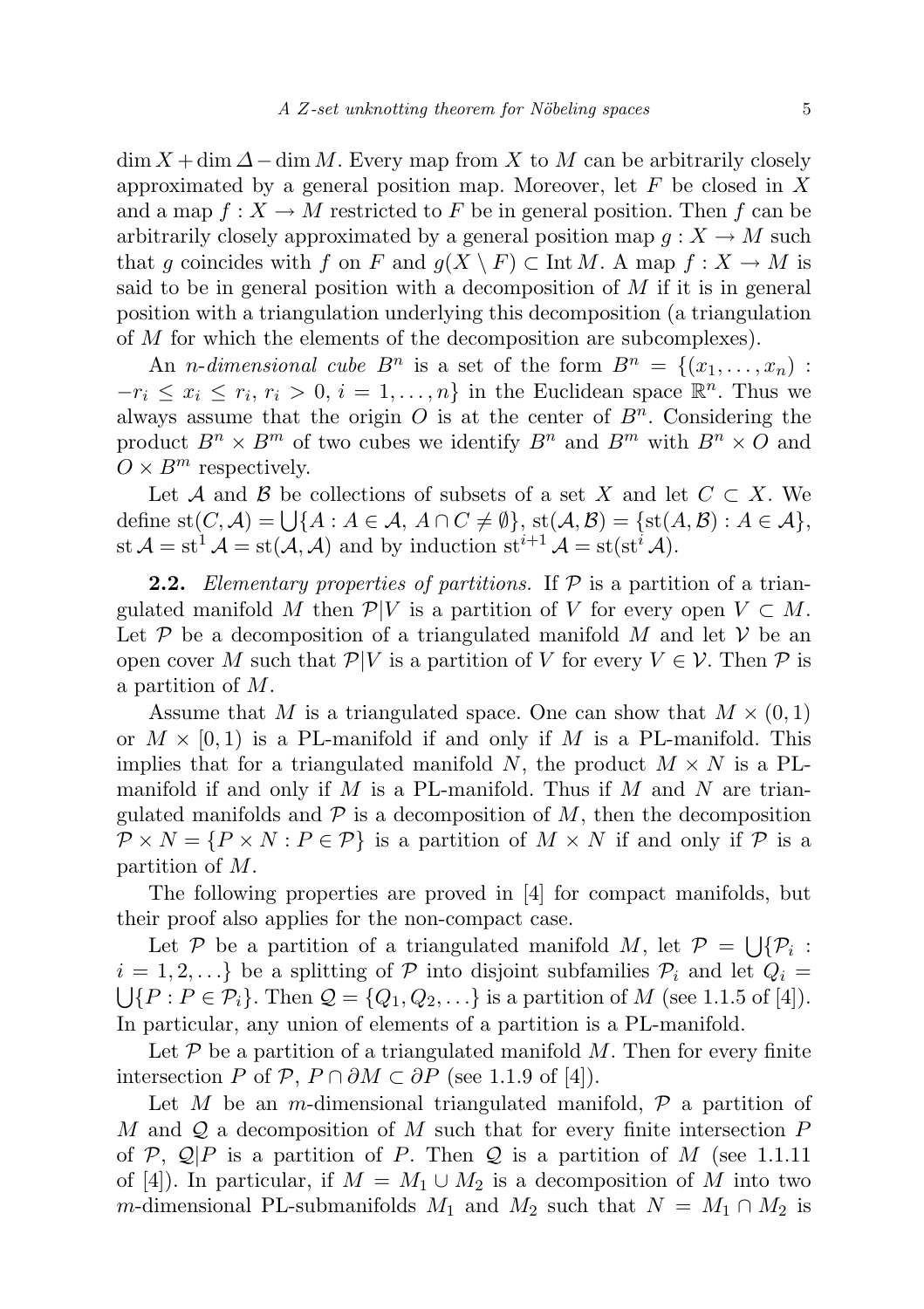$\dim X + \dim \Delta - \dim M$. Every map from $X$ to $M$ can be arbitrarily closely approximated by a general position map. Moreover, let $F$ be closed in $X$ and a map $f : X \to M$ restricted to $F$ be in general position. Then $f$ can be arbitrarily closely approximated by a general position map $g : X \to M$ such that $g$ coincides with $f$ on $F$ and $g(X \setminus F) \subset \operatorname{Int} M$. A map $f : X \to M$ is said to be in general position with a decomposition of $M$ if it is in general position with a triangulation underlying this decomposition (a triangulation of $M$ for which the elements of the decomposition are subcomplexes).

An *n-dimensional cube* $B^n$ is a set of the form $B^n = \{(x_1, \ldots, x_n) : -r_i \le x_i \le r_i,\ r_i > 0,\ i = 1, \ldots, n\}$ in the Euclidean space $\mathbb{R}^n$. Thus we always assume that the origin $O$ is at the center of $B^n$. Considering the product $B^n \times B^m$ of two cubes we identify $B^n$ and $B^m$ with $B^n \times O$ and $O \times B^m$ respectively.

Let $\mathcal{A}$ and $\mathcal{B}$ be collections of subsets of a set $X$ and let $C \subset X$. We define $\operatorname{st}(C, \mathcal{A}) = \bigcup\{A : A \in \mathcal{A},\ A \cap C \neq \emptyset\}$, $\operatorname{st}(\mathcal{A}, \mathcal{B}) = \{\operatorname{st}(A, \mathcal{B}) : A \in \mathcal{A}\}$, $\operatorname{st} \mathcal{A} = \operatorname{st}^1 \mathcal{A} = \operatorname{st}(\mathcal{A}, \mathcal{A})$ and by induction $\operatorname{st}^{i+1} \mathcal{A} = \operatorname{st}(\operatorname{st}^i \mathcal{A})$.

**2.2.** *Elementary properties of partitions.* If $\mathcal{P}$ is a partition of a triangulated manifold $M$ then $\mathcal{P}|V$ is a partition of $V$ for every open $V \subset M$. Let $\mathcal{P}$ be a decomposition of a triangulated manifold $M$ and let $\mathcal{V}$ be an open cover $M$ such that $\mathcal{P}|V$ is a partition of $V$ for every $V \in \mathcal{V}$. Then $\mathcal{P}$ is a partition of $M$.

Assume that $M$ is a triangulated space. One can show that $M \times (0,1)$ or $M \times [0,1)$ is a PL-manifold if and only if $M$ is a PL-manifold. This implies that for a triangulated manifold $N$, the product $M \times N$ is a PL-manifold if and only if $M$ is a PL-manifold. Thus if $M$ and $N$ are triangulated manifolds and $\mathcal{P}$ is a decomposition of $M$, then the decomposition $\mathcal{P} \times N = \{P \times N : P \in \mathcal{P}\}$ is a partition of $M \times N$ if and only if $\mathcal{P}$ is a partition of $M$.

The following properties are proved in [4] for compact manifolds, but their proof also applies for the non-compact case.

Let $\mathcal{P}$ be a partition of a triangulated manifold $M$, let $\mathcal{P} = \bigcup\{\mathcal{P}_i : i = 1, 2, \ldots\}$ be a splitting of $\mathcal{P}$ into disjoint subfamilies $\mathcal{P}_i$ and let $Q_i = \bigcup\{P : P \in \mathcal{P}_i\}$. Then $\mathcal{Q} = \{Q_1, Q_2, \ldots\}$ is a partition of $M$ (see 1.1.5 of [4]). In particular, any union of elements of a partition is a PL-manifold.

Let $\mathcal{P}$ be a partition of a triangulated manifold $M$. Then for every finite intersection $P$ of $\mathcal{P}$, $P \cap \partial M \subset \partial P$ (see 1.1.9 of [4]).

Let $M$ be an $m$-dimensional triangulated manifold, $\mathcal{P}$ a partition of $M$ and $\mathcal{Q}$ a decomposition of $M$ such that for every finite intersection $P$ of $\mathcal{P}$, $\mathcal{Q}|P$ is a partition of $P$. Then $\mathcal{Q}$ is a partition of $M$ (see 1.1.11 of [4]). In particular, if $M = M_1 \cup M_2$ is a decomposition of $M$ into two $m$-dimensional PL-submanifolds $M_1$ and $M_2$ such that $N = M_1 \cap M_2$ is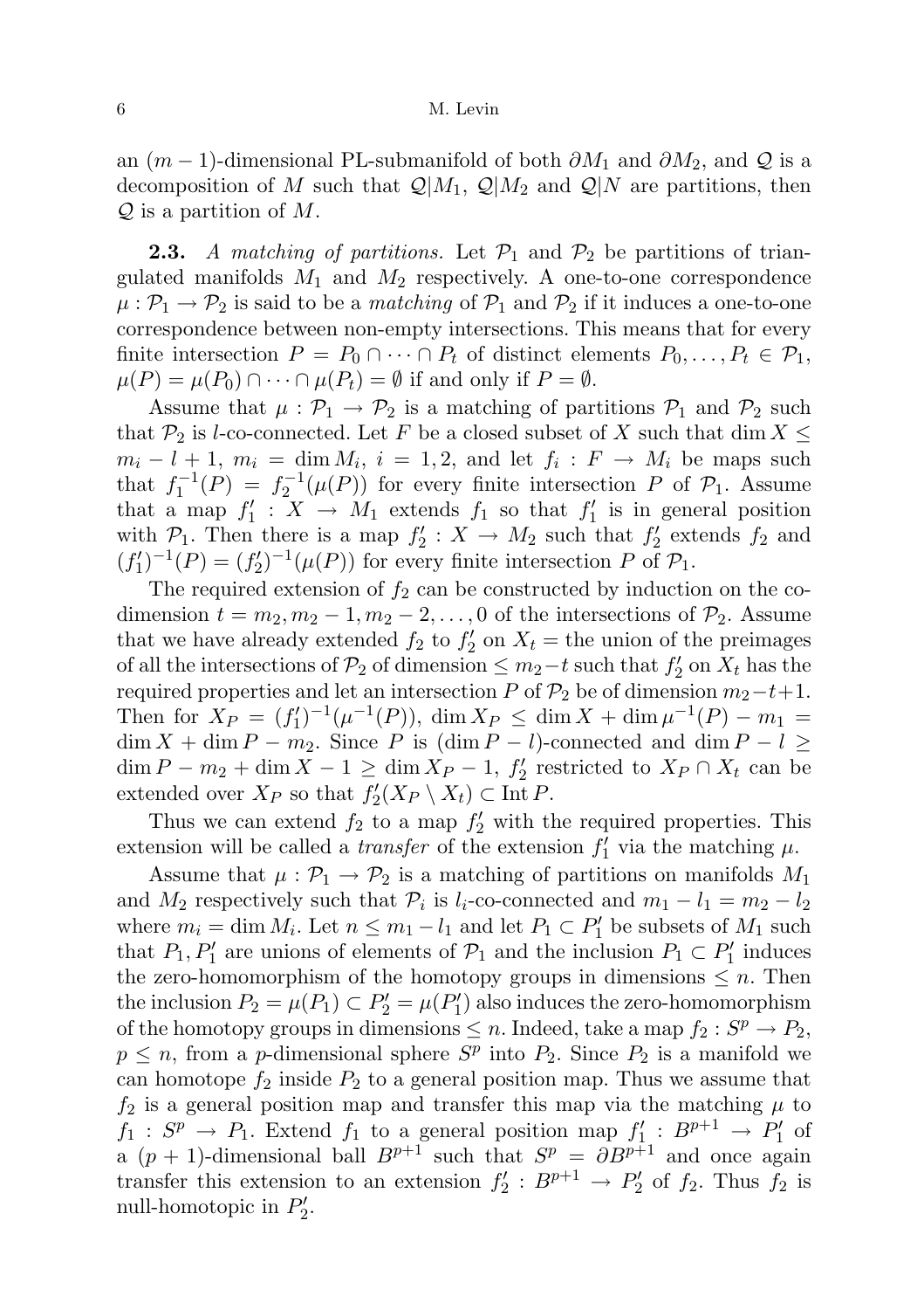an $(m-1)$-dimensional PL-submanifold of both $\partial M_1$ and $\partial M_2$, and $\mathcal{Q}$ is a decomposition of $M$ such that $\mathcal{Q}|M_1$, $\mathcal{Q}|M_2$ and $\mathcal{Q}|N$ are partitions, then $\mathcal{Q}$ is a partition of $M$.

**2.3.** *A matching of partitions.* Let $\mathcal{P}_1$ and $\mathcal{P}_2$ be partitions of triangulated manifolds $M_1$ and $M_2$ respectively. A one-to-one correspondence $\mu : \mathcal{P}_1 \to \mathcal{P}_2$ is said to be a *matching* of $\mathcal{P}_1$ and $\mathcal{P}_2$ if it induces a one-to-one correspondence between non-empty intersections. This means that for every finite intersection $P = P_0 \cap \cdots \cap P_t$ of distinct elements $P_0, \ldots, P_t \in \mathcal{P}_1$, $\mu(P) = \mu(P_0) \cap \cdots \cap \mu(P_t) = \emptyset$ if and only if $P = \emptyset$.

Assume that $\mu : \mathcal{P}_1 \to \mathcal{P}_2$ is a matching of partitions $\mathcal{P}_1$ and $\mathcal{P}_2$ such that $\mathcal{P}_2$ is $l$-co-connected. Let $F$ be a closed subset of $X$ such that $\dim X \leq m_i - l + 1$, $m_i = \dim M_i$, $i = 1, 2$, and let $f_i : F \to M_i$ be maps such that $f_1^{-1}(P) = f_2^{-1}(\mu(P))$ for every finite intersection $P$ of $\mathcal{P}_1$. Assume that a map $f_1' : X \to M_1$ extends $f_1$ so that $f_1'$ is in general position with $\mathcal{P}_1$. Then there is a map $f_2' : X \to M_2$ such that $f_2'$ extends $f_2$ and $(f_1')^{-1}(P) = (f_2')^{-1}(\mu(P))$ for every finite intersection $P$ of $\mathcal{P}_1$.

The required extension of $f_2$ can be constructed by induction on the co-dimension $t = m_2, m_2 - 1, m_2 - 2, \ldots, 0$ of the intersections of $\mathcal{P}_2$. Assume that we have already extended $f_2$ to $f_2'$ on $X_t =$ the union of the preimages of all the intersections of $\mathcal{P}_2$ of dimension $\leq m_2 - t$ such that $f_2'$ on $X_t$ has the required properties and let an intersection $P$ of $\mathcal{P}_2$ be of dimension $m_2 - t + 1$. Then for $X_P = (f_1')^{-1}(\mu^{-1}(P))$, $\dim X_P \leq \dim X + \dim \mu^{-1}(P) - m_1 = \dim X + \dim P - m_2$. Since $P$ is $(\dim P - l)$-connected and $\dim P - l \geq \dim P - m_2 + \dim X - 1 \geq \dim X_P - 1$, $f_2'$ restricted to $X_P \cap X_t$ can be extended over $X_P$ so that $f_2'(X_P \setminus X_t) \subset \operatorname{Int} P$.

Thus we can extend $f_2$ to a map $f_2'$ with the required properties. This extension will be called a *transfer* of the extension $f_1'$ via the matching $\mu$.

Assume that $\mu : \mathcal{P}_1 \to \mathcal{P}_2$ is a matching of partitions on manifolds $M_1$ and $M_2$ respectively such that $\mathcal{P}_i$ is $l_i$-co-connected and $m_1 - l_1 = m_2 - l_2$ where $m_i = \dim M_i$. Let $n \leq m_1 - l_1$ and let $P_1 \subset P_1'$ be subsets of $M_1$ such that $P_1, P_1'$ are unions of elements of $\mathcal{P}_1$ and the inclusion $P_1 \subset P_1'$ induces the zero-homomorphism of the homotopy groups in dimensions $\leq n$. Then the inclusion $P_2 = \mu(P_1) \subset P_2' = \mu(P_1')$ also induces the zero-homomorphism of the homotopy groups in dimensions $\leq n$. Indeed, take a map $f_2 : S^p \to P_2$, $p \leq n$, from a $p$-dimensional sphere $S^p$ into $P_2$. Since $P_2$ is a manifold we can homotope $f_2$ inside $P_2$ to a general position map. Thus we assume that $f_2$ is a general position map and transfer this map via the matching $\mu$ to $f_1 : S^p \to P_1$. Extend $f_1$ to a general position map $f_1' : B^{p+1} \to P_1'$ of a $(p+1)$-dimensional ball $B^{p+1}$ such that $S^p = \partial B^{p+1}$ and once again transfer this extension to an extension $f_2' : B^{p+1} \to P_2'$ of $f_2$. Thus $f_2$ is null-homotopic in $P_2'$.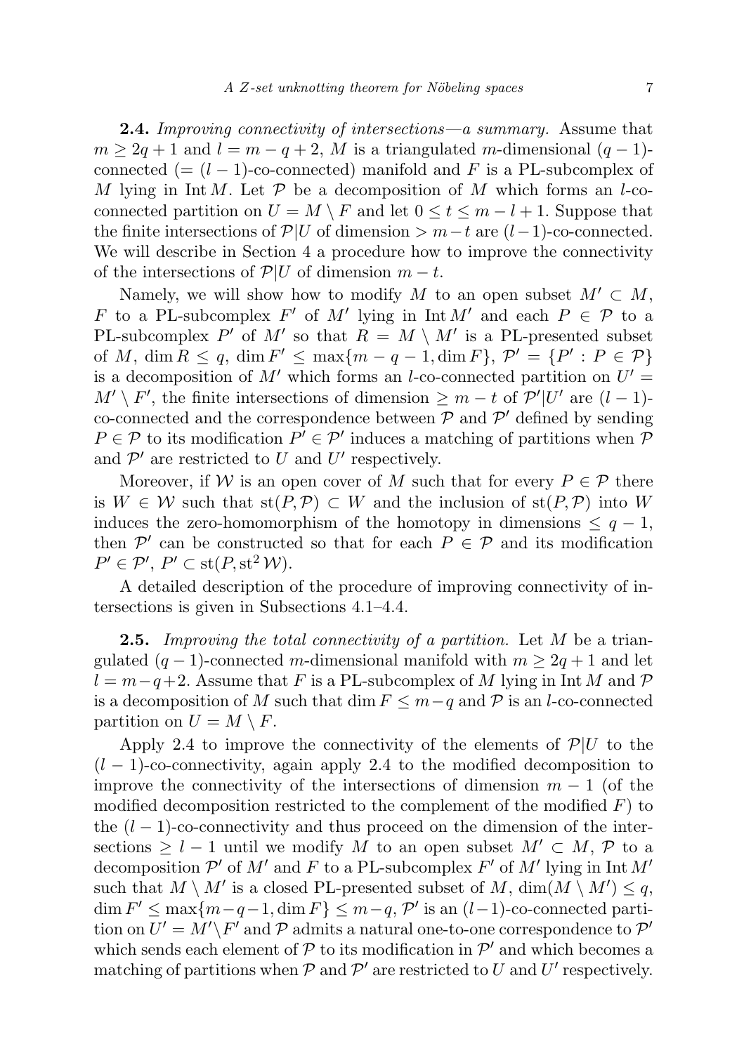**2.4.** *Improving connectivity of intersections—a summary.* Assume that $m \geq 2q+1$ and $l = m-q+2$, $M$ is a triangulated $m$-dimensional $(q-1)$-connected ($= (l-1)$-co-connected) manifold and $F$ is a PL-subcomplex of $M$ lying in $\operatorname{Int} M$. Let $\mathcal{P}$ be a decomposition of $M$ which forms an $l$-co-connected partition on $U = M \setminus F$ and let $0 \leq t \leq m-l+1$. Suppose that the finite intersections of $\mathcal{P}|U$ of dimension $> m-t$ are $(l-1)$-co-connected. We will describe in Section 4 a procedure how to improve the connectivity of the intersections of $\mathcal{P}|U$ of dimension $m-t$.

Namely, we will show how to modify $M$ to an open subset $M' \subset M$, $F$ to a PL-subcomplex $F'$ of $M'$ lying in $\operatorname{Int} M'$ and each $P \in \mathcal{P}$ to a PL-subcomplex $P'$ of $M'$ so that $R = M \setminus M'$ is a PL-presented subset of $M$, $\dim R \leq q$, $\dim F' \leq \max\{m-q-1, \dim F\}$, $\mathcal{P}' = \{P' : P \in \mathcal{P}\}$ is a decomposition of $M'$ which forms an $l$-co-connected partition on $U' = M' \setminus F'$, the finite intersections of dimension $\geq m-t$ of $\mathcal{P}'|U'$ are $(l-1)$-co-connected and the correspondence between $\mathcal{P}$ and $\mathcal{P}'$ defined by sending $P \in \mathcal{P}$ to its modification $P' \in \mathcal{P}'$ induces a matching of partitions when $\mathcal{P}$ and $\mathcal{P}'$ are restricted to $U$ and $U'$ respectively.

Moreover, if $\mathcal{W}$ is an open cover of $M$ such that for every $P \in \mathcal{P}$ there is $W \in \mathcal{W}$ such that $\operatorname{st}(P, \mathcal{P}) \subset W$ and the inclusion of $\operatorname{st}(P, \mathcal{P})$ into $W$ induces the zero-homomorphism of the homotopy in dimensions $\leq q-1$, then $\mathcal{P}'$ can be constructed so that for each $P \in \mathcal{P}$ and its modification $P' \in \mathcal{P}'$, $P' \subset \operatorname{st}(P, \operatorname{st}^2 \mathcal{W})$.

A detailed description of the procedure of improving connectivity of intersections is given in Subsections 4.1–4.4.

**2.5.** *Improving the total connectivity of a partition.* Let $M$ be a triangulated $(q-1)$-connected $m$-dimensional manifold with $m \geq 2q+1$ and let $l = m-q+2$. Assume that $F$ is a PL-subcomplex of $M$ lying in $\operatorname{Int} M$ and $\mathcal{P}$ is a decomposition of $M$ such that $\dim F \leq m-q$ and $\mathcal{P}$ is an $l$-co-connected partition on $U = M \setminus F$.

Apply 2.4 to improve the connectivity of the elements of $\mathcal{P}|U$ to the $(l-1)$-co-connectivity, again apply 2.4 to the modified decomposition to improve the connectivity of the intersections of dimension $m-1$ (of the modified decomposition restricted to the complement of the modified $F$) to the $(l-1)$-co-connectivity and thus proceed on the dimension of the intersections $\geq l-1$ until we modify $M$ to an open subset $M' \subset M$, $\mathcal{P}$ to a decomposition $\mathcal{P}'$ of $M'$ and $F$ to a PL-subcomplex $F'$ of $M'$ lying in $\operatorname{Int} M'$ such that $M \setminus M'$ is a closed PL-presented subset of $M$, $\dim(M \setminus M') \leq q$, $\dim F' \leq \max\{m-q-1, \dim F\} \leq m-q$, $\mathcal{P}'$ is an $(l-1)$-co-connected partition on $U' = M' \setminus F'$ and $\mathcal{P}$ admits a natural one-to-one correspondence to $\mathcal{P}'$ which sends each element of $\mathcal{P}$ to its modification in $\mathcal{P}'$ and which becomes a matching of partitions when $\mathcal{P}$ and $\mathcal{P}'$ are restricted to $U$ and $U'$ respectively.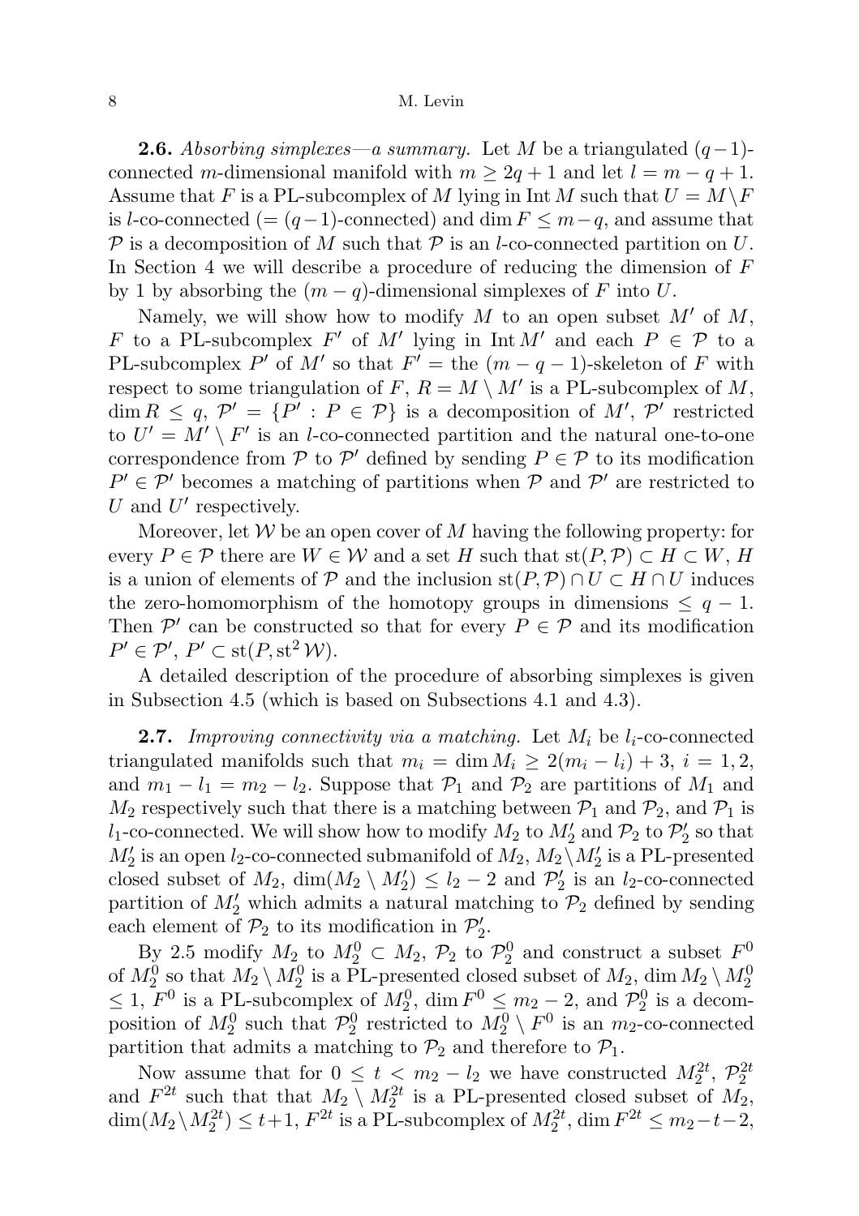**2.6.** *Absorbing simplexes—a summary.* Let $M$ be a triangulated $(q-1)$-connected $m$-dimensional manifold with $m \geq 2q+1$ and let $l = m-q+1$. Assume that $F$ is a PL-subcomplex of $M$ lying in $\operatorname{Int} M$ such that $U = M \setminus F$ is $l$-co-connected ($=(q-1)$-connected) and $\dim F \leq m-q$, and assume that $\mathcal{P}$ is a decomposition of $M$ such that $\mathcal{P}$ is an $l$-co-connected partition on $U$. In Section 4 we will describe a procedure of reducing the dimension of $F$ by 1 by absorbing the $(m-q)$-dimensional simplexes of $F$ into $U$.

Namely, we will show how to modify $M$ to an open subset $M'$ of $M$, $F$ to a PL-subcomplex $F'$ of $M'$ lying in $\operatorname{Int} M'$ and each $P \in \mathcal{P}$ to a PL-subcomplex $P'$ of $M'$ so that $F' =$ the $(m-q-1)$-skeleton of $F$ with respect to some triangulation of $F$, $R = M \setminus M'$ is a PL-subcomplex of $M$, $\dim R \leq q$, $\mathcal{P}' = \{P' : P \in \mathcal{P}\}$ is a decomposition of $M'$, $\mathcal{P}'$ restricted to $U' = M' \setminus F'$ is an $l$-co-connected partition and the natural one-to-one correspondence from $\mathcal{P}$ to $\mathcal{P}'$ defined by sending $P \in \mathcal{P}$ to its modification $P' \in \mathcal{P}'$ becomes a matching of partitions when $\mathcal{P}$ and $\mathcal{P}'$ are restricted to $U$ and $U'$ respectively.

Moreover, let $\mathcal{W}$ be an open cover of $M$ having the following property: for every $P \in \mathcal{P}$ there are $W \in \mathcal{W}$ and a set $H$ such that $\operatorname{st}(P, \mathcal{P}) \subset H \subset W$, $H$ is a union of elements of $\mathcal{P}$ and the inclusion $\operatorname{st}(P, \mathcal{P}) \cap U \subset H \cap U$ induces the zero-homomorphism of the homotopy groups in dimensions $\leq q-1$. Then $\mathcal{P}'$ can be constructed so that for every $P \in \mathcal{P}$ and its modification $P' \in \mathcal{P}'$, $P' \subset \operatorname{st}(P, \operatorname{st}^2 \mathcal{W})$.

A detailed description of the procedure of absorbing simplexes is given in Subsection 4.5 (which is based on Subsections 4.1 and 4.3).

**2.7.** *Improving connectivity via a matching.* Let $M_i$ be $l_i$-co-connected triangulated manifolds such that $m_i = \dim M_i \geq 2(m_i - l_i) + 3$, $i = 1, 2$, and $m_1 - l_1 = m_2 - l_2$. Suppose that $\mathcal{P}_1$ and $\mathcal{P}_2$ are partitions of $M_1$ and $M_2$ respectively such that there is a matching between $\mathcal{P}_1$ and $\mathcal{P}_2$, and $\mathcal{P}_1$ is $l_1$-co-connected. We will show how to modify $M_2$ to $M_2'$ and $\mathcal{P}_2$ to $\mathcal{P}_2'$ so that $M_2'$ is an open $l_2$-co-connected submanifold of $M_2$, $M_2 \setminus M_2'$ is a PL-presented closed subset of $M_2$, $\dim(M_2 \setminus M_2') \leq l_2 - 2$ and $\mathcal{P}_2'$ is an $l_2$-co-connected partition of $M_2'$ which admits a natural matching to $\mathcal{P}_2$ defined by sending each element of $\mathcal{P}_2$ to its modification in $\mathcal{P}_2'$.

By 2.5 modify $M_2$ to $M_2^0 \subset M_2$, $\mathcal{P}_2$ to $\mathcal{P}_2^0$ and construct a subset $F^0$ of $M_2^0$ so that $M_2 \setminus M_2^0$ is a PL-presented closed subset of $M_2$, $\dim M_2 \setminus M_2^0 \leq 1$, $F^0$ is a PL-subcomplex of $M_2^0$, $\dim F^0 \leq m_2 - 2$, and $\mathcal{P}_2^0$ is a decomposition of $M_2^0$ such that $\mathcal{P}_2^0$ restricted to $M_2^0 \setminus F^0$ is an $m_2$-co-connected partition that admits a matching to $\mathcal{P}_2$ and therefore to $\mathcal{P}_1$.

Now assume that for $0 \leq t < m_2 - l_2$ we have constructed $M_2^{2t}$, $\mathcal{P}_2^{2t}$ and $F^{2t}$ such that that $M_2 \setminus M_2^{2t}$ is a PL-presented closed subset of $M_2$, $\dim(M_2 \setminus M_2^{2t}) \leq t+1$, $F^{2t}$ is a PL-subcomplex of $M_2^{2t}$, $\dim F^{2t} \leq m_2 - t - 2$,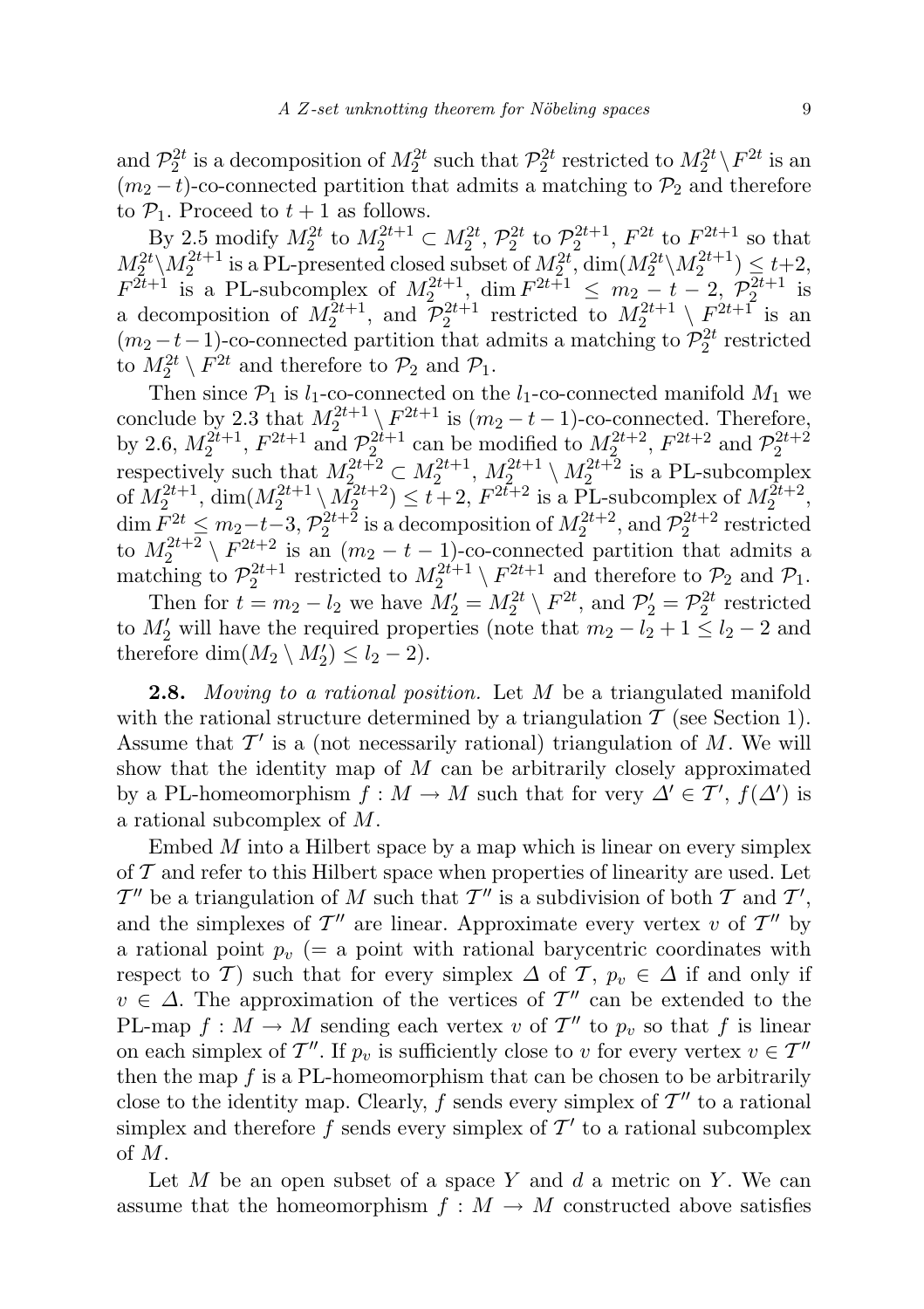and $\mathcal{P}_2^{2t}$ is a decomposition of $M_2^{2t}$ such that $\mathcal{P}_2^{2t}$ restricted to $M_2^{2t} \setminus F^{2t}$ is an $(m_2 - t)$-co-connected partition that admits a matching to $\mathcal{P}_2$ and therefore to $\mathcal{P}_1$. Proceed to $t+1$ as follows.

By 2.5 modify $M_2^{2t}$ to $M_2^{2t+1} \subset M_2^{2t}$, $\mathcal{P}_2^{2t}$ to $\mathcal{P}_2^{2t+1}$, $F^{2t}$ to $F^{2t+1}$ so that $M_2^{2t} \setminus M_2^{2t+1}$ is a PL-presented closed subset of $M_2^{2t}$, $\dim(M_2^{2t} \setminus M_2^{2t+1}) \leq t+2$, $F^{2t+1}$ is a PL-subcomplex of $M_2^{2t+1}$, $\dim F^{2t+1} \leq m_2 - t - 2$, $\mathcal{P}_2^{2t+1}$ is a decomposition of $M_2^{2t+1}$, and $\mathcal{P}_2^{2t+1}$ restricted to $M_2^{2t+1} \setminus F^{2t+1}$ is an $(m_2 - t - 1)$-co-connected partition that admits a matching to $\mathcal{P}_2^{2t}$ restricted to $M_2^{2t} \setminus F^{2t}$ and therefore to $\mathcal{P}_2$ and $\mathcal{P}_1$.

Then since $\mathcal{P}_1$ is $l_1$-co-connected on the $l_1$-co-connected manifold $M_1$ we conclude by 2.3 that $M_2^{2t+1} \setminus F^{2t+1}$ is $(m_2 - t - 1)$-co-connected. Therefore, by 2.6, $M_2^{2t+1}$, $F^{2t+1}$ and $\mathcal{P}_2^{2t+1}$ can be modified to $M_2^{2t+2}$, $F^{2t+2}$ and $\mathcal{P}_2^{2t+2}$ respectively such that $M_2^{2t+2} \subset M_2^{2t+1}$, $M_2^{2t+1} \setminus M_2^{2t+2}$ is a PL-subcomplex of $M_2^{2t+1}$, $\dim(M_2^{2t+1} \setminus M_2^{2t+2}) \leq t+2$, $F^{2t+2}$ is a PL-subcomplex of $M_2^{2t+2}$, $\dim F^{2t} \leq m_2 - t - 3$, $\mathcal{P}_2^{2t+2}$ is a decomposition of $M_2^{2t+2}$, and $\mathcal{P}_2^{2t+2}$ restricted to $M_2^{2t+2} \setminus F^{2t+2}$ is an $(m_2 - t - 1)$-co-connected partition that admits a matching to $\mathcal{P}_2^{2t+1}$ restricted to $M_2^{2t+1} \setminus F^{2t+1}$ and therefore to $\mathcal{P}_2$ and $\mathcal{P}_1$.

Then for $t = m_2 - l_2$ we have $M_2' = M_2^{2t} \setminus F^{2t}$, and $\mathcal{P}_2' = \mathcal{P}_2^{2t}$ restricted to $M_2'$ will have the required properties (note that $m_2 - l_2 + 1 \leq l_2 - 2$ and therefore $\dim(M_2 \setminus M_2') \leq l_2 - 2$).

**2.8.** *Moving to a rational position.* Let $M$ be a triangulated manifold with the rational structure determined by a triangulation $\mathcal{T}$ (see Section 1). Assume that $\mathcal{T}'$ is a (not necessarily rational) triangulation of $M$. We will show that the identity map of $M$ can be arbitrarily closely approximated by a PL-homeomorphism $f : M \to M$ such that for very $\Delta' \in \mathcal{T}'$, $f(\Delta')$ is a rational subcomplex of $M$.

Embed $M$ into a Hilbert space by a map which is linear on every simplex of $\mathcal{T}$ and refer to this Hilbert space when properties of linearity are used. Let $\mathcal{T}''$ be a triangulation of $M$ such that $\mathcal{T}''$ is a subdivision of both $\mathcal{T}$ and $\mathcal{T}'$, and the simplexes of $\mathcal{T}''$ are linear. Approximate every vertex $v$ of $\mathcal{T}''$ by a rational point $p_v$ (= a point with rational barycentric coordinates with respect to $\mathcal{T}$) such that for every simplex $\Delta$ of $\mathcal{T}$, $p_v \in \Delta$ if and only if $v \in \Delta$. The approximation of the vertices of $\mathcal{T}''$ can be extended to the PL-map $f : M \to M$ sending each vertex $v$ of $\mathcal{T}''$ to $p_v$ so that $f$ is linear on each simplex of $\mathcal{T}''$. If $p_v$ is sufficiently close to $v$ for every vertex $v \in \mathcal{T}''$ then the map $f$ is a PL-homeomorphism that can be chosen to be arbitrarily close to the identity map. Clearly, $f$ sends every simplex of $\mathcal{T}''$ to a rational simplex and therefore $f$ sends every simplex of $\mathcal{T}'$ to a rational subcomplex of $M$.

Let $M$ be an open subset of a space $Y$ and $d$ a metric on $Y$. We can assume that the homeomorphism $f : M \to M$ constructed above satisfies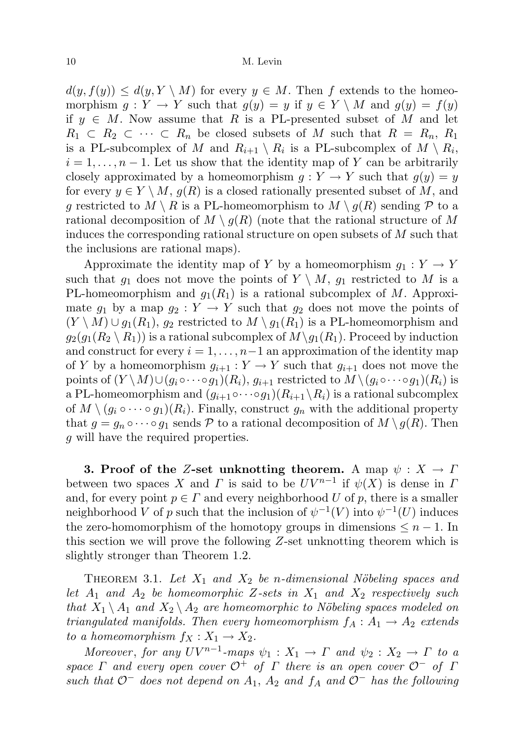$d(y, f(y)) \le d(y, Y \setminus M)$ for every $y \in M$. Then $f$ extends to the homeomorphism $g : Y \to Y$ such that $g(y) = y$ if $y \in Y \setminus M$ and $g(y) = f(y)$ if $y \in M$. Now assume that $R$ is a PL-presented subset of $M$ and let $R_1 \subset R_2 \subset \cdots \subset R_n$ be closed subsets of $M$ such that $R = R_n$, $R_1$ is a PL-subcomplex of $M$ and $R_{i+1} \setminus R_i$ is a PL-subcomplex of $M \setminus R_i$, $i = 1, \dots, n-1$. Let us show that the identity map of $Y$ can be arbitrarily closely approximated by a homeomorphism $g : Y \to Y$ such that $g(y) = y$ for every $y \in Y \setminus M$, $g(R)$ is a closed rationally presented subset of $M$, and $g$ restricted to $M \setminus R$ is a PL-homeomorphism to $M \setminus g(R)$ sending $\mathcal{P}$ to a rational decomposition of $M \setminus g(R)$ (note that the rational structure of $M$ induces the corresponding rational structure on open subsets of $M$ such that the inclusions are rational maps).

Approximate the identity map of $Y$ by a homeomorphism $g_1 : Y \to Y$ such that $g_1$ does not move the points of $Y \setminus M$, $g_1$ restricted to $M$ is a PL-homeomorphism and $g_1(R_1)$ is a rational subcomplex of $M$. Approximate $g_1$ by a map $g_2 : Y \to Y$ such that $g_2$ does not move the points of $(Y \setminus M) \cup g_1(R_1)$, $g_2$ restricted to $M \setminus g_1(R_1)$ is a PL-homeomorphism and $g_2(g_1(R_2 \setminus R_1))$ is a rational subcomplex of $M \setminus g_1(R_1)$. Proceed by induction and construct for every $i = 1, \dots, n-1$ an approximation of the identity map of $Y$ by a homeomorphism $g_{i+1} : Y \to Y$ such that $g_{i+1}$ does not move the points of $(Y \setminus M) \cup (g_i \circ \cdots \circ g_1)(R_i)$, $g_{i+1}$ restricted to $M \setminus (g_i \circ \cdots \circ g_1)(R_i)$ is a PL-homeomorphism and $(g_{i+1} \circ \cdots \circ g_1)(R_{i+1} \setminus R_i)$ is a rational subcomplex of $M \setminus (g_i \circ \cdots \circ g_1)(R_i)$. Finally, construct $g_n$ with the additional property that $g = g_n \circ \cdots \circ g_1$ sends $\mathcal{P}$ to a rational decomposition of $M \setminus g(R)$. Then $g$ will have the required properties.

**3. Proof of the $Z$-set unknotting theorem.** A map $\psi : X \to \Gamma$ between two spaces $X$ and $\Gamma$ is said to be $UV^{n-1}$ if $\psi(X)$ is dense in $\Gamma$ and, for every point $p \in \Gamma$ and every neighborhood $U$ of $p$, there is a smaller neighborhood $V$ of $p$ such that the inclusion of $\psi^{-1}(V)$ into $\psi^{-1}(U)$ induces the zero-homomorphism of the homotopy groups in dimensions $\le n-1$. In this section we will prove the following $Z$-set unknotting theorem which is slightly stronger than Theorem 1.2.

THEOREM 3.1. *Let $X_1$ and $X_2$ be $n$-dimensional Nöbeling spaces and let $A_1$ and $A_2$ be homeomorphic $Z$-sets in $X_1$ and $X_2$ respectively such that $X_1 \setminus A_1$ and $X_2 \setminus A_2$ are homeomorphic to Nöbeling spaces modeled on triangulated manifolds. Then every homeomorphism $f_A : A_1 \to A_2$ extends to a homeomorphism $f_X : X_1 \to X_2$.*

*Moreover, for any $UV^{n-1}$-maps $\psi_1 : X_1 \to \Gamma$ and $\psi_2 : X_2 \to \Gamma$ to a space $\Gamma$ and every open cover $\mathcal{O}^+$ of $\Gamma$ there is an open cover $\mathcal{O}^-$ of $\Gamma$ such that $\mathcal{O}^-$ does not depend on $A_1$, $A_2$ and $f_A$ and $\mathcal{O}^-$ has the following*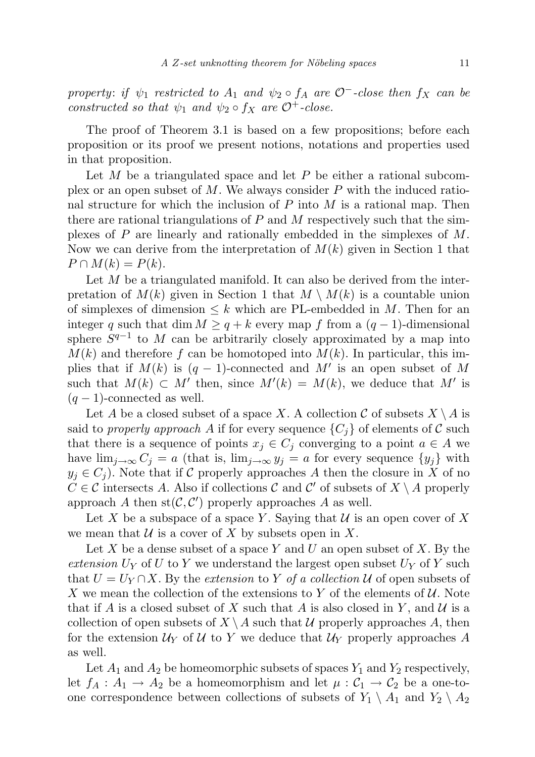*property*: *if* $\psi_1$ *restricted to* $A_1$ *and* $\psi_2 \circ f_A$ *are* $\mathcal{O}^-$*-close then* $f_X$ *can be constructed so that* $\psi_1$ *and* $\psi_2 \circ f_X$ *are* $\mathcal{O}^+$*-close.*

The proof of Theorem 3.1 is based on a few propositions; before each proposition or its proof we present notions, notations and properties used in that proposition.

Let $M$ be a triangulated space and let $P$ be either a rational subcomplex or an open subset of $M$. We always consider $P$ with the induced rational structure for which the inclusion of $P$ into $M$ is a rational map. Then there are rational triangulations of $P$ and $M$ respectively such that the simplexes of $P$ are linearly and rationally embedded in the simplexes of $M$. Now we can derive from the interpretation of $M(k)$ given in Section 1 that $P \cap M(k) = P(k)$.

Let $M$ be a triangulated manifold. It can also be derived from the interpretation of $M(k)$ given in Section 1 that $M \setminus M(k)$ is a countable union of simplexes of dimension $\leq k$ which are PL-embedded in $M$. Then for an integer $q$ such that $\dim M \geq q + k$ every map $f$ from a $(q-1)$-dimensional sphere $S^{q-1}$ to $M$ can be arbitrarily closely approximated by a map into $M(k)$ and therefore $f$ can be homotoped into $M(k)$. In particular, this implies that if $M(k)$ is $(q-1)$-connected and $M'$ is an open subset of $M$ such that $M(k) \subset M'$ then, since $M'(k) = M(k)$, we deduce that $M'$ is $(q-1)$-connected as well.

Let $A$ be a closed subset of a space $X$. A collection $\mathcal{C}$ of subsets $X \setminus A$ is said to *properly approach* $A$ if for every sequence $\{C_j\}$ of elements of $\mathcal{C}$ such that there is a sequence of points $x_j \in C_j$ converging to a point $a \in A$ we have $\lim_{j\to\infty} C_j = a$ (that is, $\lim_{j\to\infty} y_j = a$ for every sequence $\{y_j\}$ with $y_j \in C_j$). Note that if $\mathcal{C}$ properly approaches $A$ then the closure in $X$ of no $C \in \mathcal{C}$ intersects $A$. Also if collections $\mathcal{C}$ and $\mathcal{C}'$ of subsets of $X \setminus A$ properly approach $A$ then $\mathrm{st}(\mathcal{C}, \mathcal{C}')$ properly approaches $A$ as well.

Let $X$ be a subspace of a space $Y$. Saying that $\mathcal{U}$ is an open cover of $X$ we mean that $\mathcal{U}$ is a cover of $X$ by subsets open in $X$.

Let $X$ be a dense subset of a space $Y$ and $U$ an open subset of $X$. By the *extension* $U_Y$ of $U$ to $Y$ we understand the largest open subset $U_Y$ of $Y$ such that $U = U_Y \cap X$. By the *extension* to $Y$ *of a collection* $\mathcal{U}$ of open subsets of $X$ we mean the collection of the extensions to $Y$ of the elements of $\mathcal{U}$. Note that if $A$ is a closed subset of $X$ such that $A$ is also closed in $Y$, and $\mathcal{U}$ is a collection of open subsets of $X \setminus A$ such that $\mathcal{U}$ properly approaches $A$, then for the extension $\mathcal{U}_Y$ of $\mathcal{U}$ to $Y$ we deduce that $\mathcal{U}_Y$ properly approaches $A$ as well.

Let $A_1$ and $A_2$ be homeomorphic subsets of spaces $Y_1$ and $Y_2$ respectively, let $f_A : A_1 \to A_2$ be a homeomorphism and let $\mu : \mathcal{C}_1 \to \mathcal{C}_2$ be a one-to-one correspondence between collections of subsets of $Y_1 \setminus A_1$ and $Y_2 \setminus A_2$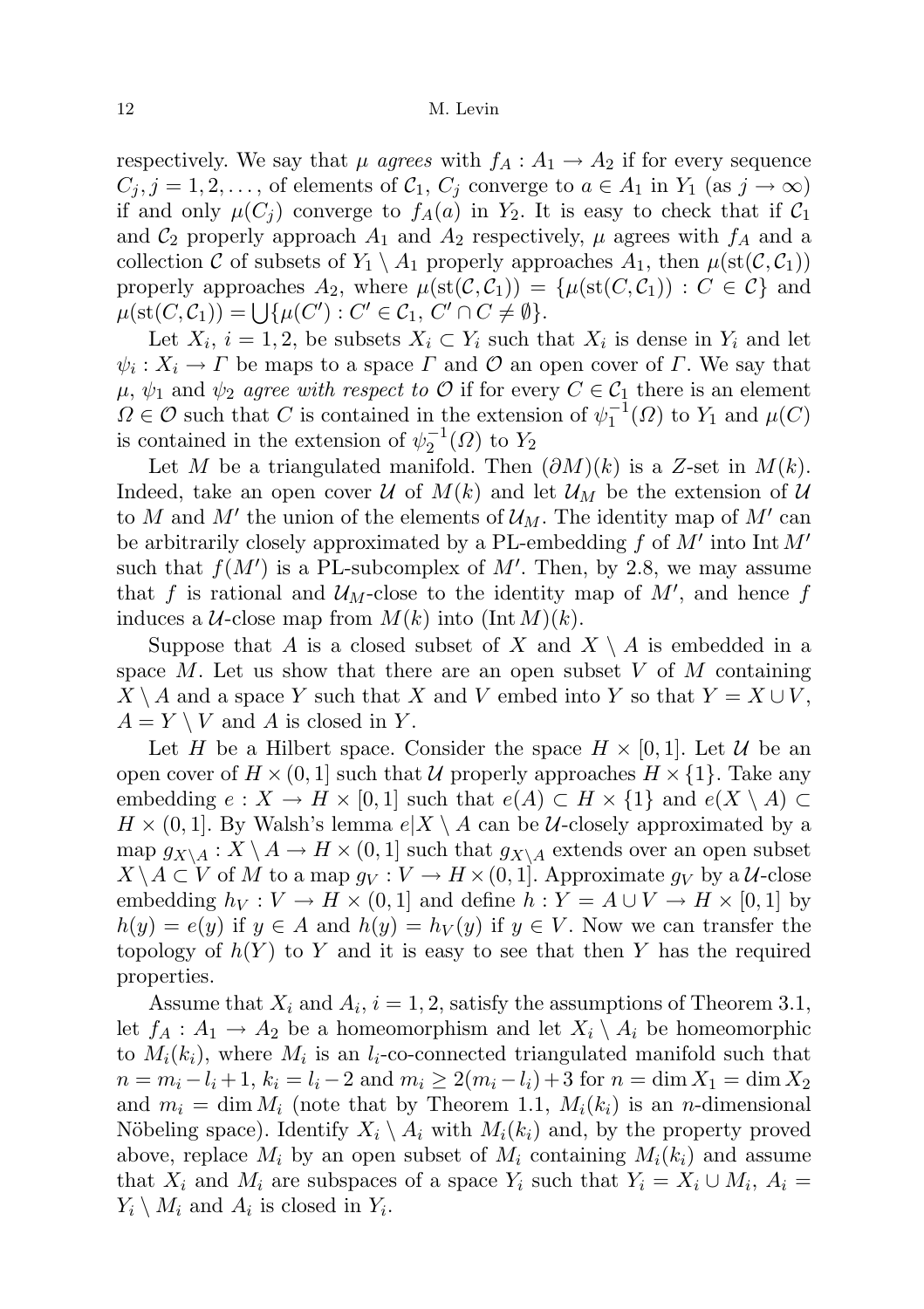respectively. We say that $\mu$ *agrees* with $f_A : A_1 \to A_2$ if for every sequence $C_j$, $j = 1, 2, \dots$, of elements of $\mathcal{C}_1$, $C_j$ converge to $a \in A_1$ in $Y_1$ (as $j \to \infty$) if and only $\mu(C_j)$ converge to $f_A(a)$ in $Y_2$. It is easy to check that if $\mathcal{C}_1$ and $\mathcal{C}_2$ properly approach $A_1$ and $A_2$ respectively, $\mu$ agrees with $f_A$ and a collection $\mathcal{C}$ of subsets of $Y_1 \setminus A_1$ properly approaches $A_1$, then $\mu(\mathrm{st}(\mathcal{C}, \mathcal{C}_1))$ properly approaches $A_2$, where $\mu(\mathrm{st}(\mathcal{C}, \mathcal{C}_1)) = \{\mu(\mathrm{st}(C, \mathcal{C}_1)) : C \in \mathcal{C}\}$ and $\mu(\mathrm{st}(C, \mathcal{C}_1)) = \bigcup\{\mu(C') : C' \in \mathcal{C}_1,\ C' \cap C \neq \emptyset\}$.

Let $X_i$, $i = 1, 2$, be subsets $X_i \subset Y_i$ such that $X_i$ is dense in $Y_i$ and let $\psi_i : X_i \to \Gamma$ be maps to a space $\Gamma$ and $\mathcal{O}$ an open cover of $\Gamma$. We say that $\mu$, $\psi_1$ and $\psi_2$ *agree with respect to* $\mathcal{O}$ if for every $C \in \mathcal{C}_1$ there is an element $\Omega \in \mathcal{O}$ such that $C$ is contained in the extension of $\psi_1^{-1}(\Omega)$ to $Y_1$ and $\mu(C)$ is contained in the extension of $\psi_2^{-1}(\Omega)$ to $Y_2$

Let $M$ be a triangulated manifold. Then $(\partial M)(k)$ is a $Z$-set in $M(k)$. Indeed, take an open cover $\mathcal{U}$ of $M(k)$ and let $\mathcal{U}_M$ be the extension of $\mathcal{U}$ to $M$ and $M'$ the union of the elements of $\mathcal{U}_M$. The identity map of $M'$ can be arbitrarily closely approximated by a PL-embedding $f$ of $M'$ into $\mathrm{Int}\, M'$ such that $f(M')$ is a PL-subcomplex of $M'$. Then, by 2.8, we may assume that $f$ is rational and $\mathcal{U}_M$-close to the identity map of $M'$, and hence $f$ induces a $\mathcal{U}$-close map from $M(k)$ into $(\mathrm{Int}\, M)(k)$.

Suppose that $A$ is a closed subset of $X$ and $X \setminus A$ is embedded in a space $M$. Let us show that there are an open subset $V$ of $M$ containing $X \setminus A$ and a space $Y$ such that $X$ and $V$ embed into $Y$ so that $Y = X \cup V$, $A = Y \setminus V$ and $A$ is closed in $Y$.

Let $H$ be a Hilbert space. Consider the space $H \times [0, 1]$. Let $\mathcal{U}$ be an open cover of $H \times (0, 1]$ such that $\mathcal{U}$ properly approaches $H \times \{1\}$. Take any embedding $e : X \to H \times [0, 1]$ such that $e(A) \subset H \times \{1\}$ and $e(X \setminus A) \subset H \times (0, 1]$. By Walsh's lemma $e|X \setminus A$ can be $\mathcal{U}$-closely approximated by a map $g_{X\setminus A} : X \setminus A \to H \times (0, 1]$ such that $g_{X\setminus A}$ extends over an open subset $X \setminus A \subset V$ of $M$ to a map $g_V : V \to H \times (0, 1]$. Approximate $g_V$ by a $\mathcal{U}$-close embedding $h_V : V \to H \times (0, 1]$ and define $h : Y = A \cup V \to H \times [0, 1]$ by $h(y) = e(y)$ if $y \in A$ and $h(y) = h_V(y)$ if $y \in V$. Now we can transfer the topology of $h(Y)$ to $Y$ and it is easy to see that then $Y$ has the required properties.

Assume that $X_i$ and $A_i$, $i = 1, 2$, satisfy the assumptions of Theorem 3.1, let $f_A : A_1 \to A_2$ be a homeomorphism and let $X_i \setminus A_i$ be homeomorphic to $M_i(k_i)$, where $M_i$ is an $l_i$-co-connected triangulated manifold such that $n = m_i - l_i + 1$, $k_i = l_i - 2$ and $m_i \geq 2(m_i - l_i) + 3$ for $n = \dim X_1 = \dim X_2$ and $m_i = \dim M_i$ (note that by Theorem 1.1, $M_i(k_i)$ is an $n$-dimensional Nöbeling space). Identify $X_i \setminus A_i$ with $M_i(k_i)$ and, by the property proved above, replace $M_i$ by an open subset of $M_i$ containing $M_i(k_i)$ and assume that $X_i$ and $M_i$ are subspaces of a space $Y_i$ such that $Y_i = X_i \cup M_i$, $A_i = Y_i \setminus M_i$ and $A_i$ is closed in $Y_i$.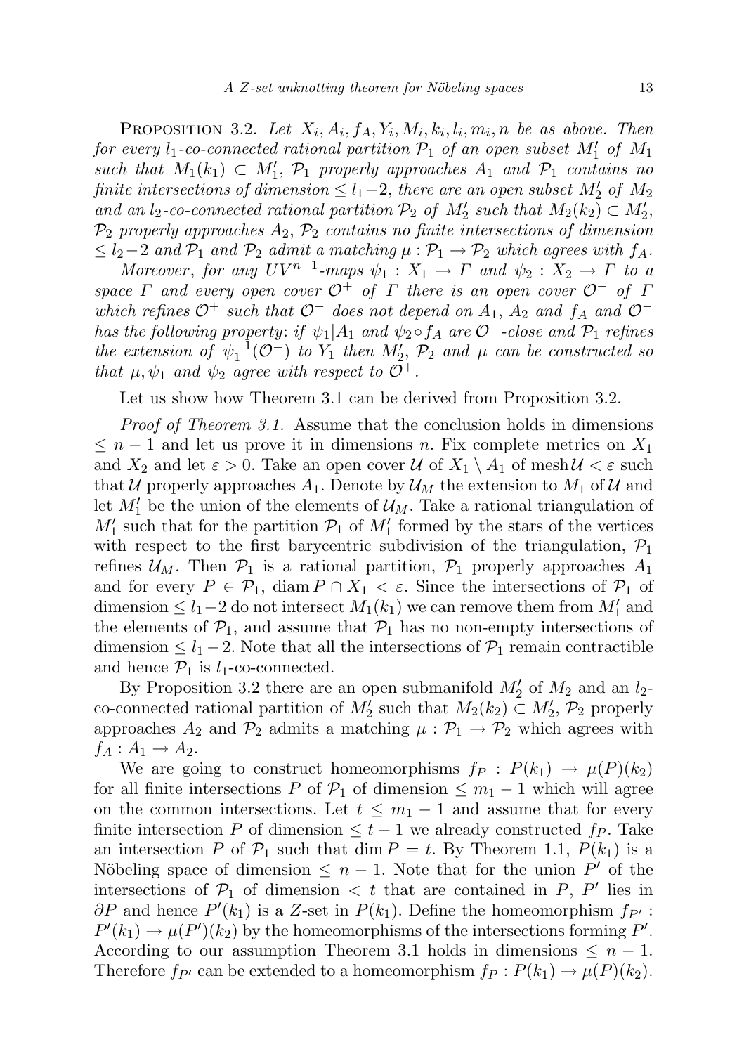PROPOSITION 3.2. *Let $X_i, A_i, f_A, Y_i, M_i, k_i, l_i, m_i, n$ be as above. Then for every $l_1$-co-connected rational partition $\mathcal{P}_1$ of an open subset $M_1'$ of $M_1$ such that $M_1(k_1) \subset M_1'$, $\mathcal{P}_1$ properly approaches $A_1$ and $\mathcal{P}_1$ contains no finite intersections of dimension $\leq l_1-2$, there are an open subset $M_2'$ of $M_2$ and an $l_2$-co-connected rational partition $\mathcal{P}_2$ of $M_2'$ such that $M_2(k_2) \subset M_2'$, $\mathcal{P}_2$ properly approaches $A_2$, $\mathcal{P}_2$ contains no finite intersections of dimension $\leq l_2-2$ and $\mathcal{P}_1$ and $\mathcal{P}_2$ admit a matching $\mu : \mathcal{P}_1 \to \mathcal{P}_2$ which agrees with $f_A$.*

*Moreover, for any $UV^{n-1}$-maps $\psi_1 : X_1 \to \Gamma$ and $\psi_2 : X_2 \to \Gamma$ to a space $\Gamma$ and every open cover $\mathcal{O}^+$ of $\Gamma$ there is an open cover $\mathcal{O}^-$ of $\Gamma$ which refines $\mathcal{O}^+$ such that $\mathcal{O}^-$ does not depend on $A_1$, $A_2$ and $f_A$ and $\mathcal{O}^-$ has the following property: if $\psi_1|A_1$ and $\psi_2 \circ f_A$ are $\mathcal{O}^-$-close and $\mathcal{P}_1$ refines the extension of $\psi_1^{-1}(\mathcal{O}^-)$ to $Y_1$ then $M_2'$, $\mathcal{P}_2$ and $\mu$ can be constructed so that $\mu, \psi_1$ and $\psi_2$ agree with respect to $\mathcal{O}^+$.*

Let us show how Theorem 3.1 can be derived from Proposition 3.2.

*Proof of Theorem 3.1.* Assume that the conclusion holds in dimensions $\leq n-1$ and let us prove it in dimensions $n$. Fix complete metrics on $X_1$ and $X_2$ and let $\varepsilon > 0$. Take an open cover $\mathcal{U}$ of $X_1 \setminus A_1$ of $\operatorname{mesh}\mathcal{U} < \varepsilon$ such that $\mathcal{U}$ properly approaches $A_1$. Denote by $\mathcal{U}_M$ the extension to $M_1$ of $\mathcal{U}$ and let $M_1'$ be the union of the elements of $\mathcal{U}_M$. Take a rational triangulation of $M_1'$ such that for the partition $\mathcal{P}_1$ of $M_1'$ formed by the stars of the vertices with respect to the first barycentric subdivision of the triangulation, $\mathcal{P}_1$ refines $\mathcal{U}_M$. Then $\mathcal{P}_1$ is a rational partition, $\mathcal{P}_1$ properly approaches $A_1$ and for every $P \in \mathcal{P}_1$, $\operatorname{diam} P \cap X_1 < \varepsilon$. Since the intersections of $\mathcal{P}_1$ of dimension $\leq l_1-2$ do not intersect $M_1(k_1)$ we can remove them from $M_1'$ and the elements of $\mathcal{P}_1$, and assume that $\mathcal{P}_1$ has no non-empty intersections of dimension $\leq l_1-2$. Note that all the intersections of $\mathcal{P}_1$ remain contractible and hence $\mathcal{P}_1$ is $l_1$-co-connected.

By Proposition 3.2 there are an open submanifold $M_2'$ of $M_2$ and an $l_2$-co-connected rational partition of $M_2'$ such that $M_2(k_2) \subset M_2'$, $\mathcal{P}_2$ properly approaches $A_2$ and $\mathcal{P}_2$ admits a matching $\mu : \mathcal{P}_1 \to \mathcal{P}_2$ which agrees with $f_A : A_1 \to A_2$.

We are going to construct homeomorphisms $f_P : P(k_1) \to \mu(P)(k_2)$ for all finite intersections $P$ of $\mathcal{P}_1$ of dimension $\leq m_1-1$ which will agree on the common intersections. Let $t \leq m_1-1$ and assume that for every finite intersection $P$ of dimension $\leq t-1$ we already constructed $f_P$. Take an intersection $P$ of $\mathcal{P}_1$ such that $\dim P = t$. By Theorem 1.1, $P(k_1)$ is a Nöbeling space of dimension $\leq n-1$. Note that for the union $P'$ of the intersections of $\mathcal{P}_1$ of dimension $< t$ that are contained in $P$, $P'$ lies in $\partial P$ and hence $P'(k_1)$ is a $Z$-set in $P(k_1)$. Define the homeomorphism $f_{P'} : P'(k_1) \to \mu(P')(k_2)$ by the homeomorphisms of the intersections forming $P'$. According to our assumption Theorem 3.1 holds in dimensions $\leq n-1$. Therefore $f_{P'}$ can be extended to a homeomorphism $f_P : P(k_1) \to \mu(P)(k_2)$.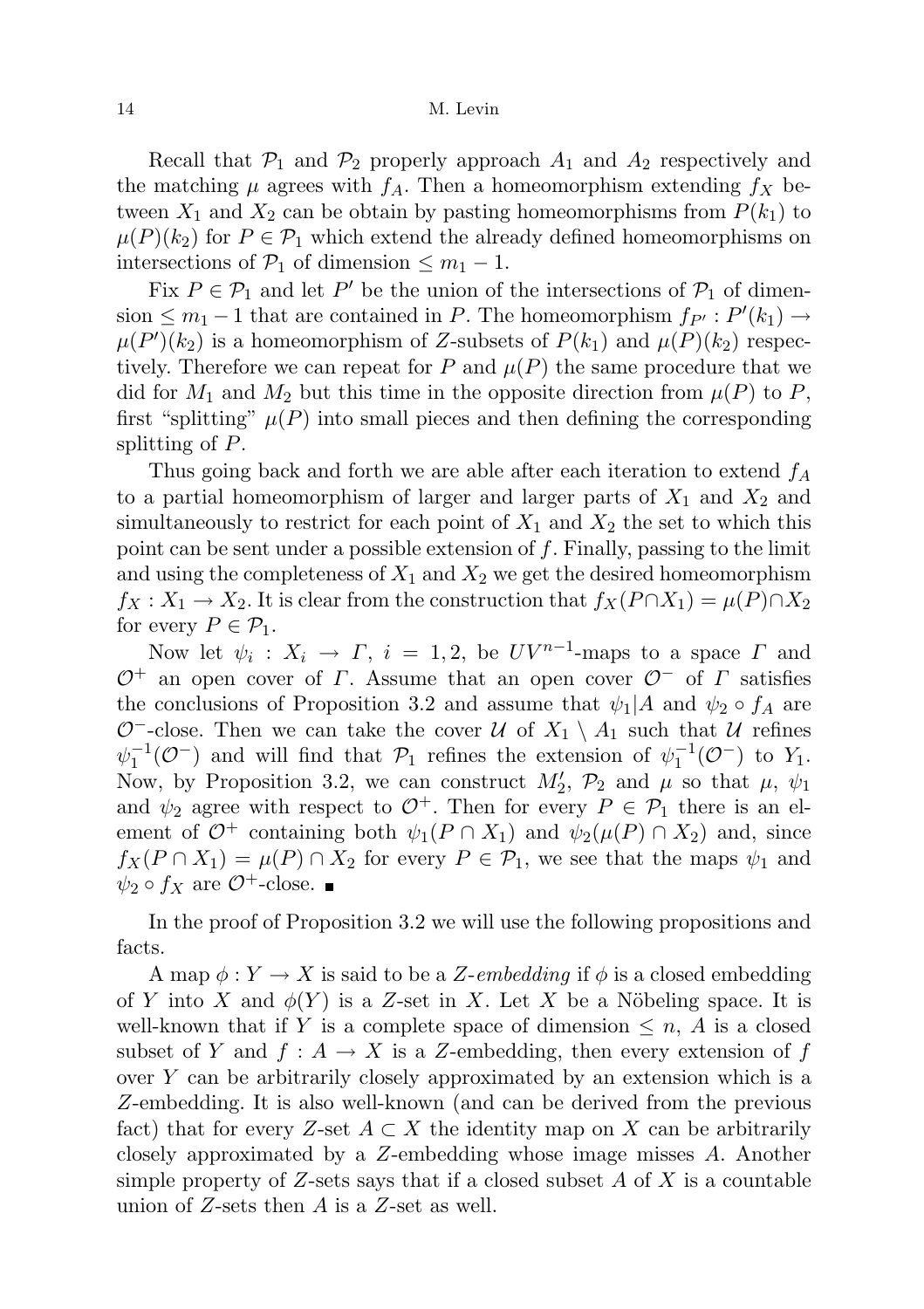Recall that $\mathcal{P}_1$ and $\mathcal{P}_2$ properly approach $A_1$ and $A_2$ respectively and the matching $\mu$ agrees with $f_A$. Then a homeomorphism extending $f_X$ between $X_1$ and $X_2$ can be obtain by pasting homeomorphisms from $P(k_1)$ to $\mu(P)(k_2)$ for $P \in \mathcal{P}_1$ which extend the already defined homeomorphisms on intersections of $\mathcal{P}_1$ of dimension $\leq m_1 - 1$.

Fix $P \in \mathcal{P}_1$ and let $P'$ be the union of the intersections of $\mathcal{P}_1$ of dimension $\leq m_1 - 1$ that are contained in $P$. The homeomorphism $f_{P'} : P'(k_1) \to \mu(P')(k_2)$ is a homeomorphism of $Z$-subsets of $P(k_1)$ and $\mu(P)(k_2)$ respectively. Therefore we can repeat for $P$ and $\mu(P)$ the same procedure that we did for $M_1$ and $M_2$ but this time in the opposite direction from $\mu(P)$ to $P$, first "splitting" $\mu(P)$ into small pieces and then defining the corresponding splitting of $P$.

Thus going back and forth we are able after each iteration to extend $f_A$ to a partial homeomorphism of larger and larger parts of $X_1$ and $X_2$ and simultaneously to restrict for each point of $X_1$ and $X_2$ the set to which this point can be sent under a possible extension of $f$. Finally, passing to the limit and using the completeness of $X_1$ and $X_2$ we get the desired homeomorphism $f_X : X_1 \to X_2$. It is clear from the construction that $f_X(P \cap X_1) = \mu(P) \cap X_2$ for every $P \in \mathcal{P}_1$.

Now let $\psi_i : X_i \to \Gamma$, $i = 1, 2$, be $UV^{n-1}$-maps to a space $\Gamma$ and $\mathcal{O}^+$ an open cover of $\Gamma$. Assume that an open cover $\mathcal{O}^-$ of $\Gamma$ satisfies the conclusions of Proposition 3.2 and assume that $\psi_1|A$ and $\psi_2 \circ f_A$ are $\mathcal{O}^-$-close. Then we can take the cover $\mathcal{U}$ of $X_1 \setminus A_1$ such that $\mathcal{U}$ refines $\psi_1^{-1}(\mathcal{O}^-)$ and will find that $\mathcal{P}_1$ refines the extension of $\psi_1^{-1}(\mathcal{O}^-)$ to $Y_1$. Now, by Proposition 3.2, we can construct $M_2'$, $\mathcal{P}_2$ and $\mu$ so that $\mu$, $\psi_1$ and $\psi_2$ agree with respect to $\mathcal{O}^+$. Then for every $P \in \mathcal{P}_1$ there is an element of $\mathcal{O}^+$ containing both $\psi_1(P \cap X_1)$ and $\psi_2(\mu(P) \cap X_2)$ and, since $f_X(P \cap X_1) = \mu(P) \cap X_2$ for every $P \in \mathcal{P}_1$, we see that the maps $\psi_1$ and $\psi_2 \circ f_X$ are $\mathcal{O}^+$-close. ∎

In the proof of Proposition 3.2 we will use the following propositions and facts.

A map $\phi : Y \to X$ is said to be a *$Z$-embedding* if $\phi$ is a closed embedding of $Y$ into $X$ and $\phi(Y)$ is a $Z$-set in $X$. Let $X$ be a Nöbeling space. It is well-known that if $Y$ is a complete space of dimension $\leq n$, $A$ is a closed subset of $Y$ and $f : A \to X$ is a $Z$-embedding, then every extension of $f$ over $Y$ can be arbitrarily closely approximated by an extension which is a $Z$-embedding. It is also well-known (and can be derived from the previous fact) that for every $Z$-set $A \subset X$ the identity map on $X$ can be arbitrarily closely approximated by a $Z$-embedding whose image misses $A$. Another simple property of $Z$-sets says that if a closed subset $A$ of $X$ is a countable union of $Z$-sets then $A$ is a $Z$-set as well.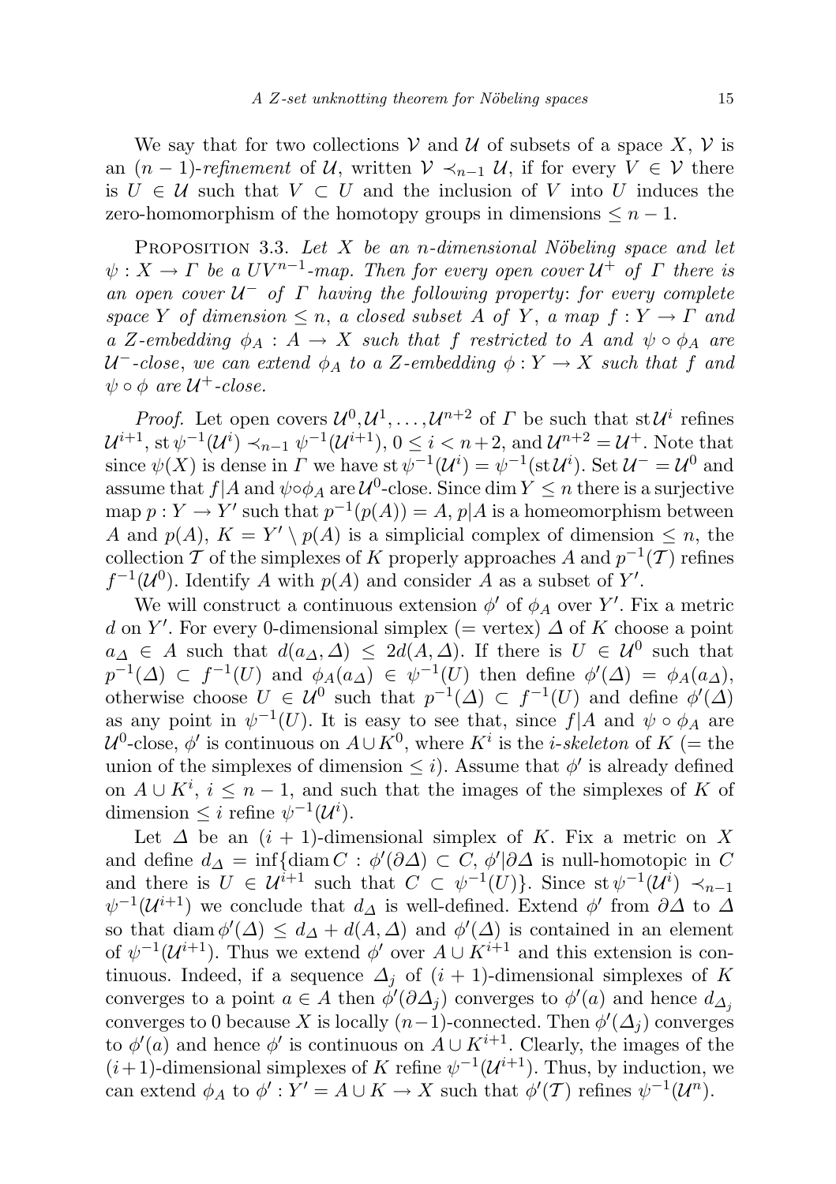We say that for two collections $\mathcal{V}$ and $\mathcal{U}$ of subsets of a space $X$, $\mathcal{V}$ is an $(n-1)$-*refinement* of $\mathcal{U}$, written $\mathcal{V} \prec_{n-1} \mathcal{U}$, if for every $V \in \mathcal{V}$ there is $U \in \mathcal{U}$ such that $V \subset U$ and the inclusion of $V$ into $U$ induces the zero-homomorphism of the homotopy groups in dimensions $\leq n-1$.

PROPOSITION 3.3. *Let $X$ be an $n$-dimensional Nöbeling space and let $\psi : X \to \Gamma$ be a $UV^{n-1}$-map. Then for every open cover $\mathcal{U}^+$ of $\Gamma$ there is an open cover $\mathcal{U}^-$ of $\Gamma$ having the following property: for every complete space $Y$ of dimension $\leq n$, a closed subset $A$ of $Y$, a map $f : Y \to \Gamma$ and a $Z$-embedding $\phi_A : A \to X$ such that $f$ restricted to $A$ and $\psi \circ \phi_A$ are $\mathcal{U}^-$-close, we can extend $\phi_A$ to a $Z$-embedding $\phi : Y \to X$ such that $f$ and $\psi \circ \phi$ are $\mathcal{U}^+$-close.*

*Proof.* Let open covers $\mathcal{U}^0, \mathcal{U}^1, \ldots, \mathcal{U}^{n+2}$ of $\Gamma$ be such that $\operatorname{st}\mathcal{U}^i$ refines $\mathcal{U}^{i+1}$, $\operatorname{st}\psi^{-1}(\mathcal{U}^i) \prec_{n-1} \psi^{-1}(\mathcal{U}^{i+1})$, $0 \leq i < n+2$, and $\mathcal{U}^{n+2} = \mathcal{U}^+$. Note that since $\psi(X)$ is dense in $\Gamma$ we have $\operatorname{st}\psi^{-1}(\mathcal{U}^i) = \psi^{-1}(\operatorname{st}\mathcal{U}^i)$. Set $\mathcal{U}^- = \mathcal{U}^0$ and assume that $f|A$ and $\psi \circ \phi_A$ are $\mathcal{U}^0$-close. Since $\dim Y \leq n$ there is a surjective map $p : Y \to Y'$ such that $p^{-1}(p(A)) = A$, $p|A$ is a homeomorphism between $A$ and $p(A)$, $K = Y' \setminus p(A)$ is a simplicial complex of dimension $\leq n$, the collection $\mathcal{T}$ of the simplexes of $K$ properly approaches $A$ and $p^{-1}(\mathcal{T})$ refines $f^{-1}(\mathcal{U}^0)$. Identify $A$ with $p(A)$ and consider $A$ as a subset of $Y'$.

We will construct a continuous extension $\phi'$ of $\phi_A$ over $Y'$. Fix a metric $d$ on $Y'$. For every 0-dimensional simplex (= vertex) $\Delta$ of $K$ choose a point $a_\Delta \in A$ such that $d(a_\Delta, \Delta) \leq 2d(A, \Delta)$. If there is $U \in \mathcal{U}^0$ such that $p^{-1}(\Delta) \subset f^{-1}(U)$ and $\phi_A(a_\Delta) \in \psi^{-1}(U)$ then define $\phi'(\Delta) = \phi_A(a_\Delta)$, otherwise choose $U \in \mathcal{U}^0$ such that $p^{-1}(\Delta) \subset f^{-1}(U)$ and define $\phi'(\Delta)$ as any point in $\psi^{-1}(U)$. It is easy to see that, since $f|A$ and $\psi \circ \phi_A$ are $\mathcal{U}^0$-close, $\phi'$ is continuous on $A \cup K^0$, where $K^i$ is the *$i$-skeleton* of $K$ (= the union of the simplexes of dimension $\leq i$). Assume that $\phi'$ is already defined on $A \cup K^i$, $i \leq n-1$, and such that the images of the simplexes of $K$ of dimension $\leq i$ refine $\psi^{-1}(\mathcal{U}^i)$.

Let $\Delta$ be an $(i+1)$-dimensional simplex of $K$. Fix a metric on $X$ and define $d_\Delta = \inf\{\operatorname{diam} C : \phi'(\partial\Delta) \subset C,\ \phi'|\partial\Delta \text{ is null-homotopic in } C \text{ and there is } U \in \mathcal{U}^{i+1} \text{ such that } C \subset \psi^{-1}(U)\}$. Since $\operatorname{st}\psi^{-1}(\mathcal{U}^i) \prec_{n-1} \psi^{-1}(\mathcal{U}^{i+1})$ we conclude that $d_\Delta$ is well-defined. Extend $\phi'$ from $\partial\Delta$ to $\Delta$ so that $\operatorname{diam}\phi'(\Delta) \leq d_\Delta + d(A, \Delta)$ and $\phi'(\Delta)$ is contained in an element of $\psi^{-1}(\mathcal{U}^{i+1})$. Thus we extend $\phi'$ over $A \cup K^{i+1}$ and this extension is continuous. Indeed, if a sequence $\Delta_j$ of $(i+1)$-dimensional simplexes of $K$ converges to a point $a \in A$ then $\phi'(\partial\Delta_j)$ converges to $\phi'(a)$ and hence $d_{\Delta_j}$ converges to 0 because $X$ is locally $(n-1)$-connected. Then $\phi'(\Delta_j)$ converges to $\phi'(a)$ and hence $\phi'$ is continuous on $A \cup K^{i+1}$. Clearly, the images of the $(i+1)$-dimensional simplexes of $K$ refine $\psi^{-1}(\mathcal{U}^{i+1})$. Thus, by induction, we can extend $\phi_A$ to $\phi' : Y' = A \cup K \to X$ such that $\phi'(\mathcal{T})$ refines $\psi^{-1}(\mathcal{U}^n)$.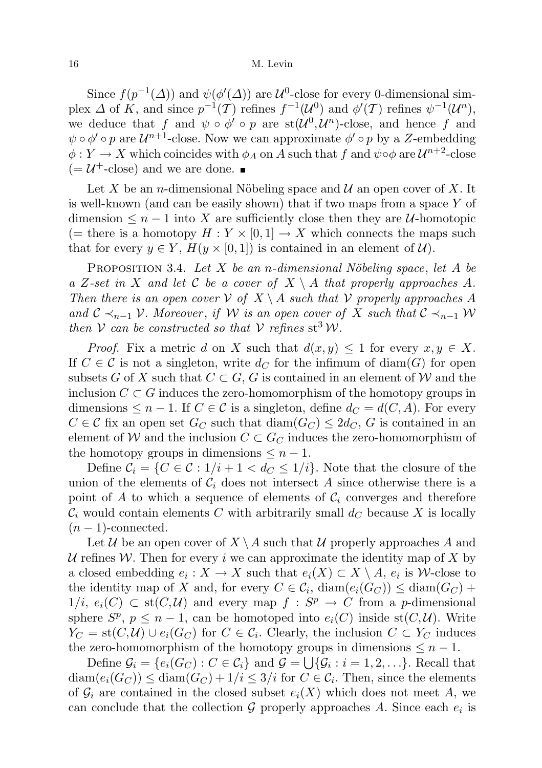Since $f(p^{-1}(\Delta))$ and $\psi(\phi'(\Delta))$ are $\mathcal{U}^0$-close for every 0-dimensional simplex $\Delta$ of $K$, and since $p^{-1}(\mathcal{T})$ refines $f^{-1}(\mathcal{U}^0)$ and $\phi'(\mathcal{T})$ refines $\psi^{-1}(\mathcal{U}^n)$, we deduce that $f$ and $\psi \circ \phi' \circ p$ are $\mathrm{st}(\mathcal{U}^0, \mathcal{U}^n)$-close, and hence $f$ and $\psi \circ \phi' \circ p$ are $\mathcal{U}^{n+1}$-close. Now we can approximate $\phi' \circ p$ by a $Z$-embedding $\phi : Y \to X$ which coincides with $\phi_A$ on $A$ such that $f$ and $\psi \circ \phi$ are $\mathcal{U}^{n+2}$-close ($= \mathcal{U}^+$-close) and we are done. ∎

Let $X$ be an $n$-dimensional Nöbeling space and $\mathcal{U}$ an open cover of $X$. It is well-known (and can be easily shown) that if two maps from a space $Y$ of dimension $\leq n-1$ into $X$ are sufficiently close then they are $\mathcal{U}$-homotopic ($=$ there is a homotopy $H : Y \times [0,1] \to X$ which connects the maps such that for every $y \in Y$, $H(y \times [0,1])$ is contained in an element of $\mathcal{U}$).

Proposition 3.4. *Let $X$ be an $n$-dimensional Nöbeling space, let $A$ be a $Z$-set in $X$ and let $\mathcal{C}$ be a cover of $X \setminus A$ that properly approaches $A$. Then there is an open cover $\mathcal{V}$ of $X \setminus A$ such that $\mathcal{V}$ properly approaches $A$ and $\mathcal{C} \prec_{n-1} \mathcal{V}$. Moreover, if $\mathcal{W}$ is an open cover of $X$ such that $\mathcal{C} \prec_{n-1} \mathcal{W}$ then $\mathcal{V}$ can be constructed so that $\mathcal{V}$ refines $\mathrm{st}^3 \mathcal{W}$.*

*Proof.* Fix a metric $d$ on $X$ such that $d(x,y) \leq 1$ for every $x, y \in X$. If $C \in \mathcal{C}$ is not a singleton, write $d_C$ for the infimum of $\mathrm{diam}(G)$ for open subsets $G$ of $X$ such that $C \subset G$, $G$ is contained in an element of $\mathcal{W}$ and the inclusion $C \subset G$ induces the zero-homomorphism of the homotopy groups in dimensions $\leq n-1$. If $C \in \mathcal{C}$ is a singleton, define $d_C = d(C, A)$. For every $C \in \mathcal{C}$ fix an open set $G_C$ such that $\mathrm{diam}(G_C) \leq 2d_C$, $G$ is contained in an element of $\mathcal{W}$ and the inclusion $C \subset G_C$ induces the zero-homomorphism of the homotopy groups in dimensions $\leq n-1$.

Define $\mathcal{C}_i = \{C \in \mathcal{C} : 1/i + 1 < d_C \leq 1/i\}$. Note that the closure of the union of the elements of $\mathcal{C}_i$ does not intersect $A$ since otherwise there is a point of $A$ to which a sequence of elements of $\mathcal{C}_i$ converges and therefore $\mathcal{C}_i$ would contain elements $C$ with arbitrarily small $d_C$ because $X$ is locally $(n-1)$-connected.

Let $\mathcal{U}$ be an open cover of $X \setminus A$ such that $\mathcal{U}$ properly approaches $A$ and $\mathcal{U}$ refines $\mathcal{W}$. Then for every $i$ we can approximate the identity map of $X$ by a closed embedding $e_i : X \to X$ such that $e_i(X) \subset X \setminus A$, $e_i$ is $\mathcal{W}$-close to the identity map of $X$ and, for every $C \in \mathcal{C}_i$, $\mathrm{diam}(e_i(G_C)) \leq \mathrm{diam}(G_C) + 1/i$, $e_i(C) \subset \mathrm{st}(C, \mathcal{U})$ and every map $f : S^p \to C$ from a $p$-dimensional sphere $S^p$, $p \leq n-1$, can be homotoped into $e_i(C)$ inside $\mathrm{st}(C, \mathcal{U})$. Write $Y_C = \mathrm{st}(C, \mathcal{U}) \cup e_i(G_C)$ for $C \in \mathcal{C}_i$. Clearly, the inclusion $C \subset Y_C$ induces the zero-homomorphism of the homotopy groups in dimensions $\leq n-1$.

Define $\mathcal{G}_i = \{e_i(G_C) : C \in \mathcal{C}_i\}$ and $\mathcal{G} = \bigcup\{\mathcal{G}_i : i = 1, 2, \ldots\}$. Recall that $\mathrm{diam}(e_i(G_C)) \leq \mathrm{diam}(G_C) + 1/i \leq 3/i$ for $C \in \mathcal{C}_i$. Then, since the elements of $\mathcal{G}_i$ are contained in the closed subset $e_i(X)$ which does not meet $A$, we can conclude that the collection $\mathcal{G}$ properly approaches $A$. Since each $e_i$ is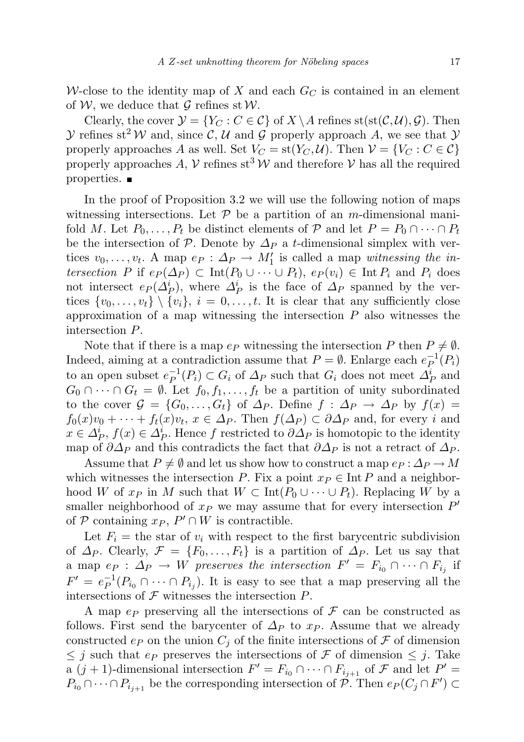$\mathcal{W}$-close to the identity map of $X$ and each $G_C$ is contained in an element of $\mathcal{W}$, we deduce that $\mathcal{G}$ refines $\operatorname{st}\mathcal{W}$.

Clearly, the cover $\mathcal{Y} = \{Y_C : C \in \mathcal{C}\}$ of $X \setminus A$ refines $\operatorname{st}(\operatorname{st}(\mathcal{C},\mathcal{U}),\mathcal{G})$. Then $\mathcal{Y}$ refines $\operatorname{st}^2\mathcal{W}$ and, since $\mathcal{C}$, $\mathcal{U}$ and $\mathcal{G}$ properly approach $A$, we see that $\mathcal{Y}$ properly approaches $A$ as well. Set $V_C = \operatorname{st}(Y_C,\mathcal{U})$. Then $\mathcal{V} = \{V_C : C \in \mathcal{C}\}$ properly approaches $A$, $\mathcal{V}$ refines $\operatorname{st}^3\mathcal{W}$ and therefore $\mathcal{V}$ has all the required properties. ∎

In the proof of Proposition 3.2 we will use the following notion of maps witnessing intersections. Let $\mathcal{P}$ be a partition of an $m$-dimensional manifold $M$. Let $P_0,\dots,P_t$ be distinct elements of $\mathcal{P}$ and let $P = P_0 \cap \dots \cap P_t$ be the intersection of $\mathcal{P}$. Denote by $\Delta_P$ a $t$-dimensional simplex with vertices $v_0,\dots,v_t$. A map $e_P : \Delta_P \to M_1'$ is called a map *witnessing the intersection* $P$ if $e_P(\Delta_P) \subset \operatorname{Int}(P_0 \cup \dots \cup P_t)$, $e_P(v_i) \in \operatorname{Int} P_i$ and $P_i$ does not intersect $e_P(\Delta_P^i)$, where $\Delta_P^i$ is the face of $\Delta_P$ spanned by the vertices $\{v_0,\dots,v_t\} \setminus \{v_i\}$, $i = 0,\dots,t$. It is clear that any sufficiently close approximation of a map witnessing the intersection $P$ also witnesses the intersection $P$.

Note that if there is a map $e_P$ witnessing the intersection $P$ then $P \neq \emptyset$. Indeed, aiming at a contradiction assume that $P = \emptyset$. Enlarge each $e_P^{-1}(P_i)$ to an open subset $e_P^{-1}(P_i) \subset G_i$ of $\Delta_P$ such that $G_i$ does not meet $\Delta_P^i$ and $G_0 \cap \dots \cap G_t = \emptyset$. Let $f_0, f_1,\dots,f_t$ be a partition of unity subordinated to the cover $\mathcal{G} = \{G_0,\dots,G_t\}$ of $\Delta_P$. Define $f : \Delta_P \to \Delta_P$ by $f(x) = f_0(x)v_0 + \dots + f_t(x)v_t$, $x \in \Delta_P$. Then $f(\Delta_P) \subset \partial\Delta_P$ and, for every $i$ and $x \in \Delta_P^i$, $f(x) \in \Delta_P^i$. Hence $f$ restricted to $\partial\Delta_P$ is homotopic to the identity map of $\partial\Delta_P$ and this contradicts the fact that $\partial\Delta_P$ is not a retract of $\Delta_P$.

Assume that $P \neq \emptyset$ and let us show how to construct a map $e_P : \Delta_P \to M$ which witnesses the intersection $P$. Fix a point $x_P \in \operatorname{Int} P$ and a neighborhood $W$ of $x_P$ in $M$ such that $W \subset \operatorname{Int}(P_0 \cup \dots \cup P_t)$. Replacing $W$ by a smaller neighborhood of $x_P$ we may assume that for every intersection $P'$ of $\mathcal{P}$ containing $x_P$, $P' \cap W$ is contractible.

Let $F_i$ = the star of $v_i$ with respect to the first barycentric subdivision of $\Delta_P$. Clearly, $\mathcal{F} = \{F_0,\dots,F_t\}$ is a partition of $\Delta_P$. Let us say that a map $e_P : \Delta_P \to W$ *preserves the intersection* $F' = F_{i_0} \cap \dots \cap F_{i_j}$ if $F' = e_P^{-1}(P_{i_0} \cap \dots \cap P_{i_j})$. It is easy to see that a map preserving all the intersections of $\mathcal{F}$ witnesses the intersection $P$.

A map $e_P$ preserving all the intersections of $\mathcal{F}$ can be constructed as follows. First send the barycenter of $\Delta_P$ to $x_P$. Assume that we already constructed $e_P$ on the union $C_j$ of the finite intersections of $\mathcal{F}$ of dimension $\leq j$ such that $e_P$ preserves the intersections of $\mathcal{F}$ of dimension $\leq j$. Take a $(j+1)$-dimensional intersection $F' = F_{i_0} \cap \dots \cap F_{i_{j+1}}$ of $\mathcal{F}$ and let $P' = P_{i_0} \cap \dots \cap P_{i_{j+1}}$ be the corresponding intersection of $\mathcal{P}$. Then $e_P(C_j \cap F') \subset$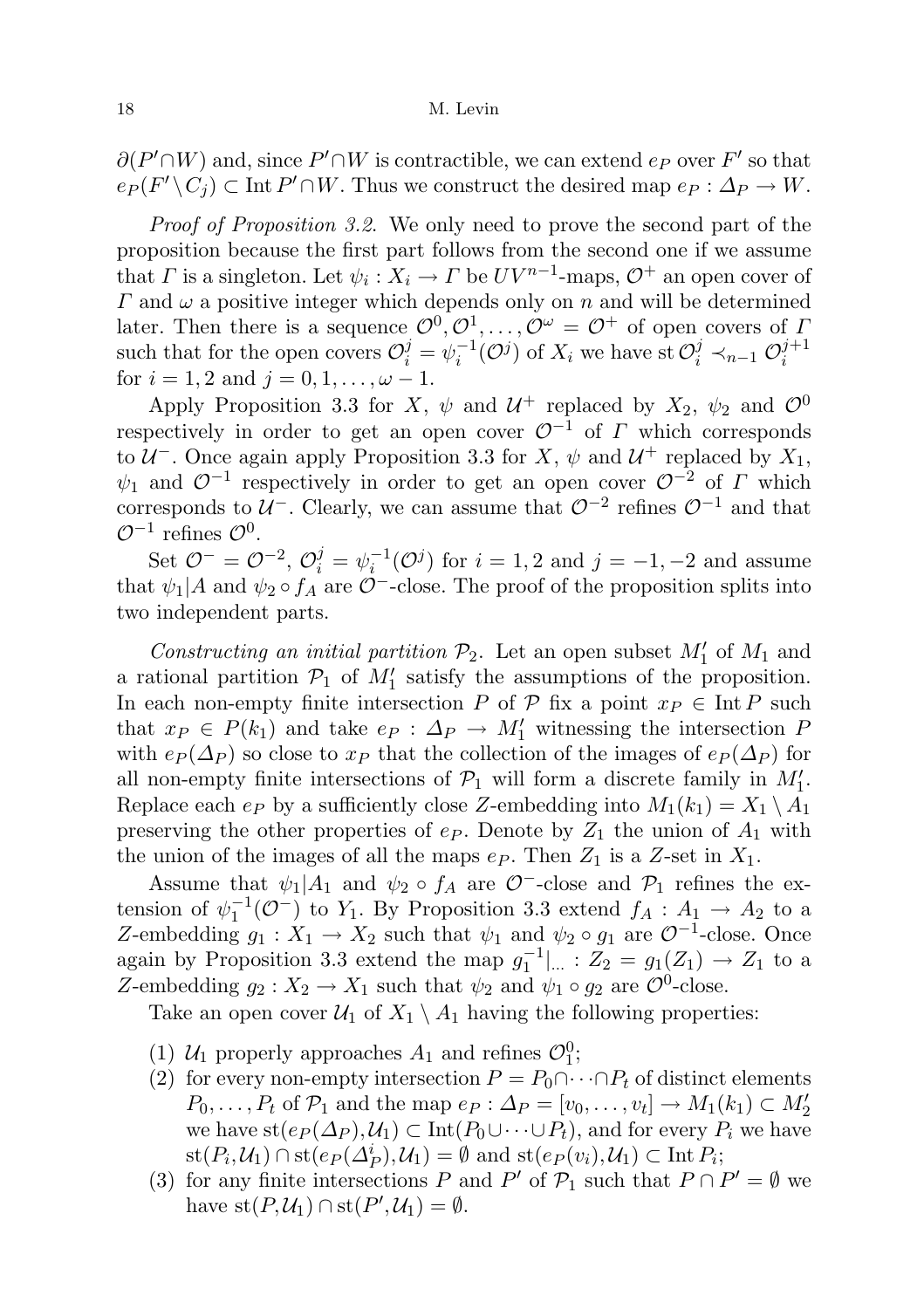$\partial(P' \cap W)$ and, since $P' \cap W$ is contractible, we can extend $e_P$ over $F'$ so that $e_P(F' \setminus C_j) \subset \operatorname{Int} P' \cap W$. Thus we construct the desired map $e_P : \Delta_P \to W$.

*Proof of Proposition 3.2.* We only need to prove the second part of the proposition because the first part follows from the second one if we assume that $\Gamma$ is a singleton. Let $\psi_i : X_i \to \Gamma$ be $UV^{n-1}$-maps, $\mathcal{O}^+$ an open cover of $\Gamma$ and $\omega$ a positive integer which depends only on $n$ and will be determined later. Then there is a sequence $\mathcal{O}^0, \mathcal{O}^1, \dots, \mathcal{O}^\omega = \mathcal{O}^+$ of open covers of $\Gamma$ such that for the open covers $\mathcal{O}^j_i = \psi_i^{-1}(\mathcal{O}^j)$ of $X_i$ we have $\operatorname{st} \mathcal{O}^j_i \prec_{n-1} \mathcal{O}^{j+1}_i$ for $i = 1, 2$ and $j = 0, 1, \dots, \omega - 1$.

Apply Proposition 3.3 for $X$, $\psi$ and $\mathcal{U}^+$ replaced by $X_2$, $\psi_2$ and $\mathcal{O}^0$ respectively in order to get an open cover $\mathcal{O}^{-1}$ of $\Gamma$ which corresponds to $\mathcal{U}^-$. Once again apply Proposition 3.3 for $X$, $\psi$ and $\mathcal{U}^+$ replaced by $X_1$, $\psi_1$ and $\mathcal{O}^{-1}$ respectively in order to get an open cover $\mathcal{O}^{-2}$ of $\Gamma$ which corresponds to $\mathcal{U}^-$. Clearly, we can assume that $\mathcal{O}^{-2}$ refines $\mathcal{O}^{-1}$ and that $\mathcal{O}^{-1}$ refines $\mathcal{O}^0$.

Set $\mathcal{O}^- = \mathcal{O}^{-2}$, $\mathcal{O}^j_i = \psi_i^{-1}(\mathcal{O}^j)$ for $i = 1, 2$ and $j = -1, -2$ and assume that $\psi_1|A$ and $\psi_2 \circ f_A$ are $\mathcal{O}^-$-close. The proof of the proposition splits into two independent parts.

*Constructing an initial partition $\mathcal{P}_2$.* Let an open subset $M'_1$ of $M_1$ and a rational partition $\mathcal{P}_1$ of $M'_1$ satisfy the assumptions of the proposition. In each non-empty finite intersection $P$ of $\mathcal{P}$ fix a point $x_P \in \operatorname{Int} P$ such that $x_P \in P(k_1)$ and take $e_P : \Delta_P \to M'_1$ witnessing the intersection $P$ with $e_P(\Delta_P)$ so close to $x_P$ that the collection of the images of $e_P(\Delta_P)$ for all non-empty finite intersections of $\mathcal{P}_1$ will form a discrete family in $M'_1$. Replace each $e_P$ by a sufficiently close $Z$-embedding into $M_1(k_1) = X_1 \setminus A_1$ preserving the other properties of $e_P$. Denote by $Z_1$ the union of $A_1$ with the union of the images of all the maps $e_P$. Then $Z_1$ is a $Z$-set in $X_1$.

Assume that $\psi_1|A_1$ and $\psi_2 \circ f_A$ are $\mathcal{O}^-$-close and $\mathcal{P}_1$ refines the extension of $\psi_1^{-1}(\mathcal{O}^-)$ to $Y_1$. By Proposition 3.3 extend $f_A : A_1 \to A_2$ to a $Z$-embedding $g_1 : X_1 \to X_2$ such that $\psi_1$ and $\psi_2 \circ g_1$ are $\mathcal{O}^{-1}$-close. Once again by Proposition 3.3 extend the map $g_1^{-1}|_{\dots} : Z_2 = g_1(Z_1) \to Z_1$ to a $Z$-embedding $g_2 : X_2 \to X_1$ such that $\psi_2$ and $\psi_1 \circ g_2$ are $\mathcal{O}^0$-close.

Take an open cover $\mathcal{U}_1$ of $X_1 \setminus A_1$ having the following properties:

1. $\mathcal{U}_1$ properly approaches $A_1$ and refines $\mathcal{O}^0_1$;
2. for every non-empty intersection $P = P_0 \cap \dots \cap P_t$ of distinct elements $P_0, \dots, P_t$ of $\mathcal{P}_1$ and the map $e_P : \Delta_P = [v_0, \dots, v_t] \to M_1(k_1) \subset M'_2$ we have $\operatorname{st}(e_P(\Delta_P), \mathcal{U}_1) \subset \operatorname{Int}(P_0 \cup \dots \cup P_t)$, and for every $P_i$ we have $\operatorname{st}(P_i, \mathcal{U}_1) \cap \operatorname{st}(e_P(\Delta^i_P), \mathcal{U}_1) = \emptyset$ and $\operatorname{st}(e_P(v_i), \mathcal{U}_1) \subset \operatorname{Int} P_i$;
3. for any finite intersections $P$ and $P'$ of $\mathcal{P}_1$ such that $P \cap P' = \emptyset$ we have $\operatorname{st}(P, \mathcal{U}_1) \cap \operatorname{st}(P', \mathcal{U}_1) = \emptyset$.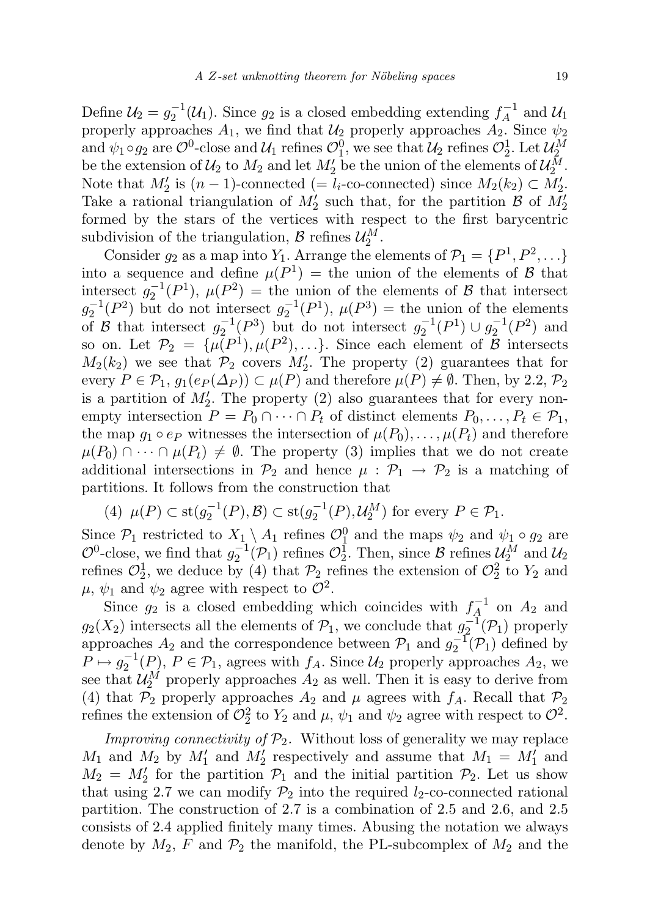Define $\mathcal{U}_2 = g_2^{-1}(\mathcal{U}_1)$. Since $g_2$ is a closed embedding extending $f_A^{-1}$ and $\mathcal{U}_1$ properly approaches $A_1$, we find that $\mathcal{U}_2$ properly approaches $A_2$. Since $\psi_2$ and $\psi_1 \circ g_2$ are $\mathcal{O}^0$-close and $\mathcal{U}_1$ refines $\mathcal{O}_1^0$, we see that $\mathcal{U}_2$ refines $\mathcal{O}_2^1$. Let $\mathcal{U}_2^M$ be the extension of $\mathcal{U}_2$ to $M_2$ and let $M_2'$ be the union of the elements of $\mathcal{U}_2^M$. Note that $M_2'$ is $(n-1)$-connected ($= l_i$-co-connected) since $M_2(k_2) \subset M_2'$. Take a rational triangulation of $M_2'$ such that, for the partition $\mathcal{B}$ of $M_2'$ formed by the stars of the vertices with respect to the first barycentric subdivision of the triangulation, $\mathcal{B}$ refines $\mathcal{U}_2^M$.

Consider $g_2$ as a map into $Y_1$. Arrange the elements of $\mathcal{P}_1 = \{P^1, P^2, \ldots\}$ into a sequence and define $\mu(P^1) =$ the union of the elements of $\mathcal{B}$ that intersect $g_2^{-1}(P^1)$, $\mu(P^2) =$ the union of the elements of $\mathcal{B}$ that intersect $g_2^{-1}(P^2)$ but do not intersect $g_2^{-1}(P^1)$, $\mu(P^3) =$ the union of the elements of $\mathcal{B}$ that intersect $g_2^{-1}(P^3)$ but do not intersect $g_2^{-1}(P^1) \cup g_2^{-1}(P^2)$ and so on. Let $\mathcal{P}_2 = \{\mu(P^1), \mu(P^2), \ldots\}$. Since each element of $\mathcal{B}$ intersects $M_2(k_2)$ we see that $\mathcal{P}_2$ covers $M_2'$. The property (2) guarantees that for every $P \in \mathcal{P}_1$, $g_1(e_P(\Delta_P)) \subset \mu(P)$ and therefore $\mu(P) \neq \emptyset$. Then, by 2.2, $\mathcal{P}_2$ is a partition of $M_2'$. The property (2) also guarantees that for every non-empty intersection $P = P_0 \cap \cdots \cap P_t$ of distinct elements $P_0, \ldots, P_t \in \mathcal{P}_1$, the map $g_1 \circ e_P$ witnesses the intersection of $\mu(P_0), \ldots, \mu(P_t)$ and therefore $\mu(P_0) \cap \cdots \cap \mu(P_t) \neq \emptyset$. The property (3) implies that we do not create additional intersections in $\mathcal{P}_2$ and hence $\mu : \mathcal{P}_1 \to \mathcal{P}_2$ is a matching of partitions. It follows from the construction that

(4) $\mu(P) \subset \operatorname{st}(g_2^{-1}(P), \mathcal{B}) \subset \operatorname{st}(g_2^{-1}(P), \mathcal{U}_2^M)$ for every $P \in \mathcal{P}_1$.

Since $\mathcal{P}_1$ restricted to $X_1 \setminus A_1$ refines $\mathcal{O}_1^0$ and the maps $\psi_2$ and $\psi_1 \circ g_2$ are $\mathcal{O}^0$-close, we find that $g_2^{-1}(\mathcal{P}_1)$ refines $\mathcal{O}_2^1$. Then, since $\mathcal{B}$ refines $\mathcal{U}_2^M$ and $\mathcal{U}_2$ refines $\mathcal{O}_2^1$, we deduce by (4) that $\mathcal{P}_2$ refines the extension of $\mathcal{O}_2^2$ to $Y_2$ and $\mu$, $\psi_1$ and $\psi_2$ agree with respect to $\mathcal{O}^2$.

Since $g_2$ is a closed embedding which coincides with $f_A^{-1}$ on $A_2$ and $g_2(X_2)$ intersects all the elements of $\mathcal{P}_1$, we conclude that $g_2^{-1}(\mathcal{P}_1)$ properly approaches $A_2$ and the correspondence between $\mathcal{P}_1$ and $g_2^{-1}(\mathcal{P}_1)$ defined by $P \mapsto g_2^{-1}(P)$, $P \in \mathcal{P}_1$, agrees with $f_A$. Since $\mathcal{U}_2$ properly approaches $A_2$, we see that $\mathcal{U}_2^M$ properly approaches $A_2$ as well. Then it is easy to derive from (4) that $\mathcal{P}_2$ properly approaches $A_2$ and $\mu$ agrees with $f_A$. Recall that $\mathcal{P}_2$ refines the extension of $\mathcal{O}_2^2$ to $Y_2$ and $\mu$, $\psi_1$ and $\psi_2$ agree with respect to $\mathcal{O}^2$.

*Improving connectivity of $\mathcal{P}_2$.* Without loss of generality we may replace $M_1$ and $M_2$ by $M_1'$ and $M_2'$ respectively and assume that $M_1 = M_1'$ and $M_2 = M_2'$ for the partition $\mathcal{P}_1$ and the initial partition $\mathcal{P}_2$. Let us show that using 2.7 we can modify $\mathcal{P}_2$ into the required $l_2$-co-connected rational partition. The construction of 2.7 is a combination of 2.5 and 2.6, and 2.5 consists of 2.4 applied finitely many times. Abusing the notation we always denote by $M_2$, $F$ and $\mathcal{P}_2$ the manifold, the PL-subcomplex of $M_2$ and the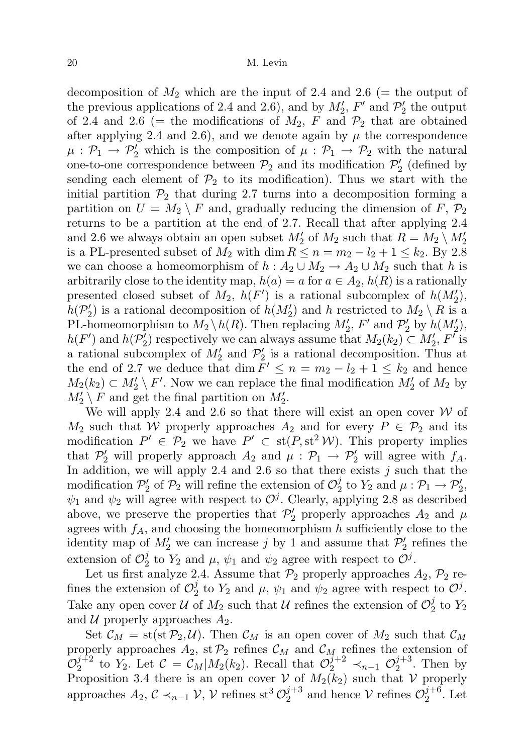decomposition of $M_2$ which are the input of 2.4 and 2.6 (= the output of the previous applications of 2.4 and 2.6), and by $M_2'$, $F'$ and $\mathcal{P}_2'$ the output of 2.4 and 2.6 (= the modifications of $M_2$, $F$ and $\mathcal{P}_2$ that are obtained after applying 2.4 and 2.6), and we denote again by $\mu$ the correspondence $\mu : \mathcal{P}_1 \to \mathcal{P}_2'$ which is the composition of $\mu : \mathcal{P}_1 \to \mathcal{P}_2$ with the natural one-to-one correspondence between $\mathcal{P}_2$ and its modification $\mathcal{P}_2'$ (defined by sending each element of $\mathcal{P}_2$ to its modification). Thus we start with the initial partition $\mathcal{P}_2$ that during 2.7 turns into a decomposition forming a partition on $U = M_2 \setminus F$ and, gradually reducing the dimension of $F$, $\mathcal{P}_2$ returns to be a partition at the end of 2.7. Recall that after applying 2.4 and 2.6 we always obtain an open subset $M_2'$ of $M_2$ such that $R = M_2 \setminus M_2'$ is a PL-presented subset of $M_2$ with $\dim R \le n = m_2 - l_2 + 1 \le k_2$. By 2.8 we can choose a homeomorphism of $h : A_2 \cup M_2 \to A_2 \cup M_2$ such that $h$ is arbitrarily close to the identity map, $h(a) = a$ for $a \in A_2$, $h(R)$ is a rationally presented closed subset of $M_2$, $h(F')$ is a rational subcomplex of $h(M_2')$, $h(\mathcal{P}_2')$ is a rational decomposition of $h(M_2')$ and $h$ restricted to $M_2 \setminus R$ is a PL-homeomorphism to $M_2 \setminus h(R)$. Then replacing $M_2'$, $F'$ and $\mathcal{P}_2'$ by $h(M_2')$, $h(F')$ and $h(\mathcal{P}_2')$ respectively we can always assume that $M_2(k_2) \subset M_2'$, $F'$ is a rational subcomplex of $M_2'$ and $\mathcal{P}_2'$ is a rational decomposition. Thus at the end of 2.7 we deduce that $\dim F' \le n = m_2 - l_2 + 1 \le k_2$ and hence $M_2(k_2) \subset M_2' \setminus F'$. Now we can replace the final modification $M_2'$ of $M_2$ by $M_2' \setminus F$ and get the final partition on $M_2'$.

We will apply 2.4 and 2.6 so that there will exist an open cover $\mathcal{W}$ of $M_2$ such that $\mathcal{W}$ properly approaches $A_2$ and for every $P \in \mathcal{P}_2$ and its modification $P' \in \mathcal{P}_2$ we have $P' \subset \mathrm{st}(P, \mathrm{st}^2 \mathcal{W})$. This property implies that $\mathcal{P}_2'$ will properly approach $A_2$ and $\mu : \mathcal{P}_1 \to \mathcal{P}_2'$ will agree with $f_A$. In addition, we will apply 2.4 and 2.6 so that there exists $j$ such that the modification $\mathcal{P}_2'$ of $\mathcal{P}_2$ will refine the extension of $\mathcal{O}_2^j$ to $Y_2$ and $\mu : \mathcal{P}_1 \to \mathcal{P}_2'$, $\psi_1$ and $\psi_2$ will agree with respect to $\mathcal{O}^j$. Clearly, applying 2.8 as described above, we preserve the properties that $\mathcal{P}_2'$ properly approaches $A_2$ and $\mu$ agrees with $f_A$, and choosing the homeomorphism $h$ sufficiently close to the identity map of $M_2'$ we can increase $j$ by 1 and assume that $\mathcal{P}_2'$ refines the extension of $\mathcal{O}_2^j$ to $Y_2$ and $\mu$, $\psi_1$ and $\psi_2$ agree with respect to $\mathcal{O}^j$.

Let us first analyze 2.4. Assume that $\mathcal{P}_2$ properly approaches $A_2$, $\mathcal{P}_2$ refines the extension of $\mathcal{O}_2^j$ to $Y_2$ and $\mu$, $\psi_1$ and $\psi_2$ agree with respect to $\mathcal{O}^j$. Take any open cover $\mathcal{U}$ of $M_2$ such that $\mathcal{U}$ refines the extension of $\mathcal{O}_2^j$ to $Y_2$ and $\mathcal{U}$ properly approaches $A_2$.

Set $\mathcal{C}_M = \mathrm{st}(\mathrm{st}\,\mathcal{P}_2, \mathcal{U})$. Then $\mathcal{C}_M$ is an open cover of $M_2$ such that $\mathcal{C}_M$ properly approaches $A_2$, $\mathrm{st}\,\mathcal{P}_2$ refines $\mathcal{C}_M$ and $\mathcal{C}_M$ refines the extension of $\mathcal{O}_2^{j+2}$ to $Y_2$. Let $\mathcal{C} = \mathcal{C}_M | M_2(k_2)$. Recall that $\mathcal{O}_2^{j+2} \prec_{n-1} \mathcal{O}_2^{j+3}$. Then by Proposition 3.4 there is an open cover $\mathcal{V}$ of $M_2(k_2)$ such that $\mathcal{V}$ properly approaches $A_2$, $\mathcal{C} \prec_{n-1} \mathcal{V}$, $\mathcal{V}$ refines $\mathrm{st}^3 \mathcal{O}_2^{j+3}$ and hence $\mathcal{V}$ refines $\mathcal{O}_2^{j+6}$. Let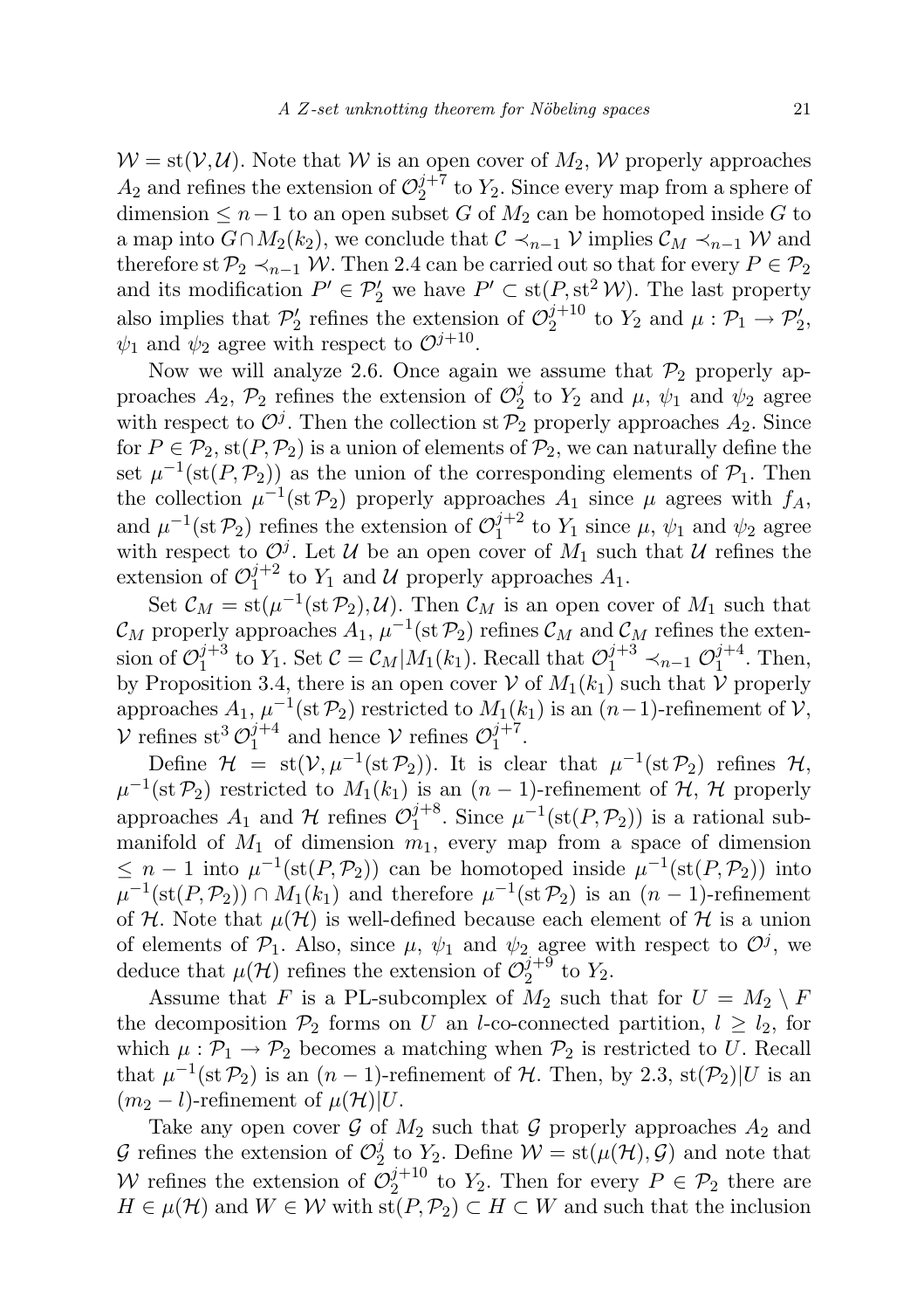$\mathcal{W} = \operatorname{st}(\mathcal{V}, \mathcal{U})$. Note that $\mathcal{W}$ is an open cover of $M_2$, $\mathcal{W}$ properly approaches $A_2$ and refines the extension of $\mathcal{O}_2^{j+7}$ to $Y_2$. Since every map from a sphere of dimension $\leq n-1$ to an open subset $G$ of $M_2$ can be homotoped inside $G$ to a map into $G \cap M_2(k_2)$, we conclude that $\mathcal{C} \prec_{n-1} \mathcal{V}$ implies $\mathcal{C}_M \prec_{n-1} \mathcal{W}$ and therefore $\operatorname{st} \mathcal{P}_2 \prec_{n-1} \mathcal{W}$. Then 2.4 can be carried out so that for every $P \in \mathcal{P}_2$ and its modification $P' \in \mathcal{P}'_2$ we have $P' \subset \operatorname{st}(P, \operatorname{st}^2 \mathcal{W})$. The last property also implies that $\mathcal{P}'_2$ refines the extension of $\mathcal{O}_2^{j+10}$ to $Y_2$ and $\mu : \mathcal{P}_1 \to \mathcal{P}'_2$, $\psi_1$ and $\psi_2$ agree with respect to $\mathcal{O}^{j+10}$.

Now we will analyze 2.6. Once again we assume that $\mathcal{P}_2$ properly approaches $A_2$, $\mathcal{P}_2$ refines the extension of $\mathcal{O}_2^j$ to $Y_2$ and $\mu$, $\psi_1$ and $\psi_2$ agree with respect to $\mathcal{O}^j$. Then the collection $\operatorname{st} \mathcal{P}_2$ properly approaches $A_2$. Since for $P \in \mathcal{P}_2$, $\operatorname{st}(P, \mathcal{P}_2)$ is a union of elements of $\mathcal{P}_2$, we can naturally define the set $\mu^{-1}(\operatorname{st}(P, \mathcal{P}_2))$ as the union of the corresponding elements of $\mathcal{P}_1$. Then the collection $\mu^{-1}(\operatorname{st} \mathcal{P}_2)$ properly approaches $A_1$ since $\mu$ agrees with $f_A$, and $\mu^{-1}(\operatorname{st} \mathcal{P}_2)$ refines the extension of $\mathcal{O}_1^{j+2}$ to $Y_1$ since $\mu$, $\psi_1$ and $\psi_2$ agree with respect to $\mathcal{O}^j$. Let $\mathcal{U}$ be an open cover of $M_1$ such that $\mathcal{U}$ refines the extension of $\mathcal{O}_1^{j+2}$ to $Y_1$ and $\mathcal{U}$ properly approaches $A_1$.

Set $\mathcal{C}_M = \operatorname{st}(\mu^{-1}(\operatorname{st} \mathcal{P}_2), \mathcal{U})$. Then $\mathcal{C}_M$ is an open cover of $M_1$ such that $\mathcal{C}_M$ properly approaches $A_1$, $\mu^{-1}(\operatorname{st} \mathcal{P}_2)$ refines $\mathcal{C}_M$ and $\mathcal{C}_M$ refines the extension of $\mathcal{O}_1^{j+3}$ to $Y_1$. Set $\mathcal{C} = \mathcal{C}_M | M_1(k_1)$. Recall that $\mathcal{O}_1^{j+3} \prec_{n-1} \mathcal{O}_1^{j+4}$. Then, by Proposition 3.4, there is an open cover $\mathcal{V}$ of $M_1(k_1)$ such that $\mathcal{V}$ properly approaches $A_1$, $\mu^{-1}(\operatorname{st} \mathcal{P}_2)$ restricted to $M_1(k_1)$ is an $(n-1)$-refinement of $\mathcal{V}$, $\mathcal{V}$ refines $\operatorname{st}^3 \mathcal{O}_1^{j+4}$ and hence $\mathcal{V}$ refines $\mathcal{O}_1^{j+7}$.

Define $\mathcal{H} = \operatorname{st}(\mathcal{V}, \mu^{-1}(\operatorname{st} \mathcal{P}_2))$. It is clear that $\mu^{-1}(\operatorname{st} \mathcal{P}_2)$ refines $\mathcal{H}$, $\mu^{-1}(\operatorname{st} \mathcal{P}_2)$ restricted to $M_1(k_1)$ is an $(n-1)$-refinement of $\mathcal{H}$, $\mathcal{H}$ properly approaches $A_1$ and $\mathcal{H}$ refines $\mathcal{O}_1^{j+8}$. Since $\mu^{-1}(\operatorname{st}(P, \mathcal{P}_2))$ is a rational submanifold of $M_1$ of dimension $m_1$, every map from a space of dimension $\leq n-1$ into $\mu^{-1}(\operatorname{st}(P, \mathcal{P}_2))$ can be homotoped inside $\mu^{-1}(\operatorname{st}(P, \mathcal{P}_2))$ into $\mu^{-1}(\operatorname{st}(P, \mathcal{P}_2)) \cap M_1(k_1)$ and therefore $\mu^{-1}(\operatorname{st} \mathcal{P}_2)$ is an $(n-1)$-refinement of $\mathcal{H}$. Note that $\mu(\mathcal{H})$ is well-defined because each element of $\mathcal{H}$ is a union of elements of $\mathcal{P}_1$. Also, since $\mu$, $\psi_1$ and $\psi_2$ agree with respect to $\mathcal{O}^j$, we deduce that $\mu(\mathcal{H})$ refines the extension of $\mathcal{O}_2^{j+9}$ to $Y_2$.

Assume that $F$ is a PL-subcomplex of $M_2$ such that for $U = M_2 \setminus F$ the decomposition $\mathcal{P}_2$ forms on $U$ an $l$-co-connected partition, $l \geq l_2$, for which $\mu : \mathcal{P}_1 \to \mathcal{P}_2$ becomes a matching when $\mathcal{P}_2$ is restricted to $U$. Recall that $\mu^{-1}(\operatorname{st} \mathcal{P}_2)$ is an $(n-1)$-refinement of $\mathcal{H}$. Then, by 2.3, $\operatorname{st}(\mathcal{P}_2)|U$ is an $(m_2 - l)$-refinement of $\mu(\mathcal{H})|U$.

Take any open cover $\mathcal{G}$ of $M_2$ such that $\mathcal{G}$ properly approaches $A_2$ and $\mathcal{G}$ refines the extension of $\mathcal{O}_2^j$ to $Y_2$. Define $\mathcal{W} = \operatorname{st}(\mu(\mathcal{H}), \mathcal{G})$ and note that $\mathcal{W}$ refines the extension of $\mathcal{O}_2^{j+10}$ to $Y_2$. Then for every $P \in \mathcal{P}_2$ there are $H \in \mu(\mathcal{H})$ and $W \in \mathcal{W}$ with $\operatorname{st}(P, \mathcal{P}_2) \subset H \subset W$ and such that the inclusion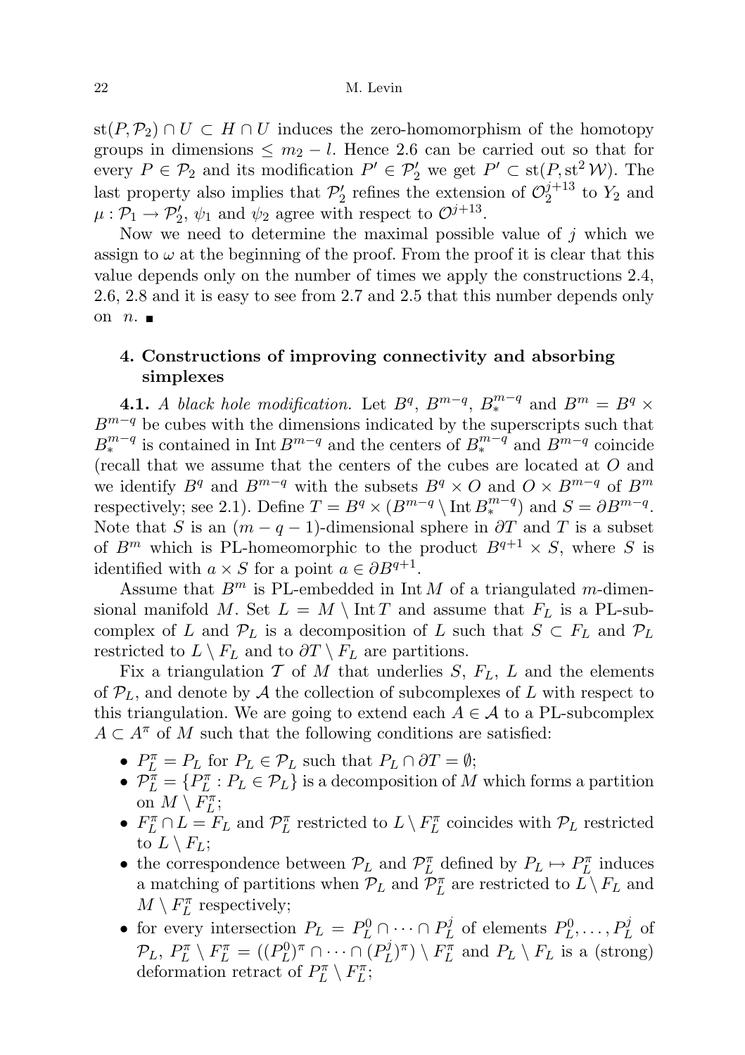$\mathrm{st}(P, \mathcal{P}_2) \cap U \subset H \cap U$ induces the zero-homomorphism of the homotopy groups in dimensions $\leq m_2 - l$. Hence 2.6 can be carried out so that for every $P \in \mathcal{P}_2$ and its modification $P' \in \mathcal{P}_2'$ we get $P' \subset \mathrm{st}(P, \mathrm{st}^2 \mathcal{W})$. The last property also implies that $\mathcal{P}_2'$ refines the extension of $\mathcal{O}_2^{j+13}$ to $Y_2$ and $\mu : \mathcal{P}_1 \to \mathcal{P}_2'$, $\psi_1$ and $\psi_2$ agree with respect to $\mathcal{O}^{j+13}$.

Now we need to determine the maximal possible value of $j$ which we assign to $\omega$ at the beginning of the proof. From the proof it is clear that this value depends only on the number of times we apply the constructions 2.4, 2.6, 2.8 and it is easy to see from 2.7 and 2.5 that this number depends only on $n$. ∎

## 4. Constructions of improving connectivity and absorbing simplexes

**4.1.** *A black hole modification.* Let $B^q$, $B^{m-q}$, $B_*^{m-q}$ and $B^m = B^q \times B^{m-q}$ be cubes with the dimensions indicated by the superscripts such that $B_*^{m-q}$ is contained in $\mathrm{Int}\, B^{m-q}$ and the centers of $B_*^{m-q}$ and $B^{m-q}$ coincide (recall that we assume that the centers of the cubes are located at $O$ and we identify $B^q$ and $B^{m-q}$ with the subsets $B^q \times O$ and $O \times B^{m-q}$ of $B^m$ respectively; see 2.1). Define $T = B^q \times (B^{m-q} \setminus \mathrm{Int}\, B_*^{m-q})$ and $S = \partial B^{m-q}$. Note that $S$ is an $(m-q-1)$-dimensional sphere in $\partial T$ and $T$ is a subset of $B^m$ which is PL-homeomorphic to the product $B^{q+1} \times S$, where $S$ is identified with $a \times S$ for a point $a \in \partial B^{q+1}$.

Assume that $B^m$ is PL-embedded in $\mathrm{Int}\, M$ of a triangulated $m$-dimensional manifold $M$. Set $L = M \setminus \mathrm{Int}\, T$ and assume that $F_L$ is a PL-subcomplex of $L$ and $\mathcal{P}_L$ is a decomposition of $L$ such that $S \subset F_L$ and $\mathcal{P}_L$ restricted to $L \setminus F_L$ and to $\partial T \setminus F_L$ are partitions.

Fix a triangulation $\mathcal{T}$ of $M$ that underlies $S$, $F_L$, $L$ and the elements of $\mathcal{P}_L$, and denote by $\mathcal{A}$ the collection of subcomplexes of $L$ with respect to this triangulation. We are going to extend each $A \in \mathcal{A}$ to a PL-subcomplex $A \subset A^\pi$ of $M$ such that the following conditions are satisfied:

- $P_L^\pi = P_L$ for $P_L \in \mathcal{P}_L$ such that $P_L \cap \partial T = \emptyset$;
- $\mathcal{P}_L^\pi = \{P_L^\pi : P_L \in \mathcal{P}_L\}$ is a decomposition of $M$ which forms a partition on $M \setminus F_L^\pi$;
- $F_L^\pi \cap L = F_L$ and $\mathcal{P}_L^\pi$ restricted to $L \setminus F_L^\pi$ coincides with $\mathcal{P}_L$ restricted to $L \setminus F_L$;
- the correspondence between $\mathcal{P}_L$ and $\mathcal{P}_L^\pi$ defined by $P_L \mapsto P_L^\pi$ induces a matching of partitions when $\mathcal{P}_L$ and $\mathcal{P}_L^\pi$ are restricted to $L \setminus F_L$ and $M \setminus F_L^\pi$ respectively;
- for every intersection $P_L = P_L^0 \cap \dots \cap P_L^j$ of elements $P_L^0, \dots, P_L^j$ of $\mathcal{P}_L$, $P_L^\pi \setminus F_L^\pi = ((P_L^0)^\pi \cap \dots \cap (P_L^j)^\pi) \setminus F_L^\pi$ and $P_L \setminus F_L$ is a (strong) deformation retract of $P_L^\pi \setminus F_L^\pi$;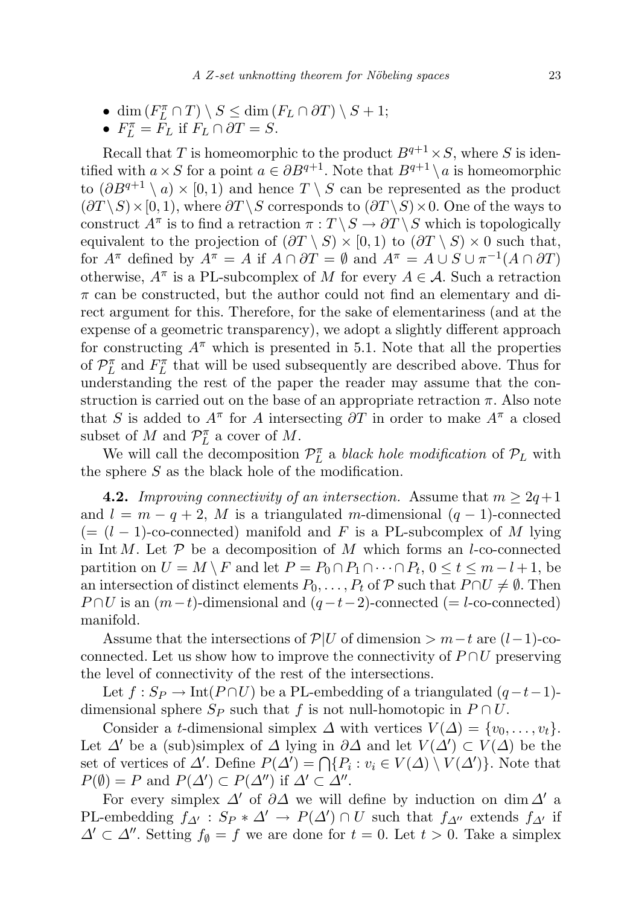- $\dim (F_L^\pi \cap T) \setminus S \leq \dim (F_L \cap \partial T) \setminus S + 1$;
- $F_L^\pi = F_L$ if $F_L \cap \partial T = S$.

Recall that $T$ is homeomorphic to the product $B^{q+1} \times S$, where $S$ is identified with $a \times S$ for a point $a \in \partial B^{q+1}$. Note that $B^{q+1} \setminus a$ is homeomorphic to $(\partial B^{q+1} \setminus a) \times [0,1)$ and hence $T \setminus S$ can be represented as the product $(\partial T \setminus S) \times [0,1)$, where $\partial T \setminus S$ corresponds to $(\partial T \setminus S) \times 0$. One of the ways to construct $A^\pi$ is to find a retraction $\pi : T \setminus S \to \partial T \setminus S$ which is topologically equivalent to the projection of $(\partial T \setminus S) \times [0,1)$ to $(\partial T \setminus S) \times 0$ such that, for $A^\pi$ defined by $A^\pi = A$ if $A \cap \partial T = \emptyset$ and $A^\pi = A \cup S \cup \pi^{-1}(A \cap \partial T)$ otherwise, $A^\pi$ is a PL-subcomplex of $M$ for every $A \in \mathcal{A}$. Such a retraction $\pi$ can be constructed, but the author could not find an elementary and direct argument for this. Therefore, for the sake of elementariness (and at the expense of a geometric transparency), we adopt a slightly different approach for constructing $A^\pi$ which is presented in 5.1. Note that all the properties of $\mathcal{P}_L^\pi$ and $F_L^\pi$ that will be used subsequently are described above. Thus for understanding the rest of the paper the reader may assume that the construction is carried out on the base of an appropriate retraction $\pi$. Also note that $S$ is added to $A^\pi$ for $A$ intersecting $\partial T$ in order to make $A^\pi$ a closed subset of $M$ and $\mathcal{P}_L^\pi$ a cover of $M$.

We will call the decomposition $\mathcal{P}_L^\pi$ a *black hole modification* of $\mathcal{P}_L$ with the sphere $S$ as the black hole of the modification.

**4.2.** *Improving connectivity of an intersection.* Assume that $m \geq 2q+1$ and $l = m - q + 2$, $M$ is a triangulated $m$-dimensional $(q-1)$-connected $(= (l-1)$-co-connected) manifold and $F$ is a PL-subcomplex of $M$ lying in $\operatorname{Int} M$. Let $\mathcal{P}$ be a decomposition of $M$ which forms an $l$-co-connected partition on $U = M \setminus F$ and let $P = P_0 \cap P_1 \cap \cdots \cap P_t$, $0 \leq t \leq m - l + 1$, be an intersection of distinct elements $P_0, \ldots, P_t$ of $\mathcal{P}$ such that $P \cap U \neq \emptyset$. Then $P \cap U$ is an $(m-t)$-dimensional and $(q-t-2)$-connected $(= l$-co-connected) manifold.

Assume that the intersections of $\mathcal{P}|U$ of dimension $> m-t$ are $(l-1)$-co-connected. Let us show how to improve the connectivity of $P \cap U$ preserving the level of connectivity of the rest of the intersections.

Let $f : S_P \to \operatorname{Int}(P \cap U)$ be a PL-embedding of a triangulated $(q-t-1)$-dimensional sphere $S_P$ such that $f$ is not null-homotopic in $P \cap U$.

Consider a $t$-dimensional simplex $\Delta$ with vertices $V(\Delta) = \{v_0, \ldots, v_t\}$. Let $\Delta'$ be a (sub)simplex of $\Delta$ lying in $\partial \Delta$ and let $V(\Delta') \subset V(\Delta)$ be the set of vertices of $\Delta'$. Define $P(\Delta') = \bigcap \{P_i : v_i \in V(\Delta) \setminus V(\Delta')\}$. Note that $P(\emptyset) = P$ and $P(\Delta') \subset P(\Delta'')$ if $\Delta' \subset \Delta''$.

For every simplex $\Delta'$ of $\partial \Delta$ we will define by induction on $\dim \Delta'$ a PL-embedding $f_{\Delta'} : S_P * \Delta' \to P(\Delta') \cap U$ such that $f_{\Delta''}$ extends $f_{\Delta'}$ if $\Delta' \subset \Delta''$. Setting $f_\emptyset = f$ we are done for $t = 0$. Let $t > 0$. Take a simplex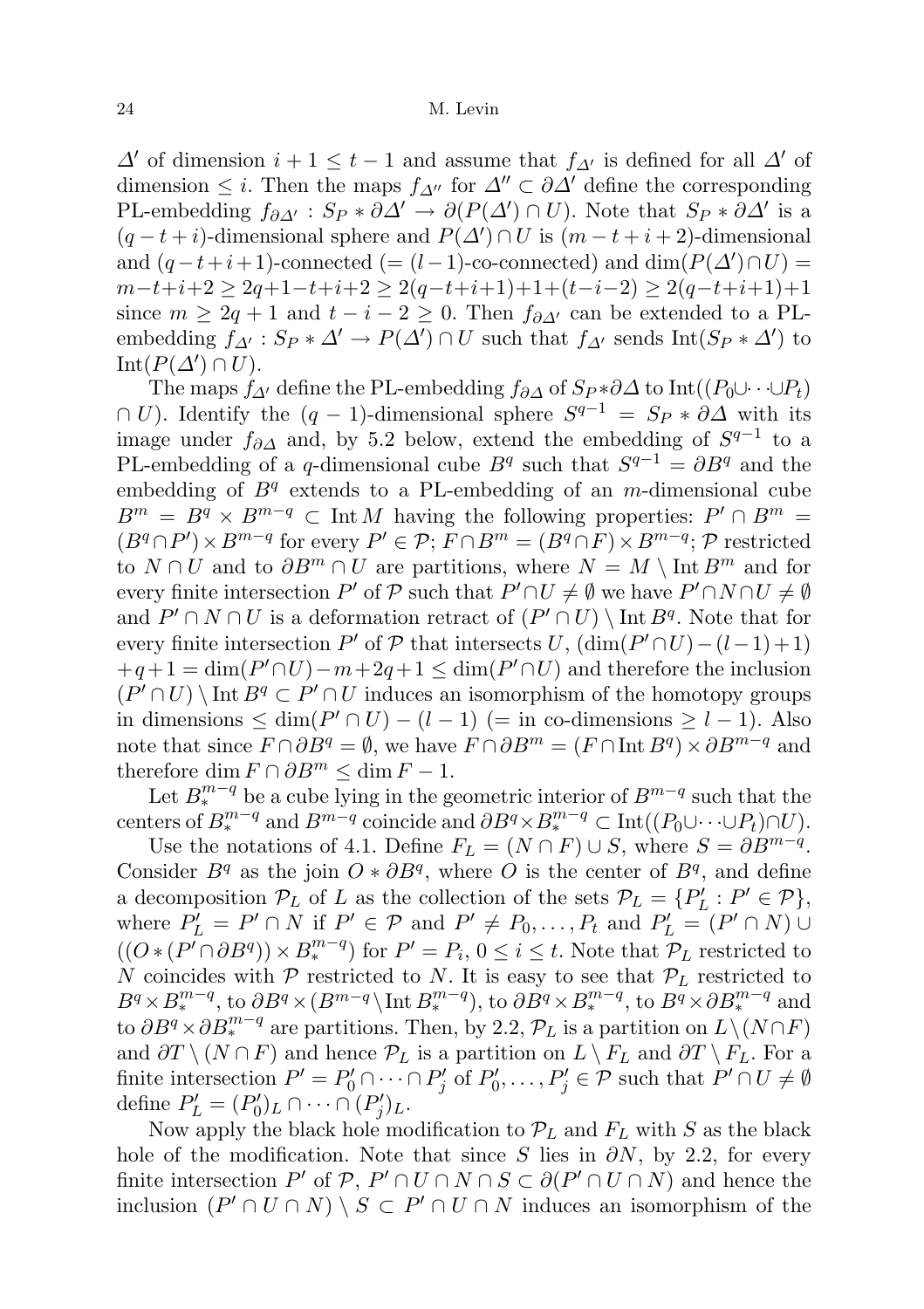$\Delta'$ of dimension $i+1 \le t-1$ and assume that $f_{\Delta'}$ is defined for all $\Delta'$ of dimension $\le i$. Then the maps $f_{\Delta''}$ for $\Delta'' \subset \partial\Delta'$ define the corresponding PL-embedding $f_{\partial\Delta'} : S_P * \partial\Delta' \to \partial(P(\Delta') \cap U)$. Note that $S_P * \partial\Delta'$ is a $(q-t+i)$-dimensional sphere and $P(\Delta') \cap U$ is $(m-t+i+2)$-dimensional and $(q-t+i+1)$-connected ($=(l-1)$-co-connected) and $\dim(P(\Delta') \cap U) = m-t+i+2 \ge 2q+1-t+i+2 \ge 2(q-t+i+1)+1+(t-i-2) \ge 2(q-t+i+1)+1$ since $m \ge 2q+1$ and $t-i-2 \ge 0$. Then $f_{\partial\Delta'}$ can be extended to a PL-embedding $f_{\Delta'} : S_P * \Delta' \to P(\Delta') \cap U$ such that $f_{\Delta'}$ sends $\operatorname{Int}(S_P * \Delta')$ to $\operatorname{Int}(P(\Delta') \cap U)$.

The maps $f_{\Delta'}$ define the PL-embedding $f_{\partial\Delta}$ of $S_P * \partial\Delta$ to $\operatorname{Int}((P_0 \cup \cdots \cup P_t) \cap U)$. Identify the $(q-1)$-dimensional sphere $S^{q-1} = S_P * \partial\Delta$ with its image under $f_{\partial\Delta}$ and, by 5.2 below, extend the embedding of $S^{q-1}$ to a PL-embedding of a $q$-dimensional cube $B^q$ such that $S^{q-1} = \partial B^q$ and the embedding of $B^q$ extends to a PL-embedding of an $m$-dimensional cube $B^m = B^q \times B^{m-q} \subset \operatorname{Int} M$ having the following properties: $P' \cap B^m = (B^q \cap P') \times B^{m-q}$ for every $P' \in \mathcal{P}$; $F \cap B^m = (B^q \cap F) \times B^{m-q}$; $\mathcal{P}$ restricted to $N \cap U$ and to $\partial B^m \cap U$ are partitions, where $N = M \setminus \operatorname{Int} B^m$ and for every finite intersection $P'$ of $\mathcal{P}$ such that $P' \cap U \ne \emptyset$ we have $P' \cap N \cap U \ne \emptyset$ and $P' \cap N \cap U$ is a deformation retract of $(P' \cap U) \setminus \operatorname{Int} B^q$. Note that for every finite intersection $P'$ of $\mathcal{P}$ that intersects $U$, $(\dim(P' \cap U) - (l-1) + 1) + q + 1 = \dim(P' \cap U) - m + 2q + 1 \le \dim(P' \cap U)$ and therefore the inclusion $(P' \cap U) \setminus \operatorname{Int} B^q \subset P' \cap U$ induces an isomorphism of the homotopy groups in dimensions $\le \dim(P' \cap U) - (l-1)$ ($=$ in co-dimensions $\ge l-1$). Also note that since $F \cap \partial B^q = \emptyset$, we have $F \cap \partial B^m = (F \cap \operatorname{Int} B^q) \times \partial B^{m-q}$ and therefore $\dim F \cap \partial B^m \le \dim F - 1$.

Let $B^{m-q}_*$ be a cube lying in the geometric interior of $B^{m-q}$ such that the centers of $B^{m-q}_*$ and $B^{m-q}$ coincide and $\partial B^q \times B^{m-q}_* \subset \operatorname{Int}((P_0 \cup \cdots \cup P_t) \cap U)$.

Use the notations of 4.1. Define $F_L = (N \cap F) \cup S$, where $S = \partial B^{m-q}$. Consider $B^q$ as the join $O * \partial B^q$, where $O$ is the center of $B^q$, and define a decomposition $\mathcal{P}_L$ of $L$ as the collection of the sets $\mathcal{P}_L = \{P'_L : P' \in \mathcal{P}\}$, where $P'_L = P' \cap N$ if $P' \in \mathcal{P}$ and $P' \ne P_0, \dots, P_t$ and $P'_L = (P' \cap N) \cup ((O * (P' \cap \partial B^q)) \times B^{m-q}_*)$ for $P' = P_i$, $0 \le i \le t$. Note that $\mathcal{P}_L$ restricted to $N$ coincides with $\mathcal{P}$ restricted to $N$. It is easy to see that $\mathcal{P}_L$ restricted to $B^q \times B^{m-q}_*$, to $\partial B^q \times (B^{m-q} \setminus \operatorname{Int} B^{m-q}_*)$, to $\partial B^q \times B^{m-q}_*$, to $B^q \times \partial B^{m-q}_*$ and to $\partial B^q \times \partial B^{m-q}_*$ are partitions. Then, by 2.2, $\mathcal{P}_L$ is a partition on $L \setminus (N \cap F)$ and $\partial T \setminus (N \cap F)$ and hence $\mathcal{P}_L$ is a partition on $L \setminus F_L$ and $\partial T \setminus F_L$. For a finite intersection $P' = P'_0 \cap \cdots \cap P'_j$ of $P'_0, \dots, P'_j \in \mathcal{P}$ such that $P' \cap U \ne \emptyset$ define $P'_L = (P'_0)_L \cap \cdots \cap (P'_j)_L$.

Now apply the black hole modification to $\mathcal{P}_L$ and $F_L$ with $S$ as the black hole of the modification. Note that since $S$ lies in $\partial N$, by 2.2, for every finite intersection $P'$ of $\mathcal{P}$, $P' \cap U \cap N \cap S \subset \partial(P' \cap U \cap N)$ and hence the inclusion $(P' \cap U \cap N) \setminus S \subset P' \cap U \cap N$ induces an isomorphism of the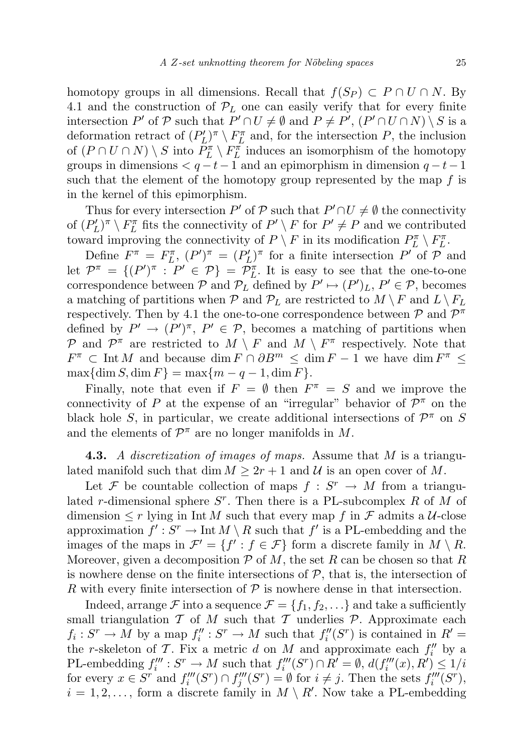homotopy groups in all dimensions. Recall that $f(S_P) \subset P \cap U \cap N$. By 4.1 and the construction of $\mathcal{P}_L$ one can easily verify that for every finite intersection $P'$ of $\mathcal{P}$ such that $P' \cap U \neq \emptyset$ and $P \neq P'$, $(P' \cap U \cap N) \setminus S$ is a deformation retract of $(P'_L)^\pi \setminus F_L^\pi$ and, for the intersection $P$, the inclusion of $(P \cap U \cap N) \setminus S$ into $P_L^\pi \setminus F_L^\pi$ induces an isomorphism of the homotopy groups in dimensions $< q - t - 1$ and an epimorphism in dimension $q - t - 1$ such that the element of the homotopy group represented by the map $f$ is in the kernel of this epimorphism.

Thus for every intersection $P'$ of $\mathcal{P}$ such that $P' \cap U \neq \emptyset$ the connectivity of $(P'_L)^\pi \setminus F_L^\pi$ fits the connectivity of $P' \setminus F$ for $P' \neq P$ and we contributed toward improving the connectivity of $P \setminus F$ in its modification $P_L^\pi \setminus F_L^\pi$.

Define $F^\pi = F_L^\pi$, $(P')^\pi = (P'_L)^\pi$ for a finite intersection $P'$ of $\mathcal{P}$ and let $\mathcal{P}^\pi = \{(P')^\pi : P' \in \mathcal{P}\} = \mathcal{P}_L^\pi$. It is easy to see that the one-to-one correspondence between $\mathcal{P}$ and $\mathcal{P}_L$ defined by $P' \mapsto (P')_L$, $P' \in \mathcal{P}$, becomes a matching of partitions when $\mathcal{P}$ and $\mathcal{P}_L$ are restricted to $M \setminus F$ and $L \setminus F_L$ respectively. Then by 4.1 the one-to-one correspondence between $\mathcal{P}$ and $\mathcal{P}^\pi$ defined by $P' \to (P')^\pi$, $P' \in \mathcal{P}$, becomes a matching of partitions when $\mathcal{P}$ and $\mathcal{P}^\pi$ are restricted to $M \setminus F$ and $M \setminus F^\pi$ respectively. Note that $F^\pi \subset \operatorname{Int} M$ and because $\dim F \cap \partial B^m \leq \dim F - 1$ we have $\dim F^\pi \leq \max\{\dim S, \dim F\} = \max\{m - q - 1, \dim F\}$.

Finally, note that even if $F = \emptyset$ then $F^\pi = S$ and we improve the connectivity of $P$ at the expense of an "irregular" behavior of $\mathcal{P}^\pi$ on the black hole $S$, in particular, we create additional intersections of $\mathcal{P}^\pi$ on $S$ and the elements of $\mathcal{P}^\pi$ are no longer manifolds in $M$.

**4.3.** *A discretization of images of maps.* Assume that $M$ is a triangulated manifold such that $\dim M \geq 2r + 1$ and $\mathcal{U}$ is an open cover of $M$.

Let $\mathcal{F}$ be countable collection of maps $f : S^r \to M$ from a triangulated $r$-dimensional sphere $S^r$. Then there is a PL-subcomplex $R$ of $M$ of dimension $\leq r$ lying in $\operatorname{Int} M$ such that every map $f$ in $\mathcal{F}$ admits a $\mathcal{U}$-close approximation $f' : S^r \to \operatorname{Int} M \setminus R$ such that $f'$ is a PL-embedding and the images of the maps in $\mathcal{F}' = \{f' : f \in \mathcal{F}\}$ form a discrete family in $M \setminus R$. Moreover, given a decomposition $\mathcal{P}$ of $M$, the set $R$ can be chosen so that $R$ is nowhere dense on the finite intersections of $\mathcal{P}$, that is, the intersection of $R$ with every finite intersection of $\mathcal{P}$ is nowhere dense in that intersection.

Indeed, arrange $\mathcal{F}$ into a sequence $\mathcal{F} = \{f_1, f_2, \ldots\}$ and take a sufficiently small triangulation $\mathcal{T}$ of $M$ such that $\mathcal{T}$ underlies $\mathcal{P}$. Approximate each $f_i : S^r \to M$ by a map $f''_i : S^r \to M$ such that $f''_i(S^r)$ is contained in $R' =$ the $r$-skeleton of $\mathcal{T}$. Fix a metric $d$ on $M$ and approximate each $f''_i$ by a PL-embedding $f'''_i : S^r \to M$ such that $f'''_i(S^r) \cap R' = \emptyset$, $d(f'''_i(x), R') \leq 1/i$ for every $x \in S^r$ and $f'''_i(S^r) \cap f'''_j(S^r) = \emptyset$ for $i \neq j$. Then the sets $f'''_i(S^r)$, $i = 1, 2, \ldots$, form a discrete family in $M \setminus R'$. Now take a PL-embedding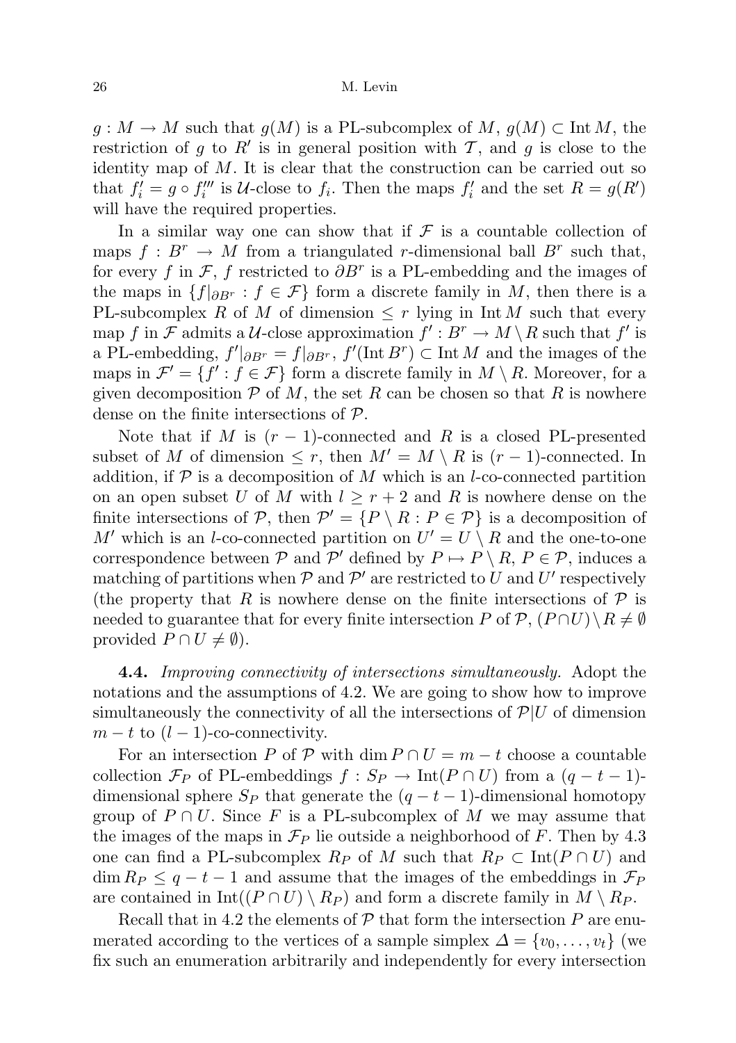$g : M \to M$ such that $g(M)$ is a PL-subcomplex of $M$, $g(M) \subset \operatorname{Int} M$, the restriction of $g$ to $R'$ is in general position with $\mathcal{T}$, and $g$ is close to the identity map of $M$. It is clear that the construction can be carried out so that $f'_i = g \circ f'''_i$ is $\mathcal{U}$-close to $f_i$. Then the maps $f'_i$ and the set $R = g(R')$ will have the required properties.

In a similar way one can show that if $\mathcal{F}$ is a countable collection of maps $f : B^r \to M$ from a triangulated $r$-dimensional ball $B^r$ such that, for every $f$ in $\mathcal{F}$, $f$ restricted to $\partial B^r$ is a PL-embedding and the images of the maps in $\{f|_{\partial B^r} : f \in \mathcal{F}\}$ form a discrete family in $M$, then there is a PL-subcomplex $R$ of $M$ of dimension $\leq r$ lying in $\operatorname{Int} M$ such that every map $f$ in $\mathcal{F}$ admits a $\mathcal{U}$-close approximation $f' : B^r \to M \setminus R$ such that $f'$ is a PL-embedding, $f'|_{\partial B^r} = f|_{\partial B^r}$, $f'(\operatorname{Int} B^r) \subset \operatorname{Int} M$ and the images of the maps in $\mathcal{F}' = \{f' : f \in \mathcal{F}\}$ form a discrete family in $M \setminus R$. Moreover, for a given decomposition $\mathcal{P}$ of $M$, the set $R$ can be chosen so that $R$ is nowhere dense on the finite intersections of $\mathcal{P}$.

Note that if $M$ is $(r-1)$-connected and $R$ is a closed PL-presented subset of $M$ of dimension $\leq r$, then $M' = M \setminus R$ is $(r-1)$-connected. In addition, if $\mathcal{P}$ is a decomposition of $M$ which is an $l$-co-connected partition on an open subset $U$ of $M$ with $l \geq r+2$ and $R$ is nowhere dense on the finite intersections of $\mathcal{P}$, then $\mathcal{P}' = \{P \setminus R : P \in \mathcal{P}\}$ is a decomposition of $M'$ which is an $l$-co-connected partition on $U' = U \setminus R$ and the one-to-one correspondence between $\mathcal{P}$ and $\mathcal{P}'$ defined by $P \mapsto P \setminus R$, $P \in \mathcal{P}$, induces a matching of partitions when $\mathcal{P}$ and $\mathcal{P}'$ are restricted to $U$ and $U'$ respectively (the property that $R$ is nowhere dense on the finite intersections of $\mathcal{P}$ is needed to guarantee that for every finite intersection $P$ of $\mathcal{P}$, $(P \cap U) \setminus R \neq \emptyset$ provided $P \cap U \neq \emptyset$).

**4.4.** *Improving connectivity of intersections simultaneously.* Adopt the notations and the assumptions of 4.2. We are going to show how to improve simultaneously the connectivity of all the intersections of $\mathcal{P}|U$ of dimension $m-t$ to $(l-1)$-co-connectivity.

For an intersection $P$ of $\mathcal{P}$ with $\dim P \cap U = m-t$ choose a countable collection $\mathcal{F}_P$ of PL-embeddings $f : S_P \to \operatorname{Int}(P \cap U)$ from a $(q-t-1)$-dimensional sphere $S_P$ that generate the $(q-t-1)$-dimensional homotopy group of $P \cap U$. Since $F$ is a PL-subcomplex of $M$ we may assume that the images of the maps in $\mathcal{F}_P$ lie outside a neighborhood of $F$. Then by 4.3 one can find a PL-subcomplex $R_P$ of $M$ such that $R_P \subset \operatorname{Int}(P \cap U)$ and $\dim R_P \leq q-t-1$ and assume that the images of the embeddings in $\mathcal{F}_P$ are contained in $\operatorname{Int}((P \cap U) \setminus R_P)$ and form a discrete family in $M \setminus R_P$.

Recall that in 4.2 the elements of $\mathcal{P}$ that form the intersection $P$ are enumerated according to the vertices of a sample simplex $\Delta = \{v_0, \ldots, v_t\}$ (we fix such an enumeration arbitrarily and independently for every intersection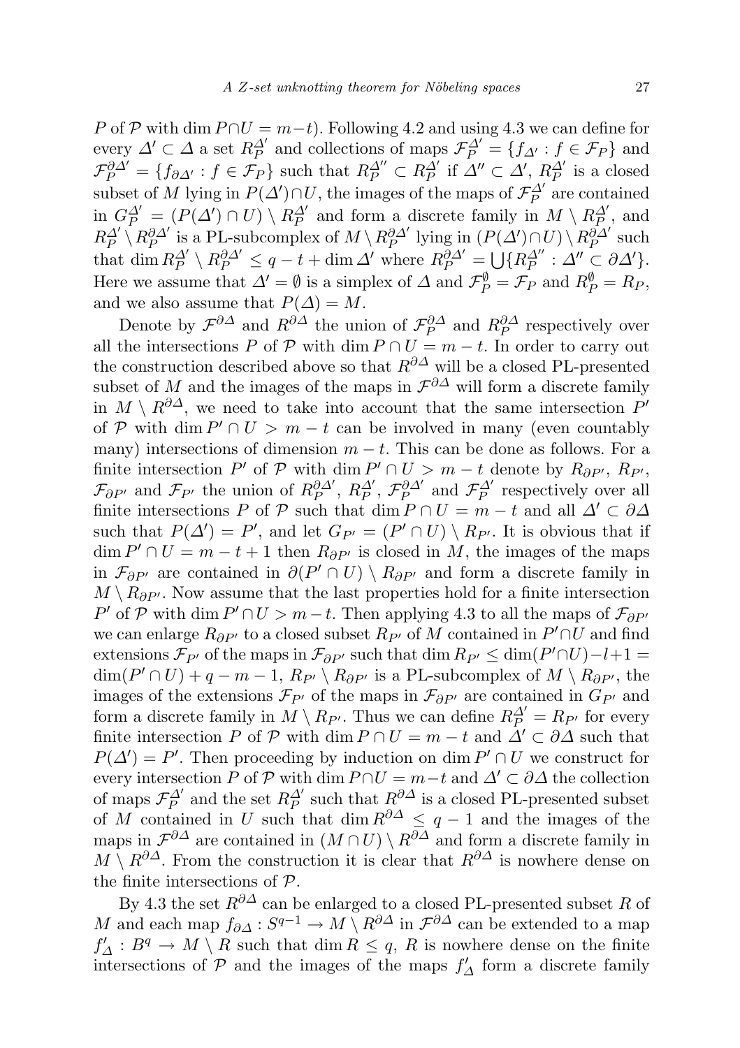$P$ of $\mathcal{P}$ with $\dim P \cap U = m - t$). Following 4.2 and using 4.3 we can define for every $\Delta' \subset \Delta$ a set $R_P^{\Delta'}$ and collections of maps $\mathcal{F}_P^{\Delta'} = \{f_{\Delta'} : f \in \mathcal{F}_P\}$ and $\mathcal{F}_P^{\partial\Delta'} = \{f_{\partial\Delta'} : f \in \mathcal{F}_P\}$ such that $R_P^{\Delta''} \subset R_P^{\Delta'}$ if $\Delta'' \subset \Delta'$, $R_P^{\Delta'}$ is a closed subset of $M$ lying in $P(\Delta') \cap U$, the images of the maps of $\mathcal{F}_P^{\Delta'}$ are contained in $G_P^{\Delta'} = (P(\Delta') \cap U) \setminus R_P^{\Delta'}$ and form a discrete family in $M \setminus R_P^{\Delta'}$, and $R_P^{\Delta'} \setminus R_P^{\partial\Delta'}$ is a PL-subcomplex of $M \setminus R_P^{\partial\Delta'}$ lying in $(P(\Delta') \cap U) \setminus R_P^{\partial\Delta'}$ such that $\dim R_P^{\Delta'} \setminus R_P^{\partial\Delta'} \leq q - t + \dim \Delta'$ where $R_P^{\partial\Delta'} = \bigcup\{R_P^{\Delta''} : \Delta'' \subset \partial\Delta'\}$. Here we assume that $\Delta' = \emptyset$ is a simplex of $\Delta$ and $\mathcal{F}_P^{\emptyset} = \mathcal{F}_P$ and $R_P^{\emptyset} = R_P$, and we also assume that $P(\Delta) = M$.

Denote by $\mathcal{F}^{\partial\Delta}$ and $R^{\partial\Delta}$ the union of $\mathcal{F}_P^{\partial\Delta}$ and $R_P^{\partial\Delta}$ respectively over all the intersections $P$ of $\mathcal{P}$ with $\dim P \cap U = m - t$. In order to carry out the construction described above so that $R^{\partial\Delta}$ will be a closed PL-presented subset of $M$ and the images of the maps in $\mathcal{F}^{\partial\Delta}$ will form a discrete family in $M \setminus R^{\partial\Delta}$, we need to take into account that the same intersection $P'$ of $\mathcal{P}$ with $\dim P' \cap U > m - t$ can be involved in many (even countably many) intersections of dimension $m - t$. This can be done as follows. For a finite intersection $P'$ of $\mathcal{P}$ with $\dim P' \cap U > m - t$ denote by $R_{\partial P'}$, $R_{P'}$, $\mathcal{F}_{\partial P'}$ and $\mathcal{F}_{P'}$ the union of $R_P^{\partial\Delta'}$, $R_P^{\Delta'}$, $\mathcal{F}_P^{\partial\Delta'}$ and $\mathcal{F}_P^{\Delta'}$ respectively over all finite intersections $P$ of $\mathcal{P}$ such that $\dim P \cap U = m - t$ and all $\Delta' \subset \partial\Delta$ such that $P(\Delta') = P'$, and let $G_{P'} = (P' \cap U) \setminus R_{P'}$. It is obvious that if $\dim P' \cap U = m - t + 1$ then $R_{\partial P'}$ is closed in $M$, the images of the maps in $\mathcal{F}_{\partial P'}$ are contained in $\partial(P' \cap U) \setminus R_{\partial P'}$ and form a discrete family in $M \setminus R_{\partial P'}$. Now assume that the last properties hold for a finite intersection $P'$ of $\mathcal{P}$ with $\dim P' \cap U > m - t$. Then applying 4.3 to all the maps of $\mathcal{F}_{\partial P'}$ we can enlarge $R_{\partial P'}$ to a closed subset $R_{P'}$ of $M$ contained in $P' \cap U$ and find extensions $\mathcal{F}_{P'}$ of the maps in $\mathcal{F}_{\partial P'}$ such that $\dim R_{P'} \leq \dim(P' \cap U) - l + 1 = \dim(P' \cap U) + q - m - 1$, $R_{P'} \setminus R_{\partial P'}$ is a PL-subcomplex of $M \setminus R_{\partial P'}$, the images of the extensions $\mathcal{F}_{P'}$ of the maps in $\mathcal{F}_{\partial P'}$ are contained in $G_{P'}$ and form a discrete family in $M \setminus R_{P'}$. Thus we can define $R_P^{\Delta'} = R_{P'}$ for every finite intersection $P$ of $\mathcal{P}$ with $\dim P \cap U = m - t$ and $\Delta' \subset \partial\Delta$ such that $P(\Delta') = P'$. Then proceeding by induction on $\dim P' \cap U$ we construct for every intersection $P$ of $\mathcal{P}$ with $\dim P \cap U = m - t$ and $\Delta' \subset \partial\Delta$ the collection of maps $\mathcal{F}_P^{\Delta'}$ and the set $R_P^{\Delta'}$ such that $R^{\partial\Delta}$ is a closed PL-presented subset of $M$ contained in $U$ such that $\dim R^{\partial\Delta} \leq q - 1$ and the images of the maps in $\mathcal{F}^{\partial\Delta}$ are contained in $(M \cap U) \setminus R^{\partial\Delta}$ and form a discrete family in $M \setminus R^{\partial\Delta}$. From the construction it is clear that $R^{\partial\Delta}$ is nowhere dense on the finite intersections of $\mathcal{P}$.

By 4.3 the set $R^{\partial\Delta}$ can be enlarged to a closed PL-presented subset $R$ of $M$ and each map $f_{\partial\Delta} : S^{q-1} \to M \setminus R^{\partial\Delta}$ in $\mathcal{F}^{\partial\Delta}$ can be extended to a map $f'_\Delta : B^q \to M \setminus R$ such that $\dim R \leq q$, $R$ is nowhere dense on the finite intersections of $\mathcal{P}$ and the images of the maps $f'_\Delta$ form a discrete family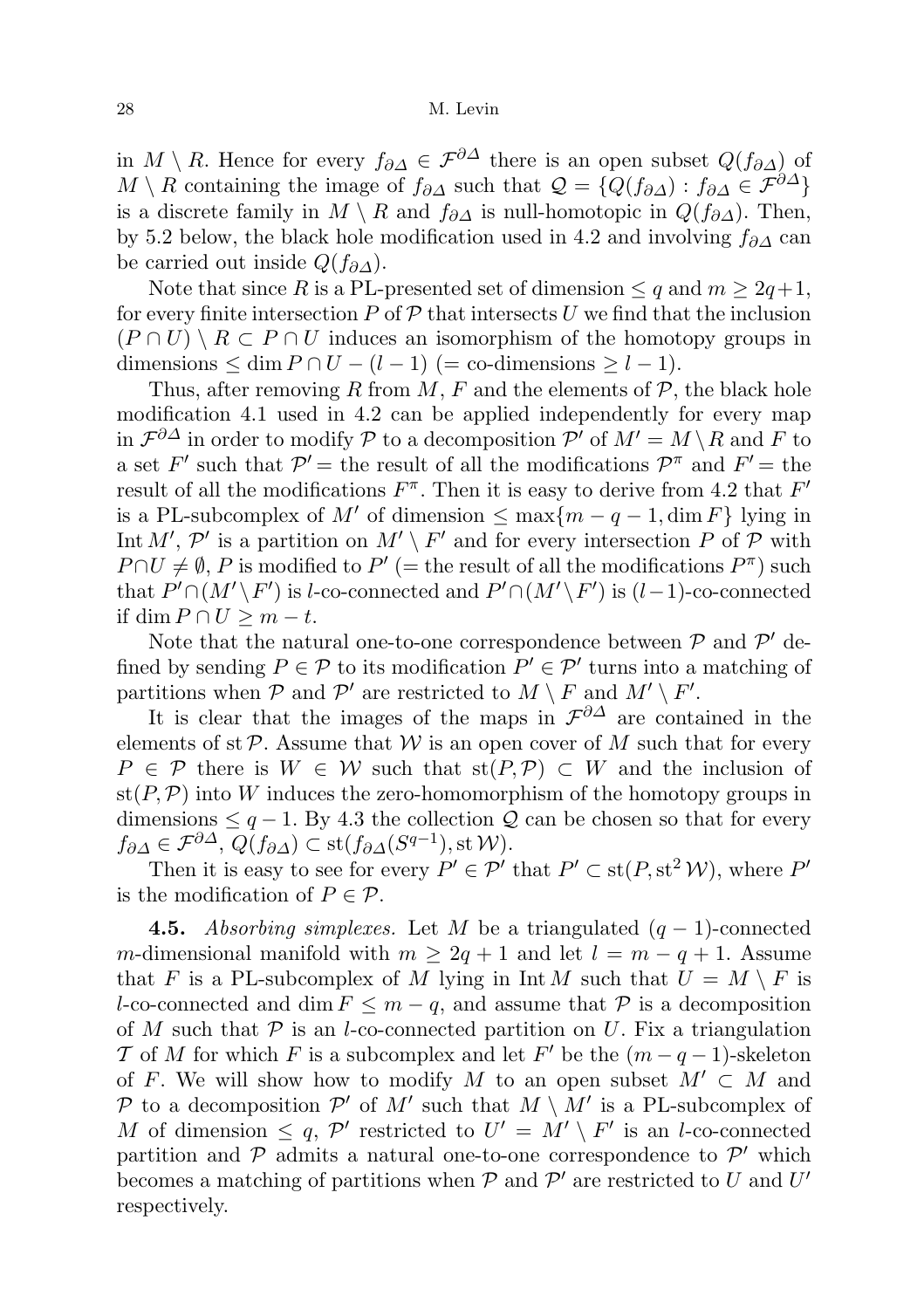in $M \setminus R$. Hence for every $f_{\partial\Delta} \in \mathcal{F}^{\partial\Delta}$ there is an open subset $Q(f_{\partial\Delta})$ of $M \setminus R$ containing the image of $f_{\partial\Delta}$ such that $\mathcal{Q} = \{Q(f_{\partial\Delta}) : f_{\partial\Delta} \in \mathcal{F}^{\partial\Delta}\}$ is a discrete family in $M \setminus R$ and $f_{\partial\Delta}$ is null-homotopic in $Q(f_{\partial\Delta})$. Then, by 5.2 below, the black hole modification used in 4.2 and involving $f_{\partial\Delta}$ can be carried out inside $Q(f_{\partial\Delta})$.

Note that since $R$ is a PL-presented set of dimension $\leq q$ and $m \geq 2q+1$, for every finite intersection $P$ of $\mathcal{P}$ that intersects $U$ we find that the inclusion $(P \cap U) \setminus R \subset P \cap U$ induces an isomorphism of the homotopy groups in dimensions $\leq \dim P \cap U - (l-1)$ (= co-dimensions $\geq l-1$).

Thus, after removing $R$ from $M$, $F$ and the elements of $\mathcal{P}$, the black hole modification 4.1 used in 4.2 can be applied independently for every map in $\mathcal{F}^{\partial\Delta}$ in order to modify $\mathcal{P}$ to a decomposition $\mathcal{P}'$ of $M' = M \setminus R$ and $F$ to a set $F'$ such that $\mathcal{P}'$ = the result of all the modifications $\mathcal{P}^{\pi}$ and $F'$ = the result of all the modifications $F^{\pi}$. Then it is easy to derive from 4.2 that $F'$ is a PL-subcomplex of $M'$ of dimension $\leq \max\{m-q-1, \dim F\}$ lying in $\operatorname{Int} M'$, $\mathcal{P}'$ is a partition on $M' \setminus F'$ and for every intersection $P$ of $\mathcal{P}$ with $P \cap U \neq \emptyset$, $P$ is modified to $P'$ (= the result of all the modifications $P^{\pi}$) such that $P' \cap (M' \setminus F')$ is $l$-co-connected and $P' \cap (M' \setminus F')$ is $(l-1)$-co-connected if $\dim P \cap U \geq m - t$.

Note that the natural one-to-one correspondence between $\mathcal{P}$ and $\mathcal{P}'$ defined by sending $P \in \mathcal{P}$ to its modification $P' \in \mathcal{P}'$ turns into a matching of partitions when $\mathcal{P}$ and $\mathcal{P}'$ are restricted to $M \setminus F$ and $M' \setminus F'$.

It is clear that the images of the maps in $\mathcal{F}^{\partial\Delta}$ are contained in the elements of $\operatorname{st}\mathcal{P}$. Assume that $\mathcal{W}$ is an open cover of $M$ such that for every $P \in \mathcal{P}$ there is $W \in \mathcal{W}$ such that $\operatorname{st}(P, \mathcal{P}) \subset W$ and the inclusion of $\operatorname{st}(P, \mathcal{P})$ into $W$ induces the zero-homomorphism of the homotopy groups in dimensions $\leq q-1$. By 4.3 the collection $\mathcal{Q}$ can be chosen so that for every $f_{\partial\Delta} \in \mathcal{F}^{\partial\Delta}$, $Q(f_{\partial\Delta}) \subset \operatorname{st}(f_{\partial\Delta}(S^{q-1}), \operatorname{st}\mathcal{W})$.

Then it is easy to see for every $P' \in \mathcal{P}'$ that $P' \subset \operatorname{st}(P, \operatorname{st}^2 \mathcal{W})$, where $P'$ is the modification of $P \in \mathcal{P}$.

**4.5.** *Absorbing simplexes.* Let $M$ be a triangulated $(q-1)$-connected $m$-dimensional manifold with $m \geq 2q+1$ and let $l = m - q + 1$. Assume that $F$ is a PL-subcomplex of $M$ lying in $\operatorname{Int} M$ such that $U = M \setminus F$ is $l$-co-connected and $\dim F \leq m - q$, and assume that $\mathcal{P}$ is a decomposition of $M$ such that $\mathcal{P}$ is an $l$-co-connected partition on $U$. Fix a triangulation $\mathcal{T}$ of $M$ for which $F$ is a subcomplex and let $F'$ be the $(m-q-1)$-skeleton of $F$. We will show how to modify $M$ to an open subset $M' \subset M$ and $\mathcal{P}$ to a decomposition $\mathcal{P}'$ of $M'$ such that $M \setminus M'$ is a PL-subcomplex of $M$ of dimension $\leq q$, $\mathcal{P}'$ restricted to $U' = M' \setminus F'$ is an $l$-co-connected partition and $\mathcal{P}$ admits a natural one-to-one correspondence to $\mathcal{P}'$ which becomes a matching of partitions when $\mathcal{P}$ and $\mathcal{P}'$ are restricted to $U$ and $U'$ respectively.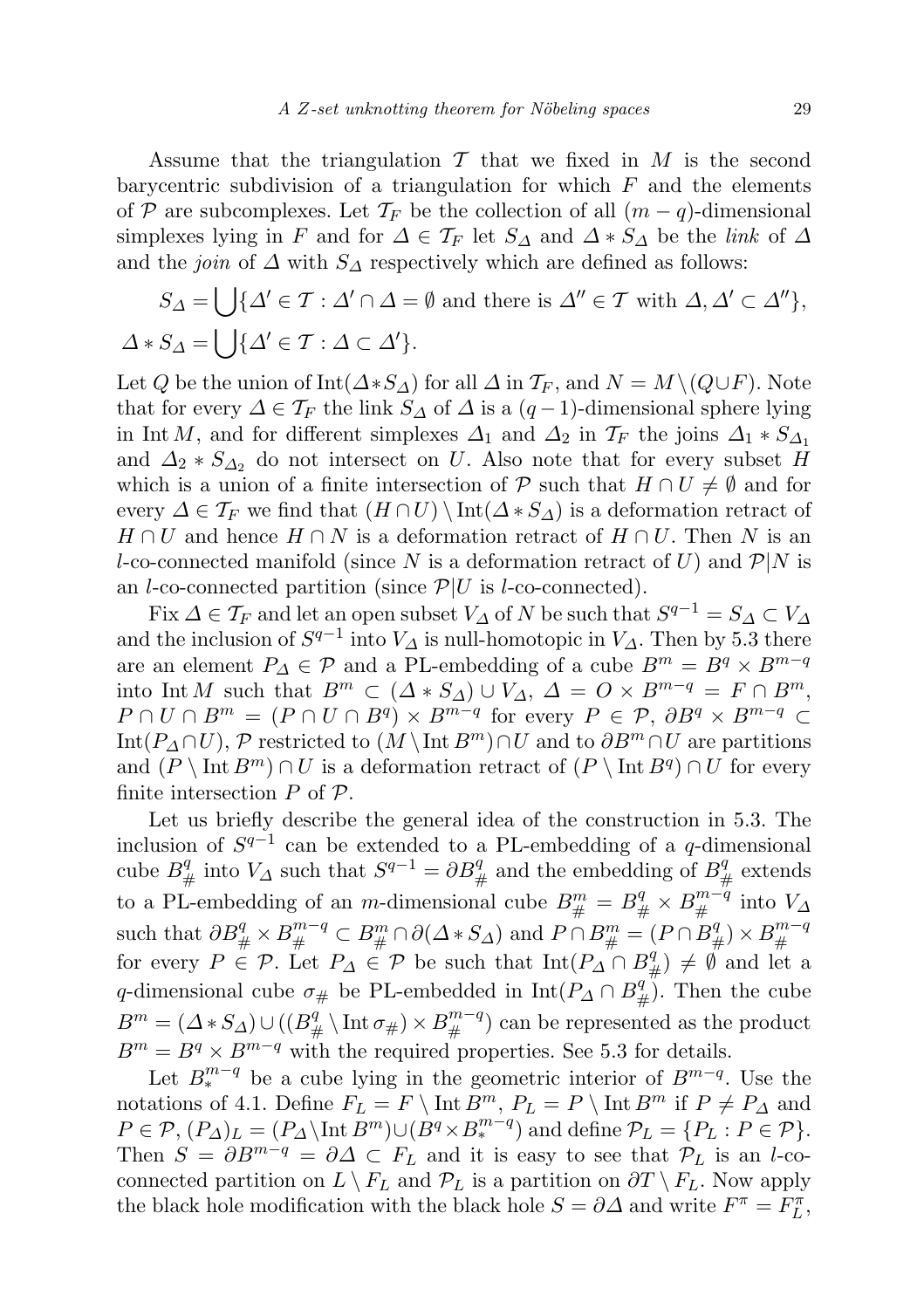Assume that the triangulation $\mathcal{T}$ that we fixed in $M$ is the second barycentric subdivision of a triangulation for which $F$ and the elements of $\mathcal{P}$ are subcomplexes. Let $\mathcal{T}_F$ be the collection of all $(m-q)$-dimensional simplexes lying in $F$ and for $\Delta \in \mathcal{T}_F$ let $S_\Delta$ and $\Delta * S_\Delta$ be the *link* of $\Delta$ and the *join* of $\Delta$ with $S_\Delta$ respectively which are defined as follows:

$$S_\Delta = \bigcup\{\Delta' \in \mathcal{T} : \Delta' \cap \Delta = \emptyset \text{ and there is } \Delta'' \in \mathcal{T} \text{ with } \Delta, \Delta' \subset \Delta''\},$$
$$\Delta * S_\Delta = \bigcup\{\Delta' \in \mathcal{T} : \Delta \subset \Delta'\}.$$

Let $Q$ be the union of $\operatorname{Int}(\Delta * S_\Delta)$ for all $\Delta$ in $\mathcal{T}_F$, and $N = M \setminus (Q \cup F)$. Note that for every $\Delta \in \mathcal{T}_F$ the link $S_\Delta$ of $\Delta$ is a $(q-1)$-dimensional sphere lying in $\operatorname{Int} M$, and for different simplexes $\Delta_1$ and $\Delta_2$ in $\mathcal{T}_F$ the joins $\Delta_1 * S_{\Delta_1}$ and $\Delta_2 * S_{\Delta_2}$ do not intersect on $U$. Also note that for every subset $H$ which is a union of a finite intersection of $\mathcal{P}$ such that $H \cap U \neq \emptyset$ and for every $\Delta \in \mathcal{T}_F$ we find that $(H \cap U) \setminus \operatorname{Int}(\Delta * S_\Delta)$ is a deformation retract of $H \cap U$ and hence $H \cap N$ is a deformation retract of $H \cap U$. Then $N$ is an $l$-co-connected manifold (since $N$ is a deformation retract of $U$) and $\mathcal{P}|N$ is an $l$-co-connected partition (since $\mathcal{P}|U$ is $l$-co-connected).

Fix $\Delta \in \mathcal{T}_F$ and let an open subset $V_\Delta$ of $N$ be such that $S^{q-1} = S_\Delta \subset V_\Delta$ and the inclusion of $S^{q-1}$ into $V_\Delta$ is null-homotopic in $V_\Delta$. Then by 5.3 there are an element $P_\Delta \in \mathcal{P}$ and a PL-embedding of a cube $B^m = B^q \times B^{m-q}$ into $\operatorname{Int} M$ such that $B^m \subset (\Delta * S_\Delta) \cup V_\Delta$, $\Delta = O \times B^{m-q} = F \cap B^m$, $P \cap U \cap B^m = (P \cap U \cap B^q) \times B^{m-q}$ for every $P \in \mathcal{P}$, $\partial B^q \times B^{m-q} \subset \operatorname{Int}(P_\Delta \cap U)$, $\mathcal{P}$ restricted to $(M \setminus \operatorname{Int} B^m) \cap U$ and to $\partial B^m \cap U$ are partitions and $(P \setminus \operatorname{Int} B^m) \cap U$ is a deformation retract of $(P \setminus \operatorname{Int} B^q) \cap U$ for every finite intersection $P$ of $\mathcal{P}$.

Let us briefly describe the general idea of the construction in 5.3. The inclusion of $S^{q-1}$ can be extended to a PL-embedding of a $q$-dimensional cube $B^q_\#$ into $V_\Delta$ such that $S^{q-1} = \partial B^q_\#$ and the embedding of $B^q_\#$ extends to a PL-embedding of an $m$-dimensional cube $B^m_\# = B^q_\# \times B^{m-q}_\#$ into $V_\Delta$ such that $\partial B^q_\# \times B^{m-q}_\# \subset B^m_\# \cap \partial(\Delta * S_\Delta)$ and $P \cap B^m_\# = (P \cap B^q_\#) \times B^{m-q}_\#$ for every $P \in \mathcal{P}$. Let $P_\Delta \in \mathcal{P}$ be such that $\operatorname{Int}(P_\Delta \cap B^q_\#) \neq \emptyset$ and let a $q$-dimensional cube $\sigma_\#$ be PL-embedded in $\operatorname{Int}(P_\Delta \cap B^q_\#)$. Then the cube $B^m = (\Delta * S_\Delta) \cup ((B^q_\# \setminus \operatorname{Int} \sigma_\#) \times B^{m-q}_\#)$ can be represented as the product $B^m = B^q \times B^{m-q}$ with the required properties. See 5.3 for details.

Let $B^{m-q}_*$ be a cube lying in the geometric interior of $B^{m-q}$. Use the notations of 4.1. Define $F_L = F \setminus \operatorname{Int} B^m$, $P_L = P \setminus \operatorname{Int} B^m$ if $P \neq P_\Delta$ and $P \in \mathcal{P}$, $(P_\Delta)_L = (P_\Delta \setminus \operatorname{Int} B^m) \cup (B^q \times B^{m-q}_*)$ and define $\mathcal{P}_L = \{P_L : P \in \mathcal{P}\}$. Then $S = \partial B^{m-q} = \partial \Delta \subset F_L$ and it is easy to see that $\mathcal{P}_L$ is an $l$-co-connected partition on $L \setminus F_L$ and $\mathcal{P}_L$ is a partition on $\partial T \setminus F_L$. Now apply the black hole modification with the black hole $S = \partial \Delta$ and write $F^\pi = F^\pi_L$,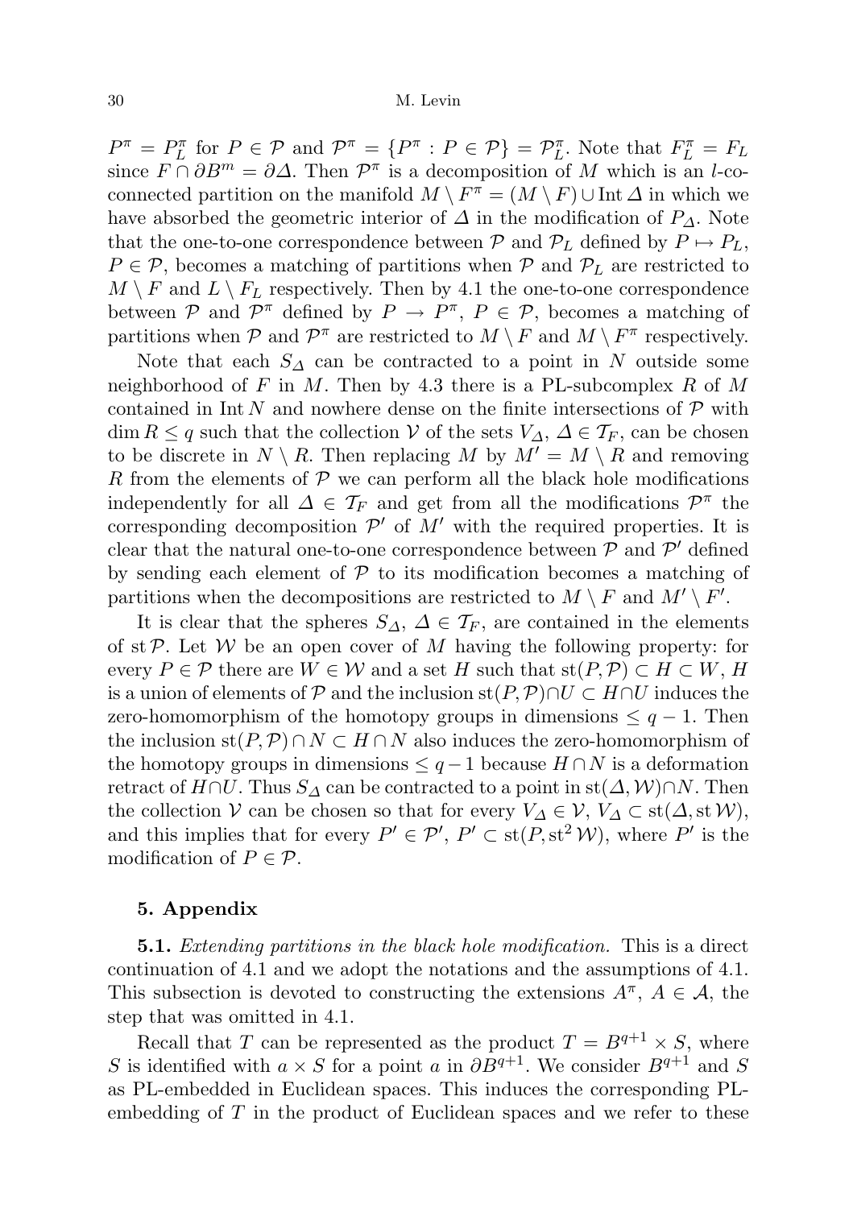$P^\pi = P^\pi_L$ for $P \in \mathcal{P}$ and $\mathcal{P}^\pi = \{P^\pi : P \in \mathcal{P}\} = \mathcal{P}^\pi_L$. Note that $F^\pi_L = F_L$ since $F \cap \partial B^m = \partial \Delta$. Then $\mathcal{P}^\pi$ is a decomposition of $M$ which is an $l$-coconnected partition on the manifold $M \setminus F^\pi = (M \setminus F) \cup \operatorname{Int} \Delta$ in which we have absorbed the geometric interior of $\Delta$ in the modification of $P_\Delta$. Note that the one-to-one correspondence between $\mathcal{P}$ and $\mathcal{P}_L$ defined by $P \mapsto P_L$, $P \in \mathcal{P}$, becomes a matching of partitions when $\mathcal{P}$ and $\mathcal{P}_L$ are restricted to $M \setminus F$ and $L \setminus F_L$ respectively. Then by 4.1 the one-to-one correspondence between $\mathcal{P}$ and $\mathcal{P}^\pi$ defined by $P \to P^\pi$, $P \in \mathcal{P}$, becomes a matching of partitions when $\mathcal{P}$ and $\mathcal{P}^\pi$ are restricted to $M \setminus F$ and $M \setminus F^\pi$ respectively.

Note that each $S_\Delta$ can be contracted to a point in $N$ outside some neighborhood of $F$ in $M$. Then by 4.3 there is a PL-subcomplex $R$ of $M$ contained in $\operatorname{Int} N$ and nowhere dense on the finite intersections of $\mathcal{P}$ with $\dim R \le q$ such that the collection $\mathcal{V}$ of the sets $V_\Delta$, $\Delta \in \mathcal{T}_F$, can be chosen to be discrete in $N \setminus R$. Then replacing $M$ by $M' = M \setminus R$ and removing $R$ from the elements of $\mathcal{P}$ we can perform all the black hole modifications independently for all $\Delta \in \mathcal{T}_F$ and get from all the modifications $\mathcal{P}^\pi$ the corresponding decomposition $\mathcal{P}'$ of $M'$ with the required properties. It is clear that the natural one-to-one correspondence between $\mathcal{P}$ and $\mathcal{P}'$ defined by sending each element of $\mathcal{P}$ to its modification becomes a matching of partitions when the decompositions are restricted to $M \setminus F$ and $M' \setminus F'$.

It is clear that the spheres $S_\Delta$, $\Delta \in \mathcal{T}_F$, are contained in the elements of $\operatorname{st} \mathcal{P}$. Let $\mathcal{W}$ be an open cover of $M$ having the following property: for every $P \in \mathcal{P}$ there are $W \in \mathcal{W}$ and a set $H$ such that $\operatorname{st}(P, \mathcal{P}) \subset H \subset W$, $H$ is a union of elements of $\mathcal{P}$ and the inclusion $\operatorname{st}(P, \mathcal{P}) \cap U \subset H \cap U$ induces the zero-homomorphism of the homotopy groups in dimensions $\le q-1$. Then the inclusion $\operatorname{st}(P, \mathcal{P}) \cap N \subset H \cap N$ also induces the zero-homomorphism of the homotopy groups in dimensions $\le q-1$ because $H \cap N$ is a deformation retract of $H \cap U$. Thus $S_\Delta$ can be contracted to a point in $\operatorname{st}(\Delta, \mathcal{W}) \cap N$. Then the collection $\mathcal{V}$ can be chosen so that for every $V_\Delta \in \mathcal{V}$, $V_\Delta \subset \operatorname{st}(\Delta, \operatorname{st} \mathcal{W})$, and this implies that for every $P' \in \mathcal{P}'$, $P' \subset \operatorname{st}(P, \operatorname{st}^2 \mathcal{W})$, where $P'$ is the modification of $P \in \mathcal{P}$.

## 5. Appendix

**5.1.** *Extending partitions in the black hole modification.* This is a direct continuation of 4.1 and we adopt the notations and the assumptions of 4.1. This subsection is devoted to constructing the extensions $A^\pi$, $A \in \mathcal{A}$, the step that was omitted in 4.1.

Recall that $T$ can be represented as the product $T = B^{q+1} \times S$, where $S$ is identified with $a \times S$ for a point $a$ in $\partial B^{q+1}$. We consider $B^{q+1}$ and $S$ as PL-embedded in Euclidean spaces. This induces the corresponding PL-embedding of $T$ in the product of Euclidean spaces and we refer to these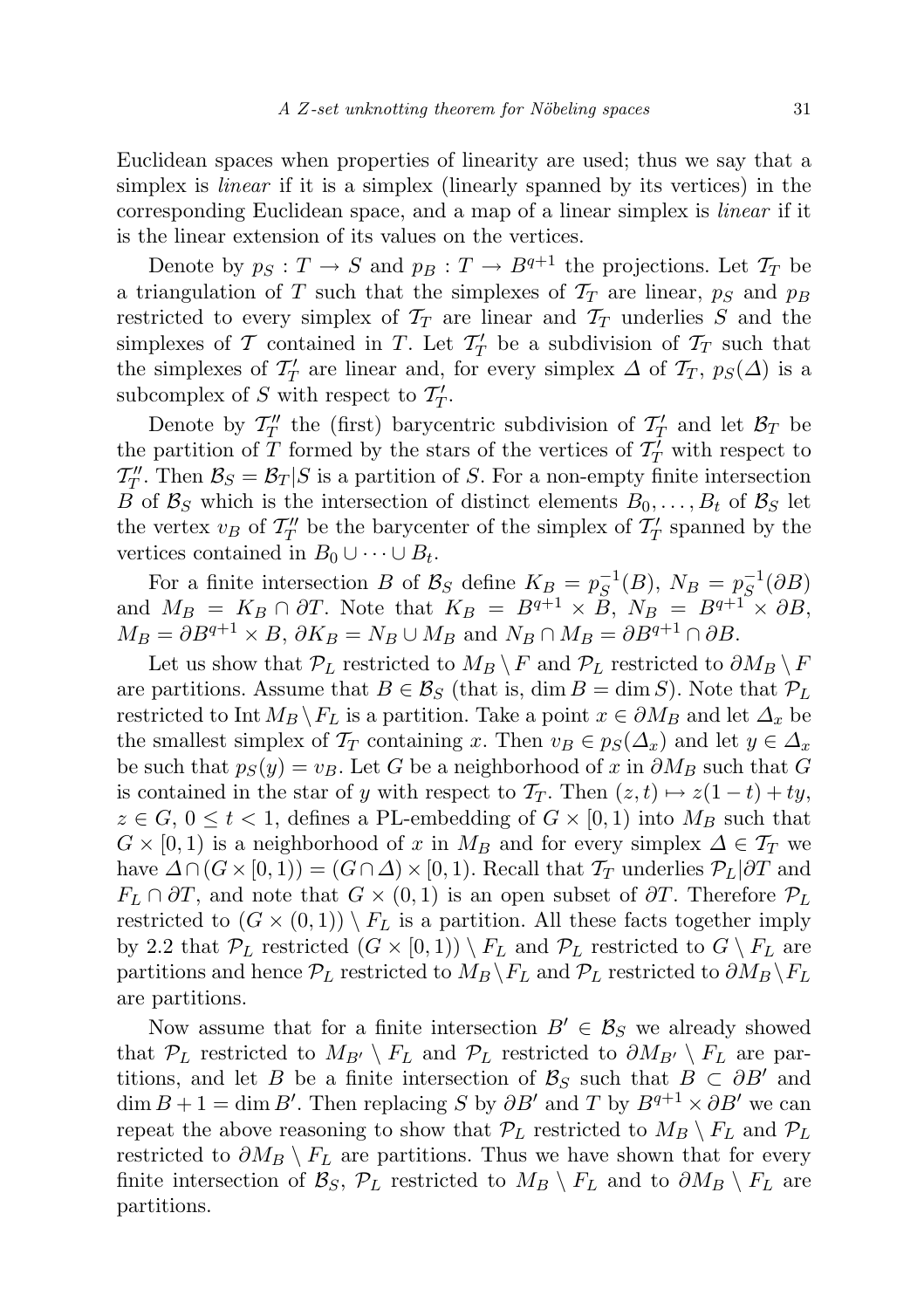Euclidean spaces when properties of linearity are used; thus we say that a simplex is *linear* if it is a simplex (linearly spanned by its vertices) in the corresponding Euclidean space, and a map of a linear simplex is *linear* if it is the linear extension of its values on the vertices.

Denote by $p_S : T \to S$ and $p_B : T \to B^{q+1}$ the projections. Let $\mathcal{T}_T$ be a triangulation of $T$ such that the simplexes of $\mathcal{T}_T$ are linear, $p_S$ and $p_B$ restricted to every simplex of $\mathcal{T}_T$ are linear and $\mathcal{T}_T$ underlies $S$ and the simplexes of $\mathcal{T}$ contained in $T$. Let $\mathcal{T}'_T$ be a subdivision of $\mathcal{T}_T$ such that the simplexes of $\mathcal{T}'_T$ are linear and, for every simplex $\Delta$ of $\mathcal{T}_T$, $p_S(\Delta)$ is a subcomplex of $S$ with respect to $\mathcal{T}'_T$.

Denote by $\mathcal{T}''_T$ the (first) barycentric subdivision of $\mathcal{T}'_T$ and let $\mathcal{B}_T$ be the partition of $T$ formed by the stars of the vertices of $\mathcal{T}'_T$ with respect to $\mathcal{T}''_T$. Then $\mathcal{B}_S = \mathcal{B}_T|S$ is a partition of $S$. For a non-empty finite intersection $B$ of $\mathcal{B}_S$ which is the intersection of distinct elements $B_0, \ldots, B_t$ of $\mathcal{B}_S$ let the vertex $v_B$ of $\mathcal{T}''_T$ be the barycenter of the simplex of $\mathcal{T}'_T$ spanned by the vertices contained in $B_0 \cup \cdots \cup B_t$.

For a finite intersection $B$ of $\mathcal{B}_S$ define $K_B = p_S^{-1}(B)$, $N_B = p_S^{-1}(\partial B)$ and $M_B = K_B \cap \partial T$. Note that $K_B = B^{q+1} \times B$, $N_B = B^{q+1} \times \partial B$, $M_B = \partial B^{q+1} \times B$, $\partial K_B = N_B \cup M_B$ and $N_B \cap M_B = \partial B^{q+1} \cap \partial B$.

Let us show that $\mathcal{P}_L$ restricted to $M_B \setminus F$ and $\mathcal{P}_L$ restricted to $\partial M_B \setminus F$ are partitions. Assume that $B \in \mathcal{B}_S$ (that is, $\dim B = \dim S$). Note that $\mathcal{P}_L$ restricted to $\operatorname{Int} M_B \setminus F_L$ is a partition. Take a point $x \in \partial M_B$ and let $\Delta_x$ be the smallest simplex of $\mathcal{T}_T$ containing $x$. Then $v_B \in p_S(\Delta_x)$ and let $y \in \Delta_x$ be such that $p_S(y) = v_B$. Let $G$ be a neighborhood of $x$ in $\partial M_B$ such that $G$ is contained in the star of $y$ with respect to $\mathcal{T}_T$. Then $(z,t) \mapsto z(1-t) + ty$, $z \in G$, $0 \le t < 1$, defines a PL-embedding of $G \times [0,1)$ into $M_B$ such that $G \times [0,1)$ is a neighborhood of $x$ in $M_B$ and for every simplex $\Delta \in \mathcal{T}_T$ we have $\Delta \cap (G \times [0,1)) = (G \cap \Delta) \times [0,1)$. Recall that $\mathcal{T}_T$ underlies $\mathcal{P}_L|\partial T$ and $F_L \cap \partial T$, and note that $G \times (0,1)$ is an open subset of $\partial T$. Therefore $\mathcal{P}_L$ restricted to $(G \times (0,1)) \setminus F_L$ is a partition. All these facts together imply by 2.2 that $\mathcal{P}_L$ restricted $(G \times [0,1)) \setminus F_L$ and $\mathcal{P}_L$ restricted to $G \setminus F_L$ are partitions and hence $\mathcal{P}_L$ restricted to $M_B \setminus F_L$ and $\mathcal{P}_L$ restricted to $\partial M_B \setminus F_L$ are partitions.

Now assume that for a finite intersection $B' \in \mathcal{B}_S$ we already showed that $\mathcal{P}_L$ restricted to $M_{B'} \setminus F_L$ and $\mathcal{P}_L$ restricted to $\partial M_{B'} \setminus F_L$ are partitions, and let $B$ be a finite intersection of $\mathcal{B}_S$ such that $B \subset \partial B'$ and $\dim B + 1 = \dim B'$. Then replacing $S$ by $\partial B'$ and $T$ by $B^{q+1} \times \partial B'$ we can repeat the above reasoning to show that $\mathcal{P}_L$ restricted to $M_B \setminus F_L$ and $\mathcal{P}_L$ restricted to $\partial M_B \setminus F_L$ are partitions. Thus we have shown that for every finite intersection of $\mathcal{B}_S$, $\mathcal{P}_L$ restricted to $M_B \setminus F_L$ and to $\partial M_B \setminus F_L$ are partitions.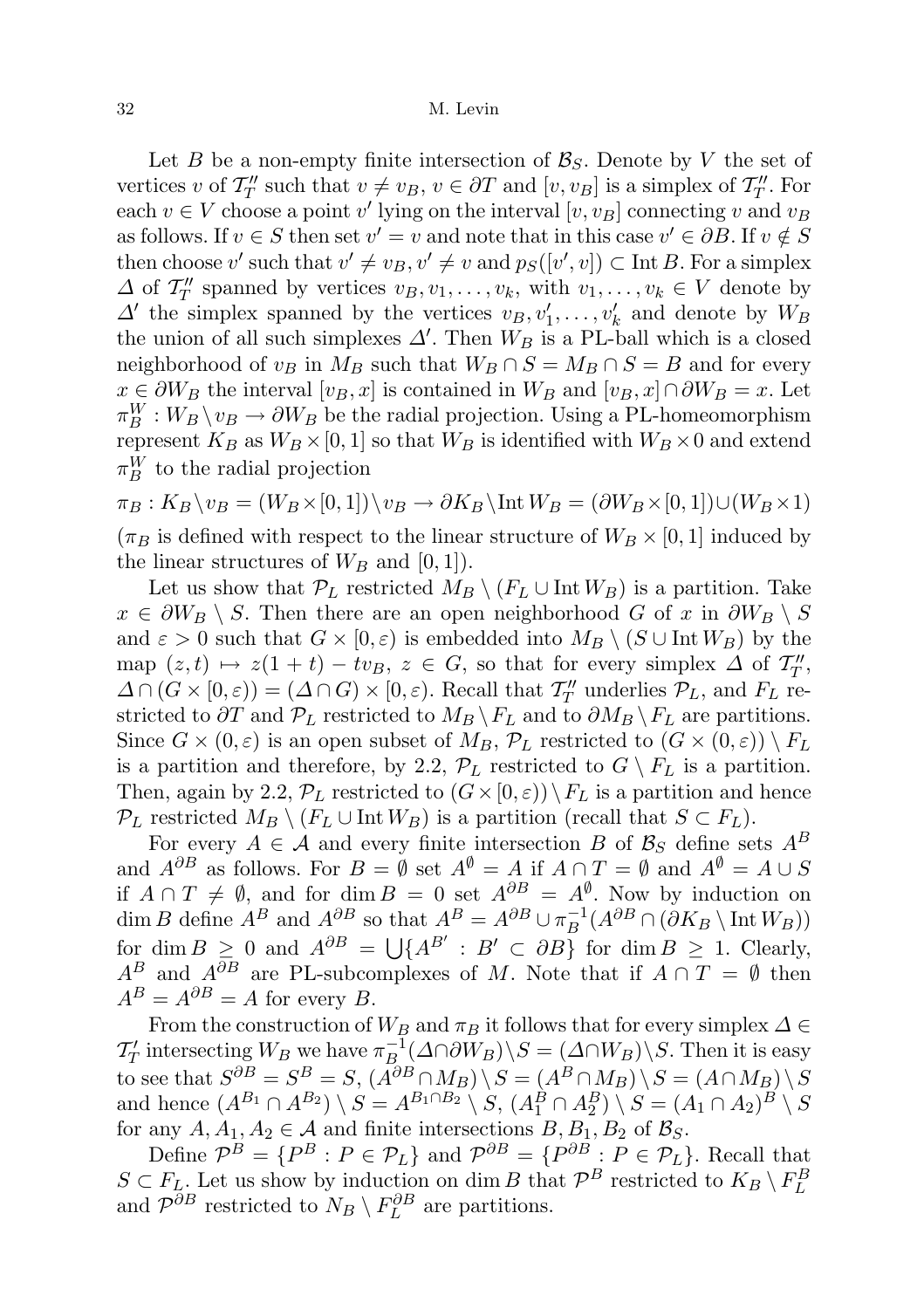Let $B$ be a non-empty finite intersection of $\mathcal{B}_S$. Denote by $V$ the set of vertices $v$ of $\mathcal{T}''_T$ such that $v \neq v_B$, $v \in \partial T$ and $[v, v_B]$ is a simplex of $\mathcal{T}''_T$. For each $v \in V$ choose a point $v'$ lying on the interval $[v, v_B]$ connecting $v$ and $v_B$ as follows. If $v \in S$ then set $v' = v$ and note that in this case $v' \in \partial B$. If $v \notin S$ then choose $v'$ such that $v' \neq v_B$, $v' \neq v$ and $p_S([v', v]) \subset \operatorname{Int} B$. For a simplex $\Delta$ of $\mathcal{T}''_T$ spanned by vertices $v_B, v_1, \ldots, v_k$, with $v_1, \ldots, v_k \in V$ denote by $\Delta'$ the simplex spanned by the vertices $v_B, v'_1, \ldots, v'_k$ and denote by $W_B$ the union of all such simplexes $\Delta'$. Then $W_B$ is a PL-ball which is a closed neighborhood of $v_B$ in $M_B$ such that $W_B \cap S = M_B \cap S = B$ and for every $x \in \partial W_B$ the interval $[v_B, x]$ is contained in $W_B$ and $[v_B, x] \cap \partial W_B = x$. Let $\pi^W_B : W_B \setminus v_B \to \partial W_B$ be the radial projection. Using a PL-homeomorphism represent $K_B$ as $W_B \times [0,1]$ so that $W_B$ is identified with $W_B \times 0$ and extend $\pi^W_B$ to the radial projection

$$\pi_B : K_B \setminus v_B = (W_B \times [0,1]) \setminus v_B \to \partial K_B \setminus \operatorname{Int} W_B = (\partial W_B \times [0,1]) \cup (W_B \times 1)$$

($\pi_B$ is defined with respect to the linear structure of $W_B \times [0,1]$ induced by the linear structures of $W_B$ and $[0,1]$).

Let us show that $\mathcal{P}_L$ restricted $M_B \setminus (F_L \cup \operatorname{Int} W_B)$ is a partition. Take $x \in \partial W_B \setminus S$. Then there are an open neighborhood $G$ of $x$ in $\partial W_B \setminus S$ and $\varepsilon > 0$ such that $G \times [0, \varepsilon)$ is embedded into $M_B \setminus (S \cup \operatorname{Int} W_B)$ by the map $(z,t) \mapsto z(1+t) - tv_B$, $z \in G$, so that for every simplex $\Delta$ of $\mathcal{T}''_T$, $\Delta \cap (G \times [0,\varepsilon)) = (\Delta \cap G) \times [0, \varepsilon)$. Recall that $\mathcal{T}''_T$ underlies $\mathcal{P}_L$, and $F_L$ restricted to $\partial T$ and $\mathcal{P}_L$ restricted to $M_B \setminus F_L$ and to $\partial M_B \setminus F_L$ are partitions. Since $G \times (0, \varepsilon)$ is an open subset of $M_B$, $\mathcal{P}_L$ restricted to $(G \times (0,\varepsilon)) \setminus F_L$ is a partition and therefore, by 2.2, $\mathcal{P}_L$ restricted to $G \setminus F_L$ is a partition. Then, again by 2.2, $\mathcal{P}_L$ restricted to $(G \times [0, \varepsilon)) \setminus F_L$ is a partition and hence $\mathcal{P}_L$ restricted $M_B \setminus (F_L \cup \operatorname{Int} W_B)$ is a partition (recall that $S \subset F_L$).

For every $A \in \mathcal{A}$ and every finite intersection $B$ of $\mathcal{B}_S$ define sets $A^B$ and $A^{\partial B}$ as follows. For $B = \emptyset$ set $A^\emptyset = A$ if $A \cap T = \emptyset$ and $A^\emptyset = A \cup S$ if $A \cap T \neq \emptyset$, and for $\dim B = 0$ set $A^{\partial B} = A^\emptyset$. Now by induction on $\dim B$ define $A^B$ and $A^{\partial B}$ so that $A^B = A^{\partial B} \cup \pi_B^{-1}(A^{\partial B} \cap (\partial K_B \setminus \operatorname{Int} W_B))$ for $\dim B \geq 0$ and $A^{\partial B} = \bigcup\{A^{B'} : B' \subset \partial B\}$ for $\dim B \geq 1$. Clearly, $A^B$ and $A^{\partial B}$ are PL-subcomplexes of $M$. Note that if $A \cap T = \emptyset$ then $A^B = A^{\partial B} = A$ for every $B$.

From the construction of $W_B$ and $\pi_B$ it follows that for every simplex $\Delta \in \mathcal{T}'_T$ intersecting $W_B$ we have $\pi_B^{-1}(\Delta \cap \partial W_B) \setminus S = (\Delta \cap W_B) \setminus S$. Then it is easy to see that $S^{\partial B} = S^B = S$, $(A^{\partial B} \cap M_B) \setminus S = (A^B \cap M_B) \setminus S = (A \cap M_B) \setminus S$ and hence $(A^{B_1} \cap A^{B_2}) \setminus S = A^{B_1 \cap B_2} \setminus S$, $(A_1^B \cap A_2^B) \setminus S = (A_1 \cap A_2)^B \setminus S$ for any $A, A_1, A_2 \in \mathcal{A}$ and finite intersections $B, B_1, B_2$ of $\mathcal{B}_S$.

Define $\mathcal{P}^B = \{P^B : P \in \mathcal{P}_L\}$ and $\mathcal{P}^{\partial B} = \{P^{\partial B} : P \in \mathcal{P}_L\}$. Recall that $S \subset F_L$. Let us show by induction on $\dim B$ that $\mathcal{P}^B$ restricted to $K_B \setminus F_L^B$ and $\mathcal{P}^{\partial B}$ restricted to $N_B \setminus F_L^{\partial B}$ are partitions.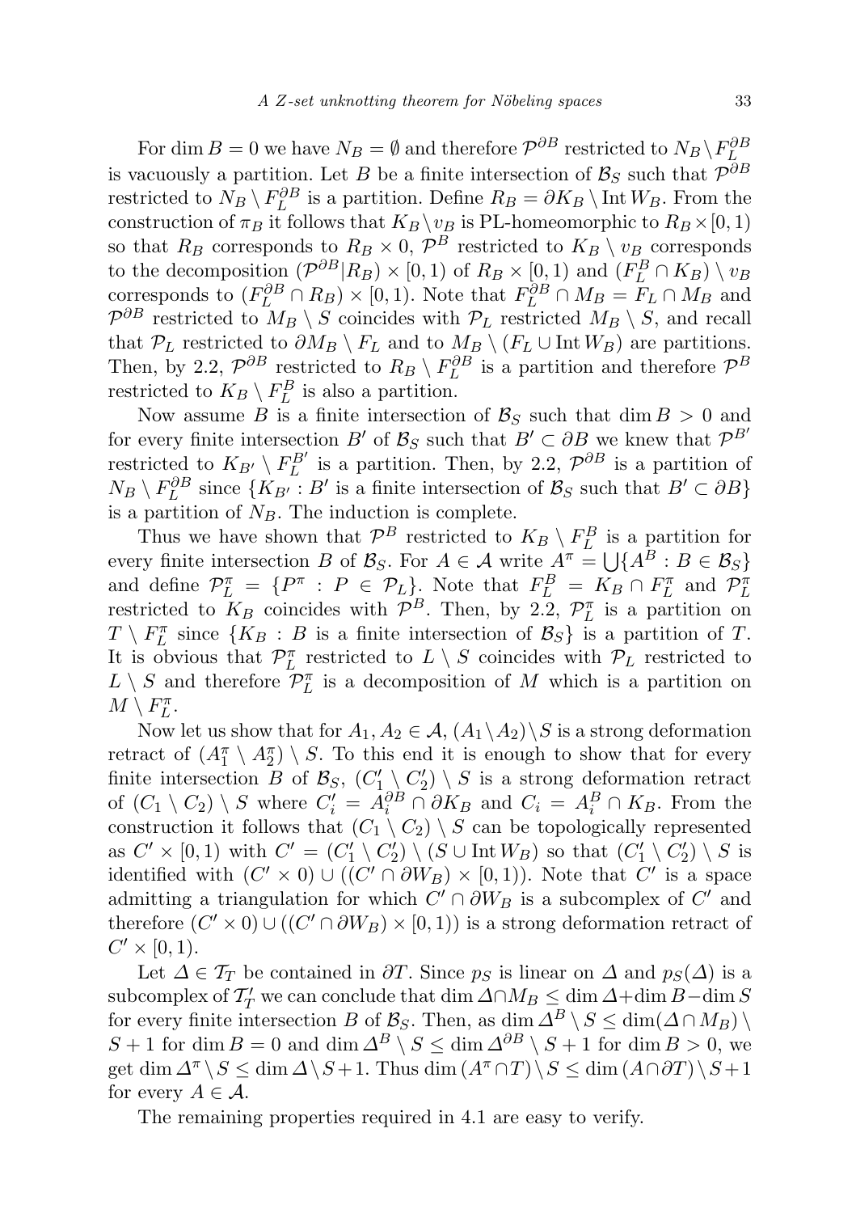For $\dim B = 0$ we have $N_B = \emptyset$ and therefore $\mathcal{P}^{\partial B}$ restricted to $N_B \setminus F_L^{\partial B}$ is vacuously a partition. Let $B$ be a finite intersection of $\mathcal{B}_S$ such that $\mathcal{P}^{\partial B}$ restricted to $N_B \setminus F_L^{\partial B}$ is a partition. Define $R_B = \partial K_B \setminus \operatorname{Int} W_B$. From the construction of $\pi_B$ it follows that $K_B \setminus v_B$ is PL-homeomorphic to $R_B \times [0,1)$ so that $R_B$ corresponds to $R_B \times 0$, $\mathcal{P}^B$ restricted to $K_B \setminus v_B$ corresponds to the decomposition $(\mathcal{P}^{\partial B}|R_B) \times [0,1)$ of $R_B \times [0,1)$ and $(F_L^B \cap K_B) \setminus v_B$ corresponds to $(F_L^{\partial B} \cap R_B) \times [0,1)$. Note that $F_L^{\partial B} \cap M_B = F_L \cap M_B$ and $\mathcal{P}^{\partial B}$ restricted to $M_B \setminus S$ coincides with $\mathcal{P}_L$ restricted $M_B \setminus S$, and recall that $\mathcal{P}_L$ restricted to $\partial M_B \setminus F_L$ and to $M_B \setminus (F_L \cup \operatorname{Int} W_B)$ are partitions. Then, by 2.2, $\mathcal{P}^{\partial B}$ restricted to $R_B \setminus F_L^{\partial B}$ is a partition and therefore $\mathcal{P}^B$ restricted to $K_B \setminus F_L^B$ is also a partition.

Now assume $B$ is a finite intersection of $\mathcal{B}_S$ such that $\dim B > 0$ and for every finite intersection $B'$ of $\mathcal{B}_S$ such that $B' \subset \partial B$ we knew that $\mathcal{P}^{B'}$ restricted to $K_{B'} \setminus F_L^{B'}$ is a partition. Then, by 2.2, $\mathcal{P}^{\partial B}$ is a partition of $N_B \setminus F_L^{\partial B}$ since $\{K_{B'} : B' \text{ is a finite intersection of } \mathcal{B}_S \text{ such that } B' \subset \partial B\}$ is a partition of $N_B$. The induction is complete.

Thus we have shown that $\mathcal{P}^B$ restricted to $K_B \setminus F_L^B$ is a partition for every finite intersection $B$ of $\mathcal{B}_S$. For $A \in \mathcal{A}$ write $A^\pi = \bigcup\{A^B : B \in \mathcal{B}_S\}$ and define $\mathcal{P}_L^\pi = \{P^\pi : P \in \mathcal{P}_L\}$. Note that $F_L^B = K_B \cap F_L^\pi$ and $\mathcal{P}_L^\pi$ restricted to $K_B$ coincides with $\mathcal{P}^B$. Then, by 2.2, $\mathcal{P}_L^\pi$ is a partition on $T \setminus F_L^\pi$ since $\{K_B : B \text{ is a finite intersection of } \mathcal{B}_S\}$ is a partition of $T$. It is obvious that $\mathcal{P}_L^\pi$ restricted to $L \setminus S$ coincides with $\mathcal{P}_L$ restricted to $L \setminus S$ and therefore $\mathcal{P}_L^\pi$ is a decomposition of $M$ which is a partition on $M \setminus F_L^\pi$.

Now let us show that for $A_1, A_2 \in \mathcal{A}$, $(A_1 \setminus A_2) \setminus S$ is a strong deformation retract of $(A_1^\pi \setminus A_2^\pi) \setminus S$. To this end it is enough to show that for every finite intersection $B$ of $\mathcal{B}_S$, $(C_1' \setminus C_2') \setminus S$ is a strong deformation retract of $(C_1 \setminus C_2) \setminus S$ where $C_i' = A_i^{\partial B} \cap \partial K_B$ and $C_i = A_i^B \cap K_B$. From the construction it follows that $(C_1 \setminus C_2) \setminus S$ can be topologically represented as $C' \times [0,1)$ with $C' = (C_1' \setminus C_2') \setminus (S \cup \operatorname{Int} W_B)$ so that $(C_1' \setminus C_2') \setminus S$ is identified with $(C' \times 0) \cup ((C' \cap \partial W_B) \times [0,1))$. Note that $C'$ is a space admitting a triangulation for which $C' \cap \partial W_B$ is a subcomplex of $C'$ and therefore $(C' \times 0) \cup ((C' \cap \partial W_B) \times [0,1))$ is a strong deformation retract of $C' \times [0,1)$.

Let $\Delta \in \mathcal{T}_T$ be contained in $\partial T$. Since $p_S$ is linear on $\Delta$ and $p_S(\Delta)$ is a subcomplex of $\mathcal{T}_T'$ we can conclude that $\dim \Delta \cap M_B \leq \dim \Delta + \dim B - \dim S$ for every finite intersection $B$ of $\mathcal{B}_S$. Then, as $\dim \Delta^B \setminus S \leq \dim(\Delta \cap M_B) \setminus S + 1$ for $\dim B = 0$ and $\dim \Delta^B \setminus S \leq \dim \Delta^{\partial B} \setminus S + 1$ for $\dim B > 0$, we get $\dim \Delta^\pi \setminus S \leq \dim \Delta \setminus S + 1$. Thus $\dim (A^\pi \cap T) \setminus S \leq \dim (A \cap \partial T) \setminus S + 1$ for every $A \in \mathcal{A}$.

The remaining properties required in 4.1 are easy to verify.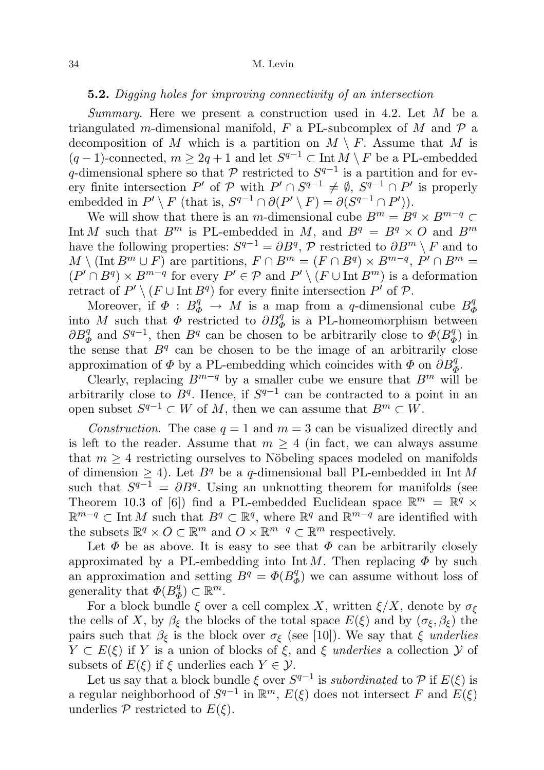**5.2.** *Digging holes for improving connectivity of an intersection*

*Summary*. Here we present a construction used in 4.2. Let $M$ be a triangulated $m$-dimensional manifold, $F$ a PL-subcomplex of $M$ and $\mathcal{P}$ a decomposition of $M$ which is a partition on $M \setminus F$. Assume that $M$ is $(q-1)$-connected, $m \geq 2q+1$ and let $S^{q-1} \subset \operatorname{Int} M \setminus F$ be a PL-embedded $q$-dimensional sphere so that $\mathcal{P}$ restricted to $S^{q-1}$ is a partition and for every finite intersection $P'$ of $\mathcal{P}$ with $P' \cap S^{q-1} \neq \emptyset$, $S^{q-1} \cap P'$ is properly embedded in $P' \setminus F$ (that is, $S^{q-1} \cap \partial(P' \setminus F) = \partial(S^{q-1} \cap P')$).

We will show that there is an $m$-dimensional cube $B^m = B^q \times B^{m-q} \subset \operatorname{Int} M$ such that $B^m$ is PL-embedded in $M$, and $B^q = B^q \times O$ and $B^m$ have the following properties: $S^{q-1} = \partial B^q$, $\mathcal{P}$ restricted to $\partial B^m \setminus F$ and to $M \setminus (\operatorname{Int} B^m \cup F)$ are partitions, $F \cap B^m = (F \cap B^q) \times B^{m-q}$, $P' \cap B^m = (P' \cap B^q) \times B^{m-q}$ for every $P' \in \mathcal{P}$ and $P' \setminus (F \cup \operatorname{Int} B^m)$ is a deformation retract of $P' \setminus (F \cup \operatorname{Int} B^q)$ for every finite intersection $P'$ of $\mathcal{P}$.

Moreover, if $\Phi : B^q_\Phi \to M$ is a map from a $q$-dimensional cube $B^q_\Phi$ into $M$ such that $\Phi$ restricted to $\partial B^q_\Phi$ is a PL-homeomorphism between $\partial B^q_\Phi$ and $S^{q-1}$, then $B^q$ can be chosen to be arbitrarily close to $\Phi(B^q_\Phi)$ in the sense that $B^q$ can be chosen to be the image of an arbitrarily close approximation of $\Phi$ by a PL-embedding which coincides with $\Phi$ on $\partial B^q_\Phi$.

Clearly, replacing $B^{m-q}$ by a smaller cube we ensure that $B^m$ will be arbitrarily close to $B^q$. Hence, if $S^{q-1}$ can be contracted to a point in an open subset $S^{q-1} \subset W$ of $M$, then we can assume that $B^m \subset W$.

*Construction*. The case $q = 1$ and $m = 3$ can be visualized directly and is left to the reader. Assume that $m \geq 4$ (in fact, we can always assume that $m \geq 4$ restricting ourselves to Nöbeling spaces modeled on manifolds of dimension $\geq 4$). Let $B^q$ be a $q$-dimensional ball PL-embedded in $\operatorname{Int} M$ such that $S^{q-1} = \partial B^q$. Using an unknotting theorem for manifolds (see Theorem 10.3 of [6]) find a PL-embedded Euclidean space $\mathbb{R}^m = \mathbb{R}^q \times \mathbb{R}^{m-q} \subset \operatorname{Int} M$ such that $B^q \subset \mathbb{R}^q$, where $\mathbb{R}^q$ and $\mathbb{R}^{m-q}$ are identified with the subsets $\mathbb{R}^q \times O \subset \mathbb{R}^m$ and $O \times \mathbb{R}^{m-q} \subset \mathbb{R}^m$ respectively.

Let $\Phi$ be as above. It is easy to see that $\Phi$ can be arbitrarily closely approximated by a PL-embedding into $\operatorname{Int} M$. Then replacing $\Phi$ by such an approximation and setting $B^q = \Phi(B^q_\Phi)$ we can assume without loss of generality that $\Phi(B^q_\Phi) \subset \mathbb{R}^m$.

For a block bundle $\xi$ over a cell complex $X$, written $\xi/X$, denote by $\sigma_\xi$ the cells of $X$, by $\beta_\xi$ the blocks of the total space $E(\xi)$ and by $(\sigma_\xi, \beta_\xi)$ the pairs such that $\beta_\xi$ is the block over $\sigma_\xi$ (see [10]). We say that $\xi$ *underlies* $Y \subset E(\xi)$ if $Y$ is a union of blocks of $\xi$, and $\xi$ *underlies* a collection $\mathcal{Y}$ of subsets of $E(\xi)$ if $\xi$ underlies each $Y \in \mathcal{Y}$.

Let us say that a block bundle $\xi$ over $S^{q-1}$ is *subordinated* to $\mathcal{P}$ if $E(\xi)$ is a regular neighborhood of $S^{q-1}$ in $\mathbb{R}^m$, $E(\xi)$ does not intersect $F$ and $E(\xi)$ underlies $\mathcal{P}$ restricted to $E(\xi)$.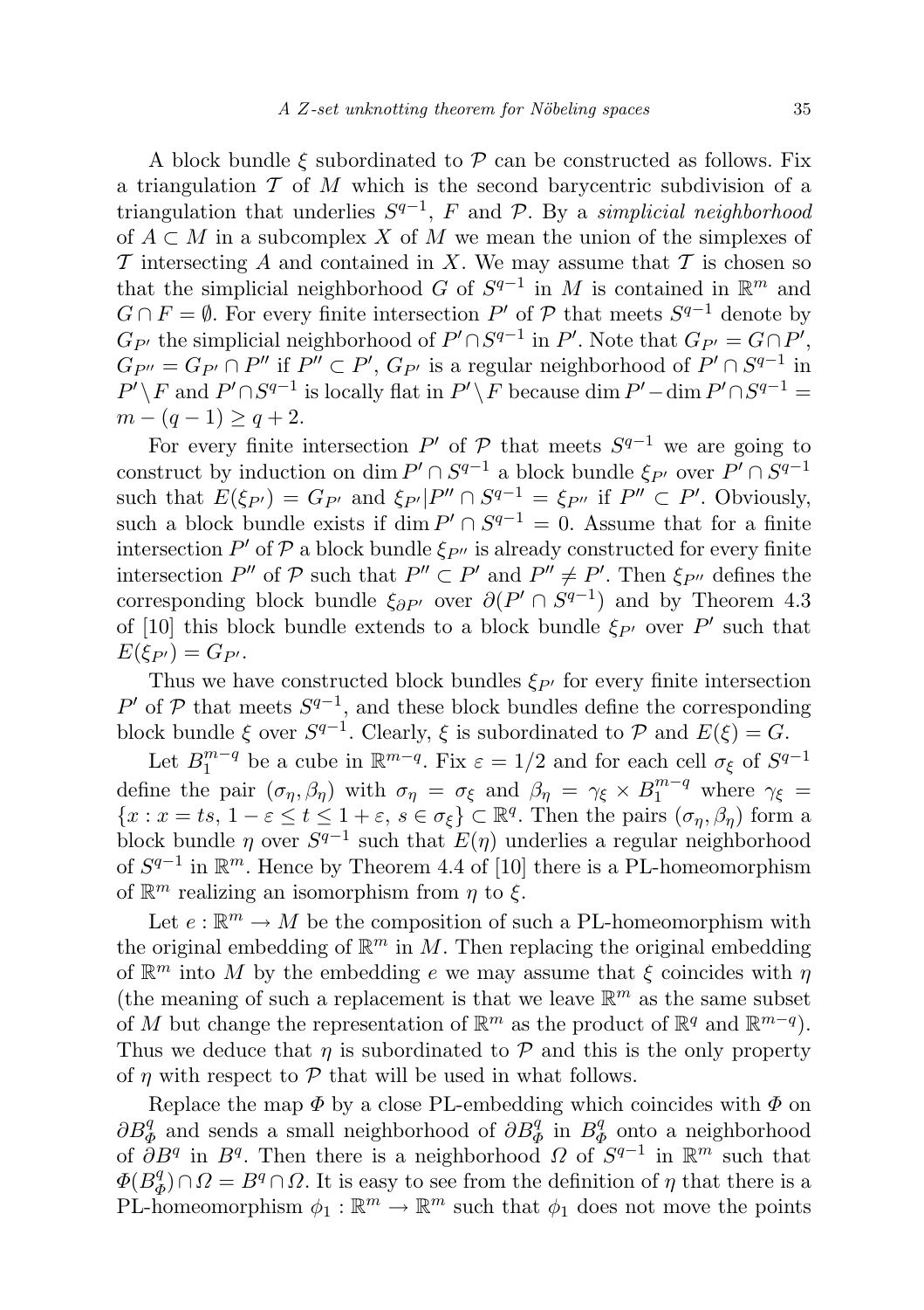A block bundle $\xi$ subordinated to $\mathcal{P}$ can be constructed as follows. Fix a triangulation $\mathcal{T}$ of $M$ which is the second barycentric subdivision of a triangulation that underlies $S^{q-1}$, $F$ and $\mathcal{P}$. By a *simplicial neighborhood* of $A \subset M$ in a subcomplex $X$ of $M$ we mean the union of the simplexes of $\mathcal{T}$ intersecting $A$ and contained in $X$. We may assume that $\mathcal{T}$ is chosen so that the simplicial neighborhood $G$ of $S^{q-1}$ in $M$ is contained in $\mathbb{R}^m$ and $G \cap F = \emptyset$. For every finite intersection $P'$ of $\mathcal{P}$ that meets $S^{q-1}$ denote by $G_{P'}$ the simplicial neighborhood of $P' \cap S^{q-1}$ in $P'$. Note that $G_{P'} = G \cap P'$, $G_{P''} = G_{P'} \cap P''$ if $P'' \subset P'$, $G_{P'}$ is a regular neighborhood of $P' \cap S^{q-1}$ in $P' \setminus F$ and $P' \cap S^{q-1}$ is locally flat in $P' \setminus F$ because $\dim P' - \dim P' \cap S^{q-1} = m - (q-1) \geq q+2$.

For every finite intersection $P'$ of $\mathcal{P}$ that meets $S^{q-1}$ we are going to construct by induction on $\dim P' \cap S^{q-1}$ a block bundle $\xi_{P'}$ over $P' \cap S^{q-1}$ such that $E(\xi_{P'}) = G_{P'}$ and $\xi_{P'}|P'' \cap S^{q-1} = \xi_{P''}$ if $P'' \subset P'$. Obviously, such a block bundle exists if $\dim P' \cap S^{q-1} = 0$. Assume that for a finite intersection $P'$ of $\mathcal{P}$ a block bundle $\xi_{P''}$ is already constructed for every finite intersection $P''$ of $\mathcal{P}$ such that $P'' \subset P'$ and $P'' \neq P'$. Then $\xi_{P''}$ defines the corresponding block bundle $\xi_{\partial P'}$ over $\partial(P' \cap S^{q-1})$ and by Theorem 4.3 of [10] this block bundle extends to a block bundle $\xi_{P'}$ over $P'$ such that $E(\xi_{P'}) = G_{P'}$.

Thus we have constructed block bundles $\xi_{P'}$ for every finite intersection $P'$ of $\mathcal{P}$ that meets $S^{q-1}$, and these block bundles define the corresponding block bundle $\xi$ over $S^{q-1}$. Clearly, $\xi$ is subordinated to $\mathcal{P}$ and $E(\xi) = G$.

Let $B_1^{m-q}$ be a cube in $\mathbb{R}^{m-q}$. Fix $\varepsilon = 1/2$ and for each cell $\sigma_\xi$ of $S^{q-1}$ define the pair $(\sigma_\eta, \beta_\eta)$ with $\sigma_\eta = \sigma_\xi$ and $\beta_\eta = \gamma_\xi \times B_1^{m-q}$ where $\gamma_\xi = \{x : x = ts,\ 1-\varepsilon \leq t \leq 1+\varepsilon,\ s \in \sigma_\xi\} \subset \mathbb{R}^q$. Then the pairs $(\sigma_\eta, \beta_\eta)$ form a block bundle $\eta$ over $S^{q-1}$ such that $E(\eta)$ underlies a regular neighborhood of $S^{q-1}$ in $\mathbb{R}^m$. Hence by Theorem 4.4 of [10] there is a PL-homeomorphism of $\mathbb{R}^m$ realizing an isomorphism from $\eta$ to $\xi$.

Let $e : \mathbb{R}^m \to M$ be the composition of such a PL-homeomorphism with the original embedding of $\mathbb{R}^m$ in $M$. Then replacing the original embedding of $\mathbb{R}^m$ into $M$ by the embedding $e$ we may assume that $\xi$ coincides with $\eta$ (the meaning of such a replacement is that we leave $\mathbb{R}^m$ as the same subset of $M$ but change the representation of $\mathbb{R}^m$ as the product of $\mathbb{R}^q$ and $\mathbb{R}^{m-q}$). Thus we deduce that $\eta$ is subordinated to $\mathcal{P}$ and this is the only property of $\eta$ with respect to $\mathcal{P}$ that will be used in what follows.

Replace the map $\Phi$ by a close PL-embedding which coincides with $\Phi$ on $\partial B_\Phi^q$ and sends a small neighborhood of $\partial B_\Phi^q$ in $B_\Phi^q$ onto a neighborhood of $\partial B^q$ in $B^q$. Then there is a neighborhood $\Omega$ of $S^{q-1}$ in $\mathbb{R}^m$ such that $\Phi(B_\Phi^q) \cap \Omega = B^q \cap \Omega$. It is easy to see from the definition of $\eta$ that there is a PL-homeomorphism $\phi_1 : \mathbb{R}^m \to \mathbb{R}^m$ such that $\phi_1$ does not move the points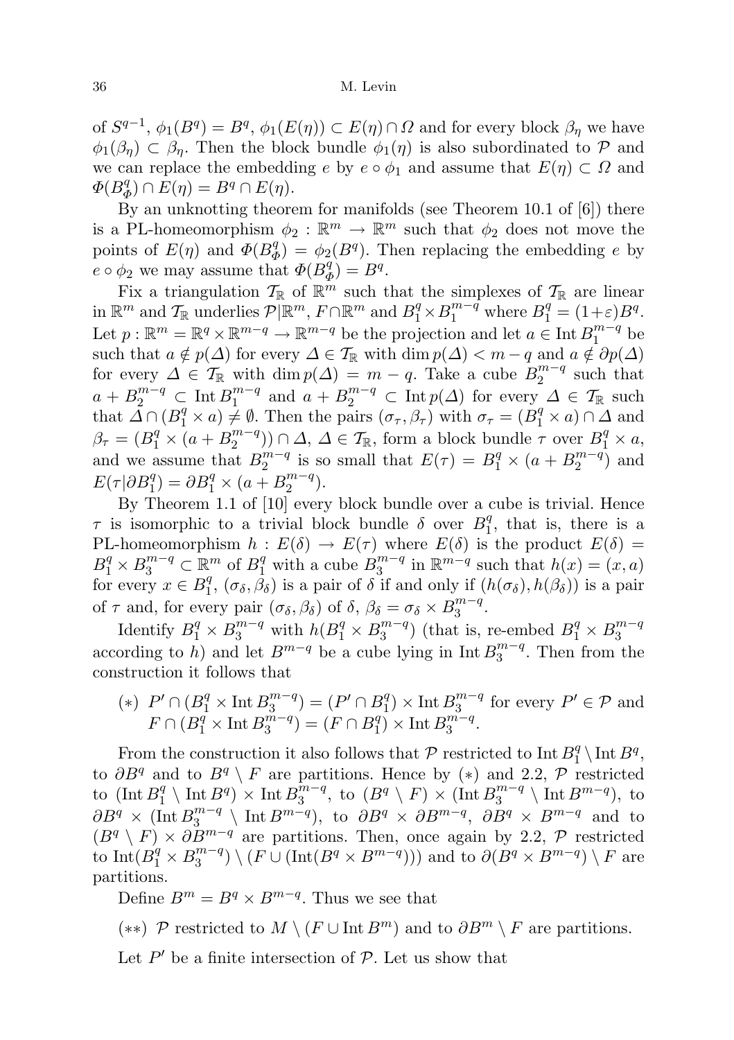of $S^{q-1}$, $\phi_1(B^q) = B^q$, $\phi_1(E(\eta)) \subset E(\eta) \cap \Omega$ and for every block $\beta_\eta$ we have $\phi_1(\beta_\eta) \subset \beta_\eta$. Then the block bundle $\phi_1(\eta)$ is also subordinated to $\mathcal{P}$ and we can replace the embedding $e$ by $e \circ \phi_1$ and assume that $E(\eta) \subset \Omega$ and $\Phi(B^q_\Phi) \cap E(\eta) = B^q \cap E(\eta)$.

By an unknotting theorem for manifolds (see Theorem 10.1 of [6]) there is a PL-homeomorphism $\phi_2 : \mathbb{R}^m \to \mathbb{R}^m$ such that $\phi_2$ does not move the points of $E(\eta)$ and $\Phi(B^q_\Phi) = \phi_2(B^q)$. Then replacing the embedding $e$ by $e \circ \phi_2$ we may assume that $\Phi(B^q_\Phi) = B^q$.

Fix a triangulation $\mathcal{T}_\mathbb{R}$ of $\mathbb{R}^m$ such that the simplexes of $\mathcal{T}_\mathbb{R}$ are linear in $\mathbb{R}^m$ and $\mathcal{T}_\mathbb{R}$ underlies $\mathcal{P}|\mathbb{R}^m$, $F \cap \mathbb{R}^m$ and $B^q_1 \times B^{m-q}_1$ where $B^q_1 = (1+\varepsilon)B^q$. Let $p : \mathbb{R}^m = \mathbb{R}^q \times \mathbb{R}^{m-q} \to \mathbb{R}^{m-q}$ be the projection and let $a \in \operatorname{Int} B^{m-q}_1$ be such that $a \notin p(\Delta)$ for every $\Delta \in \mathcal{T}_\mathbb{R}$ with $\dim p(\Delta) < m-q$ and $a \notin \partial p(\Delta)$ for every $\Delta \in \mathcal{T}_\mathbb{R}$ with $\dim p(\Delta) = m-q$. Take a cube $B^{m-q}_2$ such that $a + B^{m-q}_2 \subset \operatorname{Int} B^{m-q}_1$ and $a + B^{m-q}_2 \subset \operatorname{Int} p(\Delta)$ for every $\Delta \in \mathcal{T}_\mathbb{R}$ such that $\Delta \cap (B^q_1 \times a) \neq \emptyset$. Then the pairs $(\sigma_\tau, \beta_\tau)$ with $\sigma_\tau = (B^q_1 \times a) \cap \Delta$ and $\beta_\tau = (B^q_1 \times (a + B^{m-q}_2)) \cap \Delta$, $\Delta \in \mathcal{T}_\mathbb{R}$, form a block bundle $\tau$ over $B^q_1 \times a$, and we assume that $B^{m-q}_2$ is so small that $E(\tau) = B^q_1 \times (a + B^{m-q}_2)$ and $E(\tau|\partial B^q_1) = \partial B^q_1 \times (a + B^{m-q}_2)$.

By Theorem 1.1 of [10] every block bundle over a cube is trivial. Hence $\tau$ is isomorphic to a trivial block bundle $\delta$ over $B^q_1$, that is, there is a PL-homeomorphism $h : E(\delta) \to E(\tau)$ where $E(\delta)$ is the product $E(\delta) = B^q_1 \times B^{m-q}_3 \subset \mathbb{R}^m$ of $B^q_1$ with a cube $B^{m-q}_3$ in $\mathbb{R}^{m-q}$ such that $h(x) = (x, a)$ for every $x \in B^q_1$, $(\sigma_\delta, \beta_\delta)$ is a pair of $\delta$ if and only if $(h(\sigma_\delta), h(\beta_\delta))$ is a pair of $\tau$ and, for every pair $(\sigma_\delta, \beta_\delta)$ of $\delta$, $\beta_\delta = \sigma_\delta \times B^{m-q}_3$.

Identify $B^q_1 \times B^{m-q}_3$ with $h(B^q_1 \times B^{m-q}_3)$ (that is, re-embed $B^q_1 \times B^{m-q}_3$ according to $h$) and let $B^{m-q}$ be a cube lying in $\operatorname{Int} B^{m-q}_3$. Then from the construction it follows that

(∗) $P' \cap (B^q_1 \times \operatorname{Int} B^{m-q}_3) = (P' \cap B^q_1) \times \operatorname{Int} B^{m-q}_3$ for every $P' \in \mathcal{P}$ and $F \cap (B^q_1 \times \operatorname{Int} B^{m-q}_3) = (F \cap B^q_1) \times \operatorname{Int} B^{m-q}_3$.

From the construction it also follows that $\mathcal{P}$ restricted to $\operatorname{Int} B^q_1 \setminus \operatorname{Int} B^q$, to $\partial B^q$ and to $B^q \setminus F$ are partitions. Hence by (∗) and 2.2, $\mathcal{P}$ restricted to $(\operatorname{Int} B^q_1 \setminus \operatorname{Int} B^q) \times \operatorname{Int} B^{m-q}_3$, to $(B^q \setminus F) \times (\operatorname{Int} B^{m-q}_3 \setminus \operatorname{Int} B^{m-q})$, to $\partial B^q \times (\operatorname{Int} B^{m-q}_3 \setminus \operatorname{Int} B^{m-q})$, to $\partial B^q \times \partial B^{m-q}$, $\partial B^q \times B^{m-q}$ and to $(B^q \setminus F) \times \partial B^{m-q}$ are partitions. Then, once again by 2.2, $\mathcal{P}$ restricted to $\operatorname{Int}(B^q_1 \times B^{m-q}_3) \setminus (F \cup (\operatorname{Int}(B^q \times B^{m-q})))$ and to $\partial(B^q \times B^{m-q}) \setminus F$ are partitions.

Define $B^m = B^q \times B^{m-q}$. Thus we see that

(∗∗) $\mathcal{P}$ restricted to $M \setminus (F \cup \operatorname{Int} B^m)$ and to $\partial B^m \setminus F$ are partitions.

Let $P'$ be a finite intersection of $\mathcal{P}$. Let us show that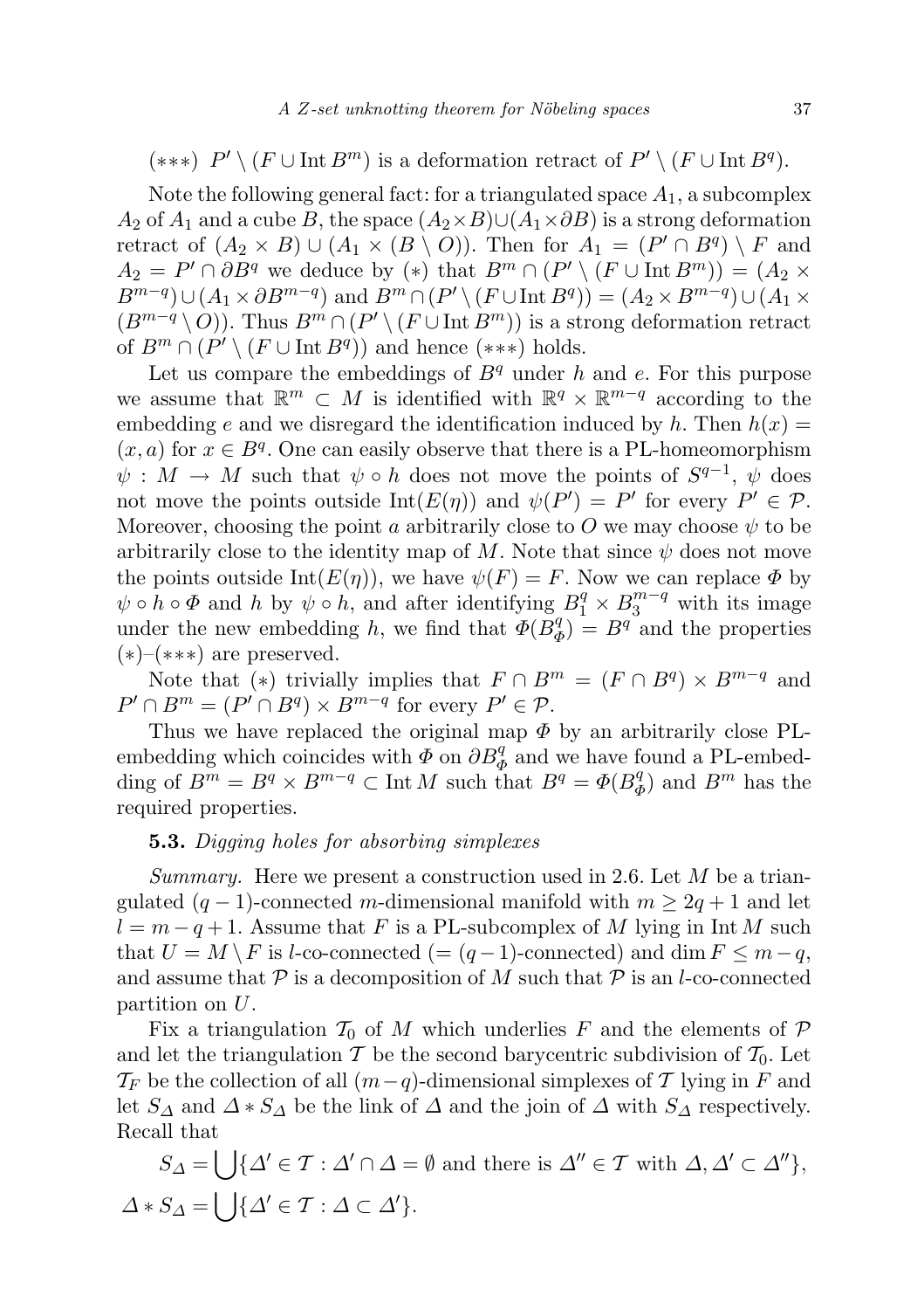$(***)$ $P' \setminus (F \cup \operatorname{Int} B^m)$ is a deformation retract of $P' \setminus (F \cup \operatorname{Int} B^q)$.

Note the following general fact: for a triangulated space $A_1$, a subcomplex $A_2$ of $A_1$ and a cube $B$, the space $(A_2 \times B) \cup (A_1 \times \partial B)$ is a strong deformation retract of $(A_2 \times B) \cup (A_1 \times (B \setminus O))$. Then for $A_1 = (P' \cap B^q) \setminus F$ and $A_2 = P' \cap \partial B^q$ we deduce by $(*)$ that $B^m \cap (P' \setminus (F \cup \operatorname{Int} B^m)) = (A_2 \times B^{m-q}) \cup (A_1 \times \partial B^{m-q})$ and $B^m \cap (P' \setminus (F \cup \operatorname{Int} B^q)) = (A_2 \times B^{m-q}) \cup (A_1 \times (B^{m-q} \setminus O))$. Thus $B^m \cap (P' \setminus (F \cup \operatorname{Int} B^m))$ is a strong deformation retract of $B^m \cap (P' \setminus (F \cup \operatorname{Int} B^q))$ and hence $(***)$ holds.

Let us compare the embeddings of $B^q$ under $h$ and $e$. For this purpose we assume that $\mathbb{R}^m \subset M$ is identified with $\mathbb{R}^q \times \mathbb{R}^{m-q}$ according to the embedding $e$ and we disregard the identification induced by $h$. Then $h(x) = (x, a)$ for $x \in B^q$. One can easily observe that there is a PL-homeomorphism $\psi : M \to M$ such that $\psi \circ h$ does not move the points of $S^{q-1}$, $\psi$ does not move the points outside $\operatorname{Int}(E(\eta))$ and $\psi(P') = P'$ for every $P' \in \mathcal{P}$. Moreover, choosing the point $a$ arbitrarily close to $O$ we may choose $\psi$ to be arbitrarily close to the identity map of $M$. Note that since $\psi$ does not move the points outside $\operatorname{Int}(E(\eta))$, we have $\psi(F) = F$. Now we can replace $\Phi$ by $\psi \circ h \circ \Phi$ and $h$ by $\psi \circ h$, and after identifying $B_1^q \times B_3^{m-q}$ with its image under the new embedding $h$, we find that $\Phi(B_\Phi^q) = B^q$ and the properties $(*)$–$(***)$ are preserved.

Note that $(*)$ trivially implies that $F \cap B^m = (F \cap B^q) \times B^{m-q}$ and $P' \cap B^m = (P' \cap B^q) \times B^{m-q}$ for every $P' \in \mathcal{P}$.

Thus we have replaced the original map $\Phi$ by an arbitrarily close PL-embedding which coincides with $\Phi$ on $\partial B_\Phi^q$ and we have found a PL-embedding of $B^m = B^q \times B^{m-q} \subset \operatorname{Int} M$ such that $B^q = \Phi(B_\Phi^q)$ and $B^m$ has the required properties.

**5.3.** *Digging holes for absorbing simplexes*

*Summary.* Here we present a construction used in 2.6. Let $M$ be a triangulated $(q-1)$-connected $m$-dimensional manifold with $m \geq 2q+1$ and let $l = m - q + 1$. Assume that $F$ is a PL-subcomplex of $M$ lying in $\operatorname{Int} M$ such that $U = M \setminus F$ is $l$-co-connected ($= (q-1)$-connected) and $\dim F \leq m - q$, and assume that $\mathcal{P}$ is a decomposition of $M$ such that $\mathcal{P}$ is an $l$-co-connected partition on $U$.

Fix a triangulation $\mathcal{T}_0$ of $M$ which underlies $F$ and the elements of $\mathcal{P}$ and let the triangulation $\mathcal{T}$ be the second barycentric subdivision of $\mathcal{T}_0$. Let $\mathcal{T}_F$ be the collection of all $(m-q)$-dimensional simplexes of $\mathcal{T}$ lying in $F$ and let $S_\Delta$ and $\Delta * S_\Delta$ be the link of $\Delta$ and the join of $\Delta$ with $S_\Delta$ respectively. Recall that

$$S_\Delta = \bigcup\{\Delta' \in \mathcal{T} : \Delta' \cap \Delta = \emptyset \text{ and there is } \Delta'' \in \mathcal{T} \text{ with } \Delta, \Delta' \subset \Delta''\},$$

$$\Delta * S_\Delta = \bigcup\{\Delta' \in \mathcal{T} : \Delta \subset \Delta'\}.$$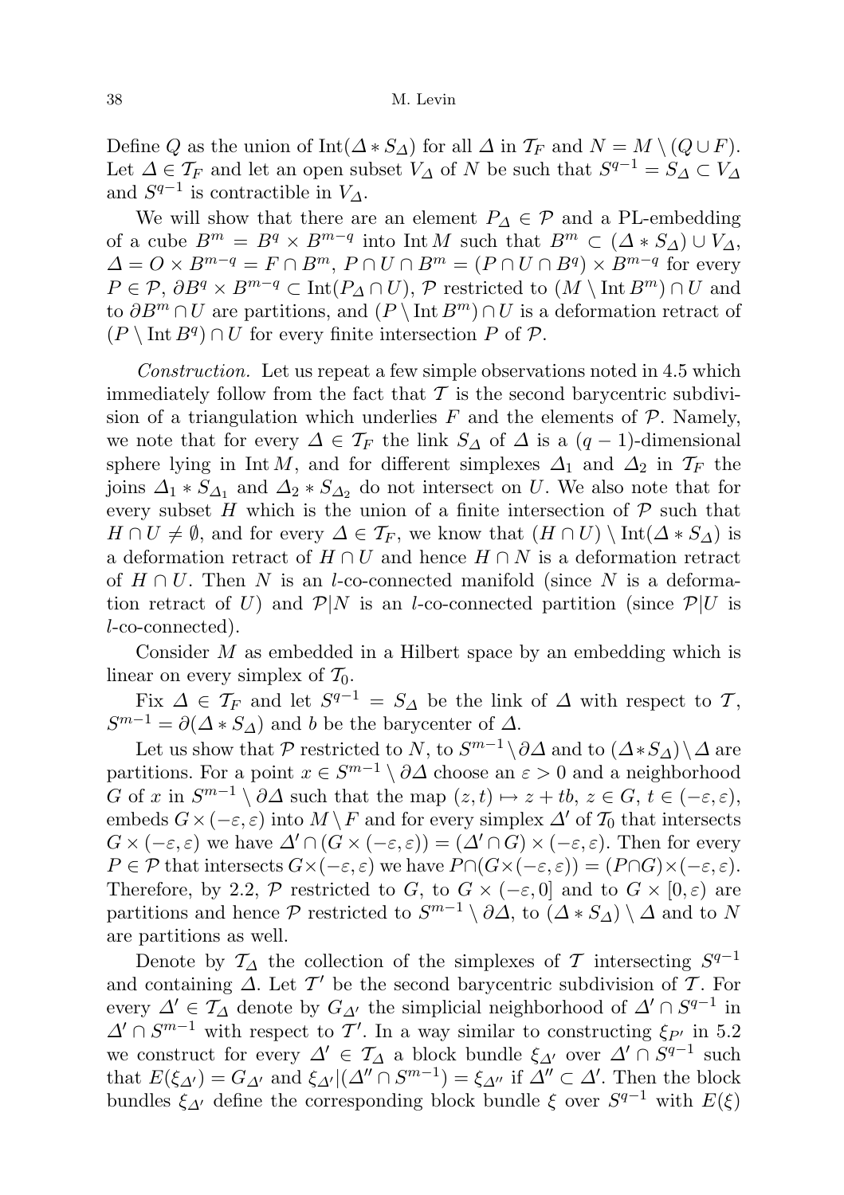Define $Q$ as the union of $\operatorname{Int}(\Delta * S_\Delta)$ for all $\Delta$ in $\mathcal{T}_F$ and $N = M \setminus (Q \cup F)$. Let $\Delta \in \mathcal{T}_F$ and let an open subset $V_\Delta$ of $N$ be such that $S^{q-1} = S_\Delta \subset V_\Delta$ and $S^{q-1}$ is contractible in $V_\Delta$.

We will show that there are an element $P_\Delta \in \mathcal{P}$ and a PL-embedding of a cube $B^m = B^q \times B^{m-q}$ into $\operatorname{Int} M$ such that $B^m \subset (\Delta * S_\Delta) \cup V_\Delta$, $\Delta = O \times B^{m-q} = F \cap B^m$, $P \cap U \cap B^m = (P \cap U \cap B^q) \times B^{m-q}$ for every $P \in \mathcal{P}$, $\partial B^q \times B^{m-q} \subset \operatorname{Int}(P_\Delta \cap U)$, $\mathcal{P}$ restricted to $(M \setminus \operatorname{Int} B^m) \cap U$ and to $\partial B^m \cap U$ are partitions, and $(P \setminus \operatorname{Int} B^m) \cap U$ is a deformation retract of $(P \setminus \operatorname{Int} B^q) \cap U$ for every finite intersection $P$ of $\mathcal{P}$.

*Construction.* Let us repeat a few simple observations noted in 4.5 which immediately follow from the fact that $\mathcal{T}$ is the second barycentric subdivision of a triangulation which underlies $F$ and the elements of $\mathcal{P}$. Namely, we note that for every $\Delta \in \mathcal{T}_F$ the link $S_\Delta$ of $\Delta$ is a $(q-1)$-dimensional sphere lying in $\operatorname{Int} M$, and for different simplexes $\Delta_1$ and $\Delta_2$ in $\mathcal{T}_F$ the joins $\Delta_1 * S_{\Delta_1}$ and $\Delta_2 * S_{\Delta_2}$ do not intersect on $U$. We also note that for every subset $H$ which is the union of a finite intersection of $\mathcal{P}$ such that $H \cap U \neq \emptyset$, and for every $\Delta \in \mathcal{T}_F$, we know that $(H \cap U) \setminus \operatorname{Int}(\Delta * S_\Delta)$ is a deformation retract of $H \cap U$ and hence $H \cap N$ is a deformation retract of $H \cap U$. Then $N$ is an $l$-co-connected manifold (since $N$ is a deformation retract of $U$) and $\mathcal{P}|N$ is an $l$-co-connected partition (since $\mathcal{P}|U$ is $l$-co-connected).

Consider $M$ as embedded in a Hilbert space by an embedding which is linear on every simplex of $\mathcal{T}_0$.

Fix $\Delta \in \mathcal{T}_F$ and let $S^{q-1} = S_\Delta$ be the link of $\Delta$ with respect to $\mathcal{T}$, $S^{m-1} = \partial(\Delta * S_\Delta)$ and $b$ be the barycenter of $\Delta$.

Let us show that $\mathcal{P}$ restricted to $N$, to $S^{m-1} \setminus \partial\Delta$ and to $(\Delta * S_\Delta) \setminus \Delta$ are partitions. For a point $x \in S^{m-1} \setminus \partial\Delta$ choose an $\varepsilon > 0$ and a neighborhood $G$ of $x$ in $S^{m-1} \setminus \partial\Delta$ such that the map $(z,t) \mapsto z + tb$, $z \in G$, $t \in (-\varepsilon, \varepsilon)$, embeds $G \times (-\varepsilon, \varepsilon)$ into $M \setminus F$ and for every simplex $\Delta'$ of $\mathcal{T}_0$ that intersects $G \times (-\varepsilon, \varepsilon)$ we have $\Delta' \cap (G \times (-\varepsilon, \varepsilon)) = (\Delta' \cap G) \times (-\varepsilon, \varepsilon)$. Then for every $P \in \mathcal{P}$ that intersects $G \times (-\varepsilon, \varepsilon)$ we have $P \cap (G \times (-\varepsilon, \varepsilon)) = (P \cap G) \times (-\varepsilon, \varepsilon)$. Therefore, by 2.2, $\mathcal{P}$ restricted to $G$, to $G \times (-\varepsilon, 0]$ and to $G \times [0, \varepsilon)$ are partitions and hence $\mathcal{P}$ restricted to $S^{m-1} \setminus \partial\Delta$, to $(\Delta * S_\Delta) \setminus \Delta$ and to $N$ are partitions as well.

Denote by $\mathcal{T}_\Delta$ the collection of the simplexes of $\mathcal{T}$ intersecting $S^{q-1}$ and containing $\Delta$. Let $\mathcal{T}'$ be the second barycentric subdivision of $\mathcal{T}$. For every $\Delta' \in \mathcal{T}_\Delta$ denote by $G_{\Delta'}$ the simplicial neighborhood of $\Delta' \cap S^{q-1}$ in $\Delta' \cap S^{m-1}$ with respect to $\mathcal{T}'$. In a way similar to constructing $\xi_{P'}$ in 5.2 we construct for every $\Delta' \in \mathcal{T}_\Delta$ a block bundle $\xi_{\Delta'}$ over $\Delta' \cap S^{q-1}$ such that $E(\xi_{\Delta'}) = G_{\Delta'}$ and $\xi_{\Delta'}|(\Delta'' \cap S^{m-1}) = \xi_{\Delta''}$ if $\Delta'' \subset \Delta'$. Then the block bundles $\xi_{\Delta'}$ define the corresponding block bundle $\xi$ over $S^{q-1}$ with $E(\xi)$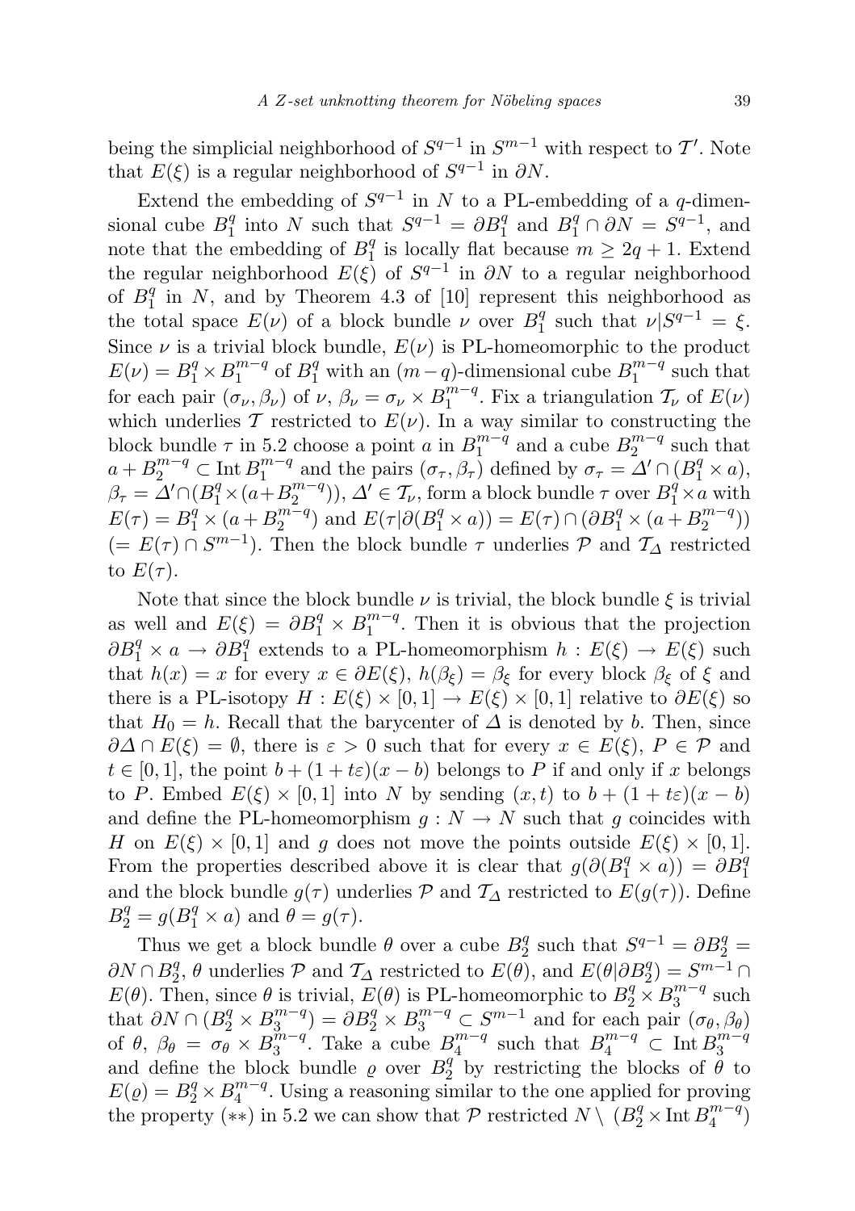being the simplicial neighborhood of $S^{q-1}$ in $S^{m-1}$ with respect to $\mathcal{T}'$. Note that $E(\xi)$ is a regular neighborhood of $S^{q-1}$ in $\partial N$.

Extend the embedding of $S^{q-1}$ in $N$ to a PL-embedding of a $q$-dimensional cube $B_1^q$ into $N$ such that $S^{q-1} = \partial B_1^q$ and $B_1^q \cap \partial N = S^{q-1}$, and note that the embedding of $B_1^q$ is locally flat because $m \geq 2q+1$. Extend the regular neighborhood $E(\xi)$ of $S^{q-1}$ in $\partial N$ to a regular neighborhood of $B_1^q$ in $N$, and by Theorem 4.3 of [10] represent this neighborhood as the total space $E(\nu)$ of a block bundle $\nu$ over $B_1^q$ such that $\nu | S^{q-1} = \xi$. Since $\nu$ is a trivial block bundle, $E(\nu)$ is PL-homeomorphic to the product $E(\nu) = B_1^q \times B_1^{m-q}$ of $B_1^q$ with an $(m-q)$-dimensional cube $B_1^{m-q}$ such that for each pair $(\sigma_\nu, \beta_\nu)$ of $\nu$, $\beta_\nu = \sigma_\nu \times B_1^{m-q}$. Fix a triangulation $\mathcal{T}_\nu$ of $E(\nu)$ which underlies $\mathcal{T}$ restricted to $E(\nu)$. In a way similar to constructing the block bundle $\tau$ in 5.2 choose a point $a$ in $B_1^{m-q}$ and a cube $B_2^{m-q}$ such that $a + B_2^{m-q} \subset \operatorname{Int} B_1^{m-q}$ and the pairs $(\sigma_\tau, \beta_\tau)$ defined by $\sigma_\tau = \Delta' \cap (B_1^q \times a)$, $\beta_\tau = \Delta' \cap (B_1^q \times (a + B_2^{m-q}))$, $\Delta' \in \mathcal{T}_\nu$, form a block bundle $\tau$ over $B_1^q \times a$ with $E(\tau) = B_1^q \times (a + B_2^{m-q})$ and $E(\tau | \partial(B_1^q \times a)) = E(\tau) \cap (\partial B_1^q \times (a + B_2^{m-q}))$ $(= E(\tau) \cap S^{m-1})$. Then the block bundle $\tau$ underlies $\mathcal{P}$ and $\mathcal{T}_\Delta$ restricted to $E(\tau)$.

Note that since the block bundle $\nu$ is trivial, the block bundle $\xi$ is trivial as well and $E(\xi) = \partial B_1^q \times B_1^{m-q}$. Then it is obvious that the projection $\partial B_1^q \times a \to \partial B_1^q$ extends to a PL-homeomorphism $h : E(\xi) \to E(\xi)$ such that $h(x) = x$ for every $x \in \partial E(\xi)$, $h(\beta_\xi) = \beta_\xi$ for every block $\beta_\xi$ of $\xi$ and there is a PL-isotopy $H : E(\xi) \times [0,1] \to E(\xi) \times [0,1]$ relative to $\partial E(\xi)$ so that $H_0 = h$. Recall that the barycenter of $\Delta$ is denoted by $b$. Then, since $\partial \Delta \cap E(\xi) = \emptyset$, there is $\varepsilon > 0$ such that for every $x \in E(\xi)$, $P \in \mathcal{P}$ and $t \in [0,1]$, the point $b + (1 + t\varepsilon)(x - b)$ belongs to $P$ if and only if $x$ belongs to $P$. Embed $E(\xi) \times [0,1]$ into $N$ by sending $(x,t)$ to $b + (1 + t\varepsilon)(x - b)$ and define the PL-homeomorphism $g : N \to N$ such that $g$ coincides with $H$ on $E(\xi) \times [0,1]$ and $g$ does not move the points outside $E(\xi) \times [0,1]$. From the properties described above it is clear that $g(\partial(B_1^q \times a)) = \partial B_1^q$ and the block bundle $g(\tau)$ underlies $\mathcal{P}$ and $\mathcal{T}_\Delta$ restricted to $E(g(\tau))$. Define $B_2^q = g(B_1^q \times a)$ and $\theta = g(\tau)$.

Thus we get a block bundle $\theta$ over a cube $B_2^q$ such that $S^{q-1} = \partial B_2^q = \partial N \cap B_2^q$, $\theta$ underlies $\mathcal{P}$ and $\mathcal{T}_\Delta$ restricted to $E(\theta)$, and $E(\theta | \partial B_2^q) = S^{m-1} \cap E(\theta)$. Then, since $\theta$ is trivial, $E(\theta)$ is PL-homeomorphic to $B_2^q \times B_3^{m-q}$ such that $\partial N \cap (B_2^q \times B_3^{m-q}) = \partial B_2^q \times B_3^{m-q} \subset S^{m-1}$ and for each pair $(\sigma_\theta, \beta_\theta)$ of $\theta$, $\beta_\theta = \sigma_\theta \times B_3^{m-q}$. Take a cube $B_4^{m-q}$ such that $B_4^{m-q} \subset \operatorname{Int} B_3^{m-q}$ and define the block bundle $\varrho$ over $B_2^q$ by restricting the blocks of $\theta$ to $E(\varrho) = B_2^q \times B_4^{m-q}$. Using a reasoning similar to the one applied for proving the property $(**)$ in 5.2 we can show that $\mathcal{P}$ restricted $N \setminus (B_2^q \times \operatorname{Int} B_4^{m-q})$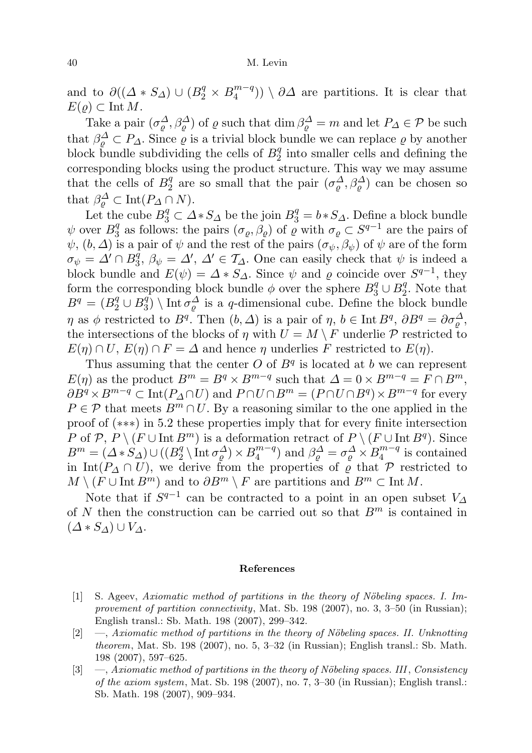and to $\partial((\varDelta * S_\varDelta) \cup (B^q_2 \times B^{m-q}_4)) \setminus \partial\varDelta$ are partitions. It is clear that $E(\varrho) \subset \operatorname{Int} M$.

Take a pair $(\sigma^\varDelta_\varrho, \beta^\varDelta_\varrho)$ of $\varrho$ such that $\dim \beta^\varDelta_\varrho = m$ and let $P_\varDelta \in \mathcal{P}$ be such that $\beta^\varDelta_\varrho \subset P_\varDelta$. Since $\varrho$ is a trivial block bundle we can replace $\varrho$ by another block bundle subdividing the cells of $B^q_2$ into smaller cells and defining the corresponding blocks using the product structure. This way we may assume that the cells of $B^q_2$ are so small that the pair $(\sigma^\varDelta_\varrho, \beta^\varDelta_\varrho)$ can be chosen so that $\beta^\varDelta_\varrho \subset \operatorname{Int}(P_\varDelta \cap N)$.

Let the cube $B^q_3 \subset \varDelta * S_\varDelta$ be the join $B^q_3 = b * S_\varDelta$. Define a block bundle $\psi$ over $B^q_3$ as follows: the pairs $(\sigma_\varrho, \beta_\varrho)$ of $\varrho$ with $\sigma_\varrho \subset S^{q-1}$ are the pairs of $\psi$, $(b, \varDelta)$ is a pair of $\psi$ and the rest of the pairs $(\sigma_\psi, \beta_\psi)$ of $\psi$ are of the form $\sigma_\psi = \varDelta' \cap B^q_3$, $\beta_\psi = \varDelta'$, $\varDelta' \in \mathcal{T}_\varDelta$. One can easily check that $\psi$ is indeed a block bundle and $E(\psi) = \varDelta * S_\varDelta$. Since $\psi$ and $\varrho$ coincide over $S^{q-1}$, they form the corresponding block bundle $\phi$ over the sphere $B^q_3 \cup B^q_2$. Note that $B^q = (B^q_2 \cup B^q_3) \setminus \operatorname{Int} \sigma^\varDelta_\varrho$ is a $q$-dimensional cube. Define the block bundle $\eta$ as $\phi$ restricted to $B^q$. Then $(b, \varDelta)$ is a pair of $\eta$, $b \in \operatorname{Int} B^q$, $\partial B^q = \partial \sigma^\varDelta_\varrho$, the intersections of the blocks of $\eta$ with $U = M \setminus F$ underlie $\mathcal{P}$ restricted to $E(\eta) \cap U$, $E(\eta) \cap F = \varDelta$ and hence $\eta$ underlies $F$ restricted to $E(\eta)$.

Thus assuming that the center $O$ of $B^q$ is located at $b$ we can represent $E(\eta)$ as the product $B^m = B^q \times B^{m-q}$ such that $\varDelta = 0 \times B^{m-q} = F \cap B^m$, $\partial B^q \times B^{m-q} \subset \operatorname{Int}(P_\varDelta \cap U)$ and $P \cap U \cap B^m = (P \cap U \cap B^q) \times B^{m-q}$ for every $P \in \mathcal{P}$ that meets $B^m \cap U$. By a reasoning similar to the one applied in the proof of $({*}{*}{*})$ in 5.2 these properties imply that for every finite intersection $P$ of $\mathcal{P}$, $P \setminus (F \cup \operatorname{Int} B^m)$ is a deformation retract of $P \setminus (F \cup \operatorname{Int} B^q)$. Since $B^m = (\varDelta * S_\varDelta) \cup ((B^q_2 \setminus \operatorname{Int} \sigma^\varDelta_\varrho) \times B^{m-q}_4)$ and $\beta^\varDelta_\varrho = \sigma^\varDelta_\varrho \times B^{m-q}_4$ is contained in $\operatorname{Int}(P_\varDelta \cap U)$, we derive from the properties of $\varrho$ that $\mathcal{P}$ restricted to $M \setminus (F \cup \operatorname{Int} B^m)$ and to $\partial B^m \setminus F$ are partitions and $B^m \subset \operatorname{Int} M$.

Note that if $S^{q-1}$ can be contracted to a point in an open subset $V_\varDelta$ of $N$ then the construction can be carried out so that $B^m$ is contained in $(\varDelta * S_\varDelta) \cup V_\varDelta$.

## References

[1] S. Ageev, *Axiomatic method of partitions in the theory of Nöbeling spaces. I. Improvement of partition connectivity*, Mat. Sb. 198 (2007), no. 3, 3–50 (in Russian); English transl.: Sb. Math. 198 (2007), 299–342.

[2] —, *Axiomatic method of partitions in the theory of Nöbeling spaces. II. Unknotting theorem*, Mat. Sb. 198 (2007), no. 5, 3–32 (in Russian); English transl.: Sb. Math. 198 (2007), 597–625.

[3] —, *Axiomatic method of partitions in the theory of Nöbeling spaces. III*, *Consistency of the axiom system*, Mat. Sb. 198 (2007), no. 7, 3–30 (in Russian); English transl.: Sb. Math. 198 (2007), 909–934.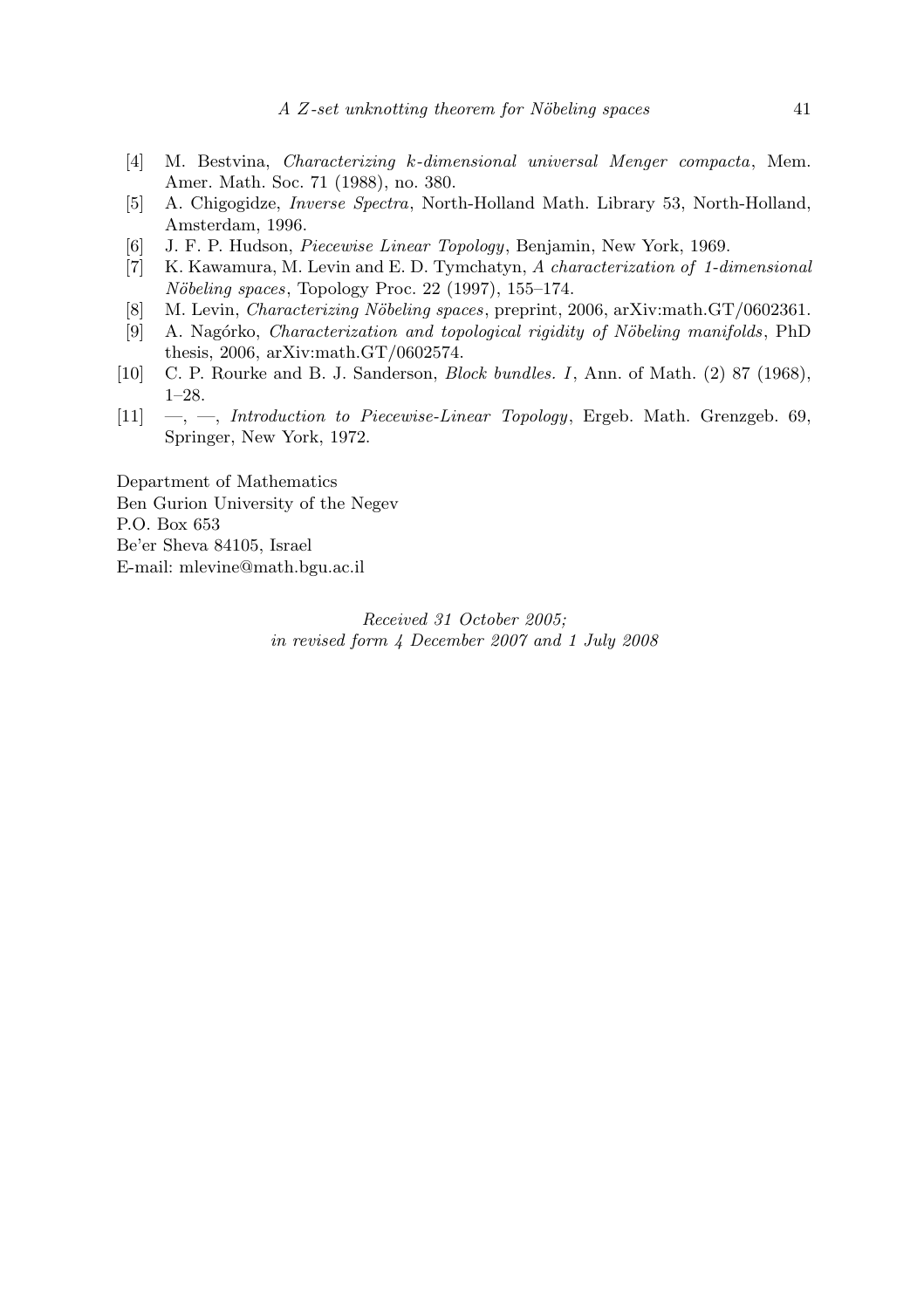[4] M. Bestvina, *Characterizing k-dimensional universal Menger compacta*, Mem. Amer. Math. Soc. 71 (1988), no. 380.

[5] A. Chigogidze, *Inverse Spectra*, North-Holland Math. Library 53, North-Holland, Amsterdam, 1996.

[6] J. F. P. Hudson, *Piecewise Linear Topology*, Benjamin, New York, 1969.

[7] K. Kawamura, M. Levin and E. D. Tymchatyn, *A characterization of 1-dimensional Nöbeling spaces*, Topology Proc. 22 (1997), 155–174.

[8] M. Levin, *Characterizing Nöbeling spaces*, preprint, 2006, arXiv:math.GT/0602361.

[9] A. Nagórko, *Characterization and topological rigidity of Nöbeling manifolds*, PhD thesis, 2006, arXiv:math.GT/0602574.

[10] C. P. Rourke and B. J. Sanderson, *Block bundles. I*, Ann. of Math. (2) 87 (1968), 1–28.

[11] —, —, *Introduction to Piecewise-Linear Topology*, Ergeb. Math. Grenzgeb. 69, Springer, New York, 1972.

Department of Mathematics
Ben Gurion University of the Negev
P.O. Box 653
Be'er Sheva 84105, Israel
E-mail: mlevine@math.bgu.ac.il

*Received 31 October 2005;*
*in revised form 4 December 2007 and 1 July 2008*